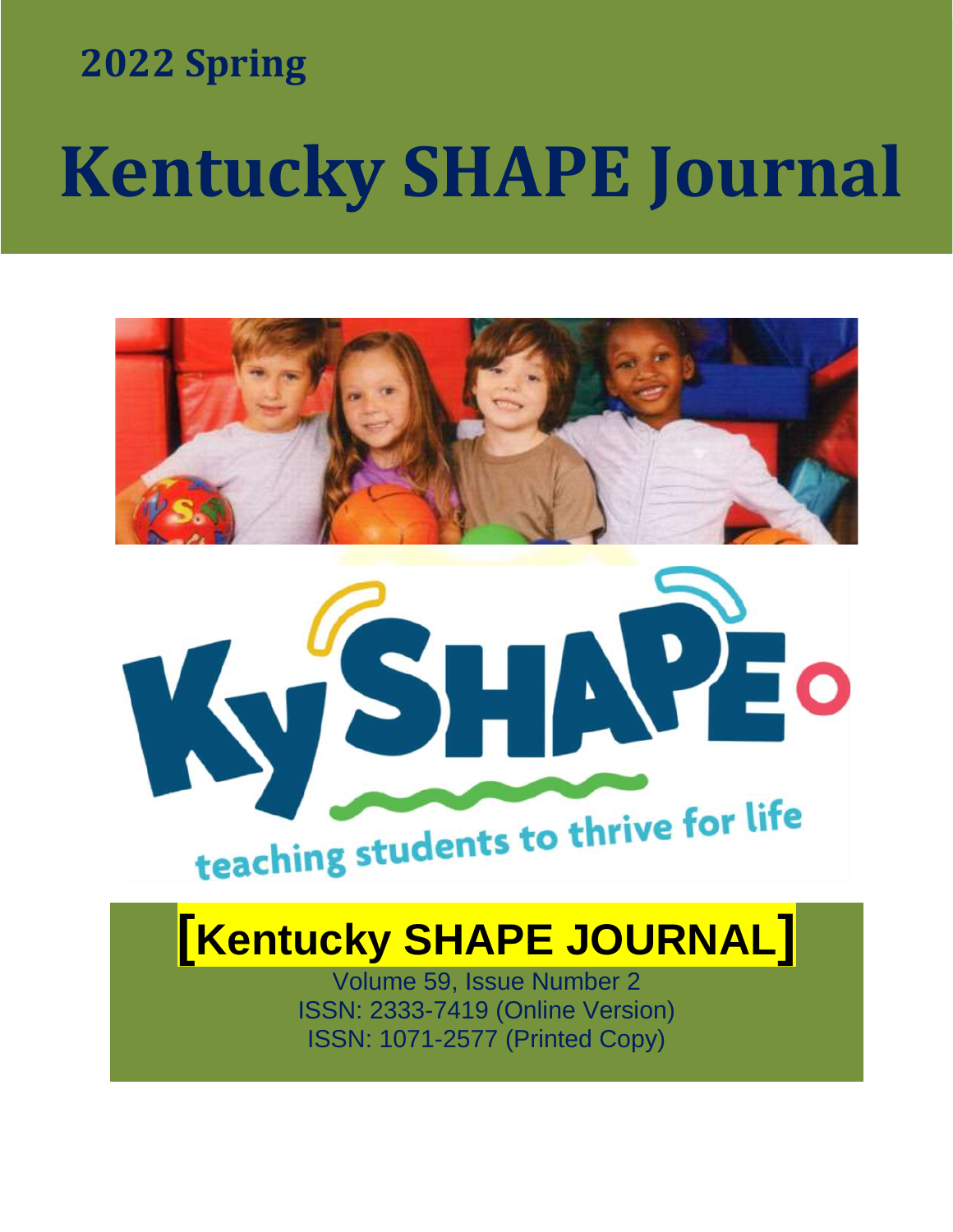**2022 Spring**

# Kentucky SHAPE Journal

KySHAPE

teaching students to thrive for life

## [Kentucky SHAPE JOURNAL]

Volume 59, Issue Number 2
ISSN: 2333-7419 (Online Version)
ISSN: 1071-2577 (Printed Copy)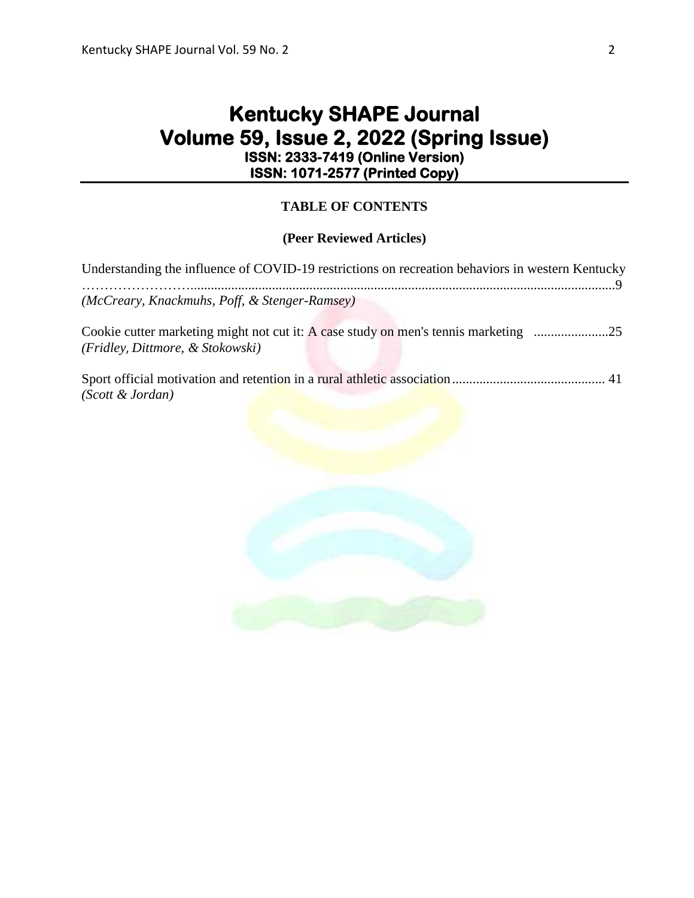# Kentucky SHAPE Journal
# Volume 59, Issue 2, 2022 (Spring Issue)

**ISSN: 2333-7419 (Online Version)**
**ISSN: 1071-2577 (Printed Copy)**

---

**TABLE OF CONTENTS**

**(Peer Reviewed Articles)**

Understanding the influence of COVID-19 restrictions on recreation behaviors in western Kentucky ..........9
*(McCreary, Knackmuhs, Poff, & Stenger-Ramsey)*

Cookie cutter marketing might not cut it: A case study on men's tennis marketing ..........25
*(Fridley, Dittmore, & Stokowski)*

Sport official motivation and retention in a rural athletic association .......... 41
*(Scott & Jordan)*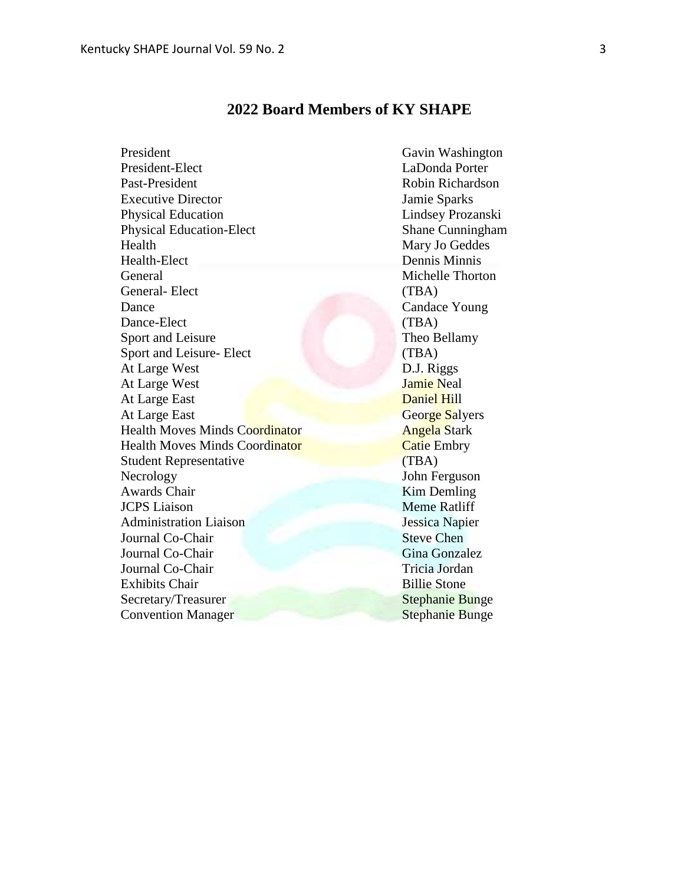# 2022 Board Members of KY SHAPE

| | |
|---|---|
| President | Gavin Washington |
| President-Elect | LaDonda Porter |
| Past-President | Robin Richardson |
| Executive Director | Jamie Sparks |
| Physical Education | Lindsey Prozanski |
| Physical Education-Elect | Shane Cunningham |
| Health | Mary Jo Geddes |
| Health-Elect | Dennis Minnis |
| General | Michelle Thorton |
| General- Elect | (TBA) |
| Dance | Candace Young |
| Dance-Elect | (TBA) |
| Sport and Leisure | Theo Bellamy |
| Sport and Leisure- Elect | (TBA) |
| At Large West | D.J. Riggs |
| At Large West | Jamie Neal |
| At Large East | Daniel Hill |
| At Large East | George Salyers |
| Health Moves Minds Coordinator | Angela Stark |
| Health Moves Minds Coordinator | Catie Embry |
| Student Representative | (TBA) |
| Necrology | John Ferguson |
| Awards Chair | Kim Demling |
| JCPS Liaison | Meme Ratliff |
| Administration Liaison | Jessica Napier |
| Journal Co-Chair | Steve Chen |
| Journal Co-Chair | Gina Gonzalez |
| Journal Co-Chair | Tricia Jordan |
| Exhibits Chair | Billie Stone |
| Secretary/Treasurer | Stephanie Bunge |
| Convention Manager | Stephanie Bunge |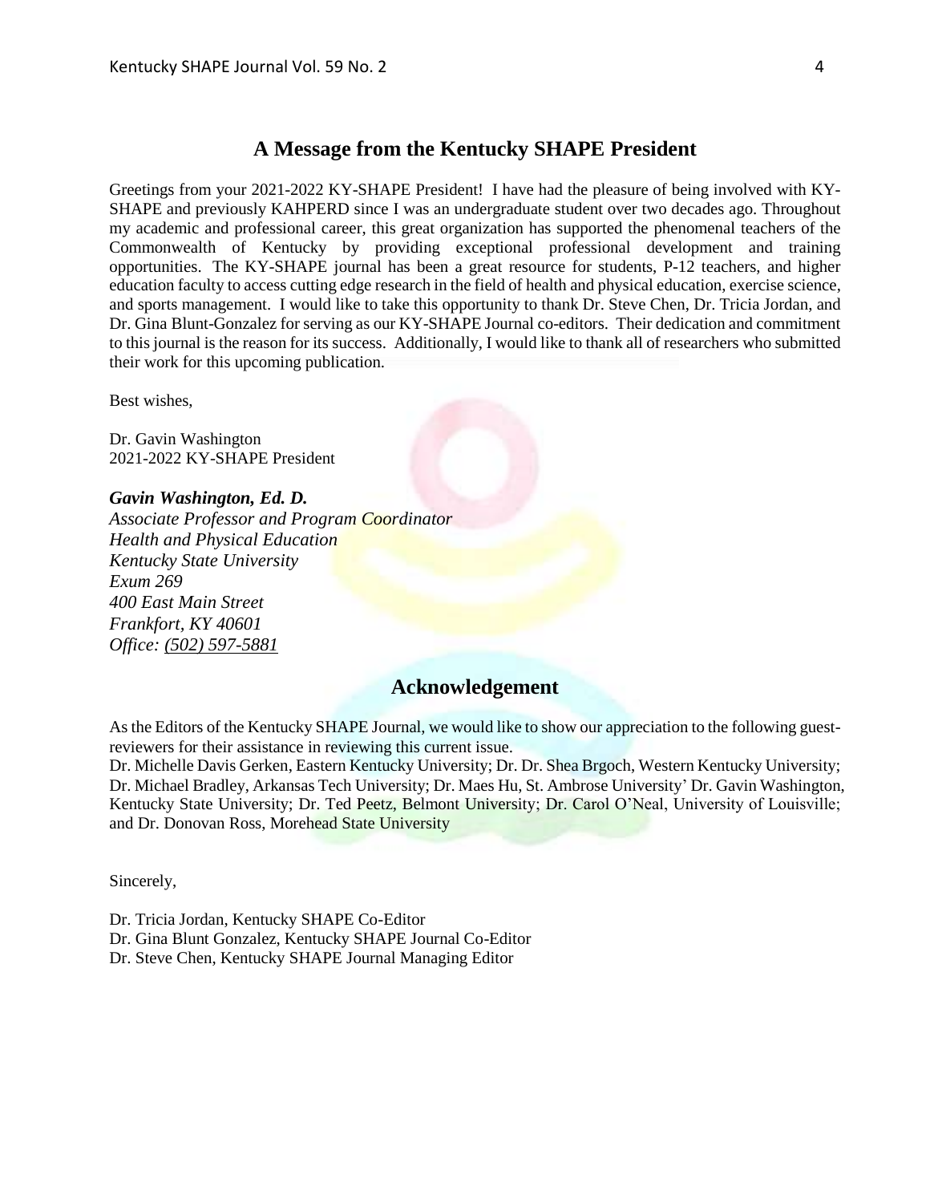## A Message from the Kentucky SHAPE President

Greetings from your 2021-2022 KY-SHAPE President! I have had the pleasure of being involved with KY-SHAPE and previously KAHPERD since I was an undergraduate student over two decades ago. Throughout my academic and professional career, this great organization has supported the phenomenal teachers of the Commonwealth of Kentucky by providing exceptional professional development and training opportunities. The KY-SHAPE journal has been a great resource for students, P-12 teachers, and higher education faculty to access cutting edge research in the field of health and physical education, exercise science, and sports management. I would like to take this opportunity to thank Dr. Steve Chen, Dr. Tricia Jordan, and Dr. Gina Blunt-Gonzalez for serving as our KY-SHAPE Journal co-editors. Their dedication and commitment to this journal is the reason for its success. Additionally, I would like to thank all of researchers who submitted their work for this upcoming publication.

Best wishes,

Dr. Gavin Washington
2021-2022 KY-SHAPE President

***Gavin Washington, Ed. D.***
*Associate Professor and Program Coordinator*
*Health and Physical Education*
*Kentucky State University*
*Exum 269*
*400 East Main Street*
*Frankfort, KY 40601*
*Office: (502) 597-5881*

## Acknowledgement

As the Editors of the Kentucky SHAPE Journal, we would like to show our appreciation to the following guest-reviewers for their assistance in reviewing this current issue.
Dr. Michelle Davis Gerken, Eastern Kentucky University; Dr. Dr. Shea Brgoch, Western Kentucky University; Dr. Michael Bradley, Arkansas Tech University; Dr. Maes Hu, St. Ambrose University' Dr. Gavin Washington, Kentucky State University; Dr. Ted Peetz, Belmont University; Dr. Carol O'Neal, University of Louisville; and Dr. Donovan Ross, Morehead State University

Sincerely,

Dr. Tricia Jordan, Kentucky SHAPE Co-Editor
Dr. Gina Blunt Gonzalez, Kentucky SHAPE Journal Co-Editor
Dr. Steve Chen, Kentucky SHAPE Journal Managing Editor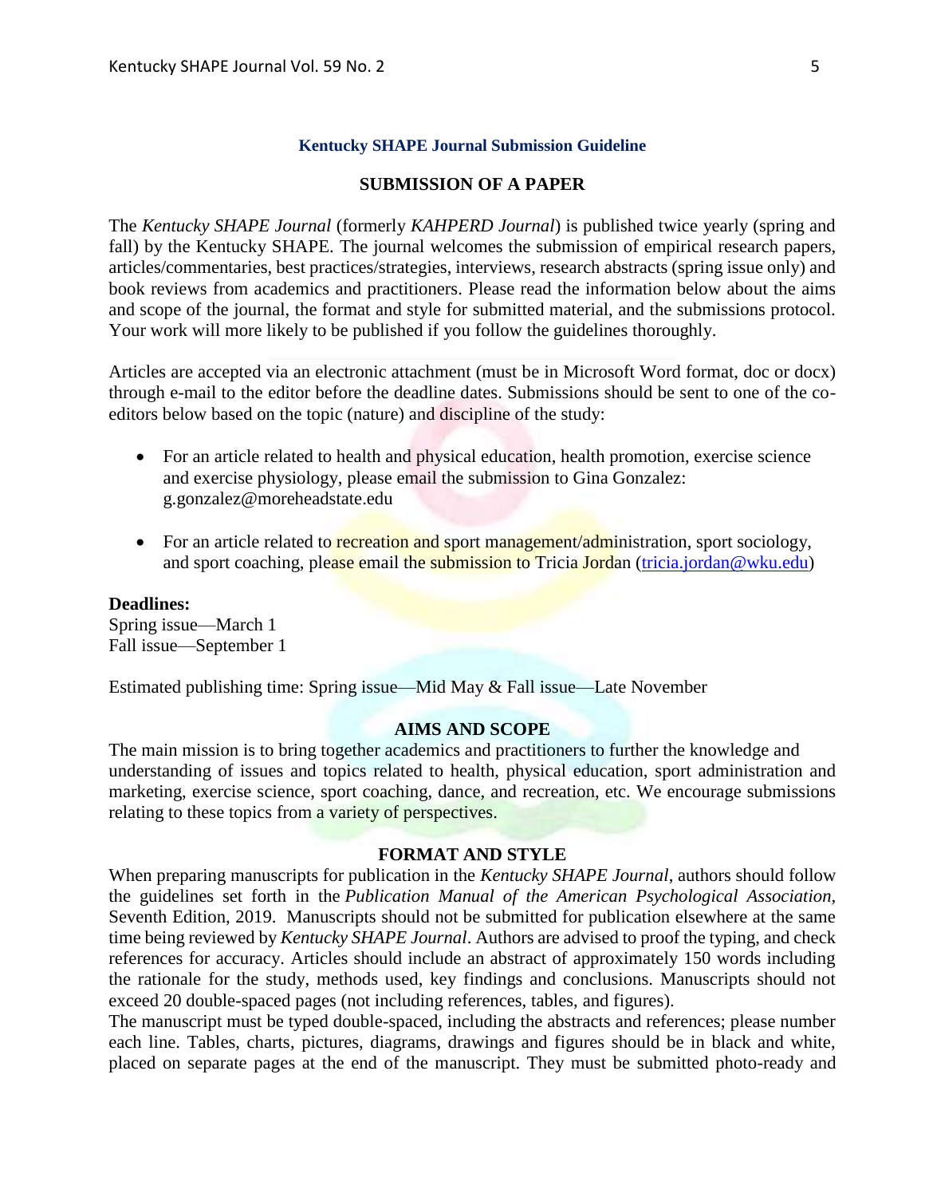## Kentucky SHAPE Journal Submission Guideline

### SUBMISSION OF A PAPER

The *Kentucky SHAPE Journal* (formerly *KAHPERD Journal*) is published twice yearly (spring and fall) by the Kentucky SHAPE. The journal welcomes the submission of empirical research papers, articles/commentaries, best practices/strategies, interviews, research abstracts (spring issue only) and book reviews from academics and practitioners. Please read the information below about the aims and scope of the journal, the format and style for submitted material, and the submissions protocol. Your work will more likely to be published if you follow the guidelines thoroughly.

Articles are accepted via an electronic attachment (must be in Microsoft Word format, doc or docx) through e-mail to the editor before the deadline dates. Submissions should be sent to one of the co-editors below based on the topic (nature) and discipline of the study:

- For an article related to health and physical education, health promotion, exercise science and exercise physiology, please email the submission to Gina Gonzalez: g.gonzalez@moreheadstate.edu
- For an article related to recreation and sport management/administration, sport sociology, and sport coaching, please email the submission to Tricia Jordan (tricia.jordan@wku.edu)

**Deadlines:**
Spring issue—March 1
Fall issue—September 1

Estimated publishing time: Spring issue—Mid May & Fall issue—Late November

### AIMS AND SCOPE

The main mission is to bring together academics and practitioners to further the knowledge and understanding of issues and topics related to health, physical education, sport administration and marketing, exercise science, sport coaching, dance, and recreation, etc. We encourage submissions relating to these topics from a variety of perspectives.

### FORMAT AND STYLE

When preparing manuscripts for publication in the *Kentucky SHAPE Journal*, authors should follow the guidelines set forth in the *Publication Manual of the American Psychological Association*, Seventh Edition, 2019. Manuscripts should not be submitted for publication elsewhere at the same time being reviewed by *Kentucky SHAPE Journal*. Authors are advised to proof the typing, and check references for accuracy. Articles should include an abstract of approximately 150 words including the rationale for the study, methods used, key findings and conclusions. Manuscripts should not exceed 20 double-spaced pages (not including references, tables, and figures).

The manuscript must be typed double-spaced, including the abstracts and references; please number each line. Tables, charts, pictures, diagrams, drawings and figures should be in black and white, placed on separate pages at the end of the manuscript. They must be submitted photo-ready and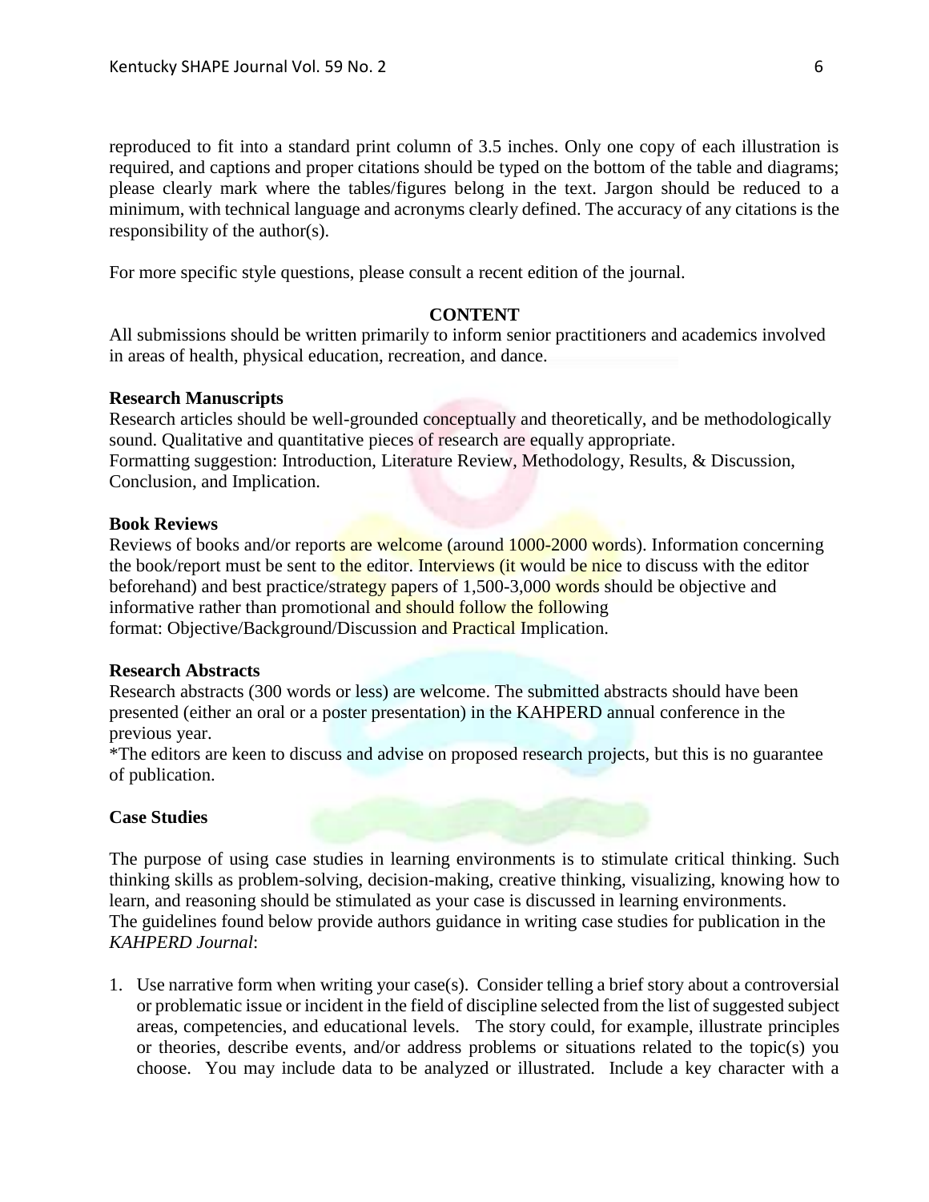reproduced to fit into a standard print column of 3.5 inches. Only one copy of each illustration is required, and captions and proper citations should be typed on the bottom of the table and diagrams; please clearly mark where the tables/figures belong in the text. Jargon should be reduced to a minimum, with technical language and acronyms clearly defined. The accuracy of any citations is the responsibility of the author(s).

For more specific style questions, please consult a recent edition of the journal.

## CONTENT

All submissions should be written primarily to inform senior practitioners and academics involved in areas of health, physical education, recreation, and dance.

**Research Manuscripts**
Research articles should be well-grounded conceptually and theoretically, and be methodologically sound. Qualitative and quantitative pieces of research are equally appropriate.
Formatting suggestion: Introduction, Literature Review, Methodology, Results, & Discussion, Conclusion, and Implication.

**Book Reviews**
Reviews of books and/or reports are welcome (around 1000-2000 words). Information concerning the book/report must be sent to the editor. Interviews (it would be nice to discuss with the editor beforehand) and best practice/strategy papers of 1,500-3,000 words should be objective and informative rather than promotional and should follow the following
format: Objective/Background/Discussion and Practical Implication.

**Research Abstracts**
Research abstracts (300 words or less) are welcome. The submitted abstracts should have been presented (either an oral or a poster presentation) in the KAHPERD annual conference in the previous year.
*The editors are keen to discuss and advise on proposed research projects, but this is no guarantee of publication.

**Case Studies**

The purpose of using case studies in learning environments is to stimulate critical thinking. Such thinking skills as problem-solving, decision-making, creative thinking, visualizing, knowing how to learn, and reasoning should be stimulated as your case is discussed in learning environments.
The guidelines found below provide authors guidance in writing case studies for publication in the *KAHPERD Journal*:

1. Use narrative form when writing your case(s). Consider telling a brief story about a controversial or problematic issue or incident in the field of discipline selected from the list of suggested subject areas, competencies, and educational levels. The story could, for example, illustrate principles or theories, describe events, and/or address problems or situations related to the topic(s) you choose. You may include data to be analyzed or illustrated. Include a key character with a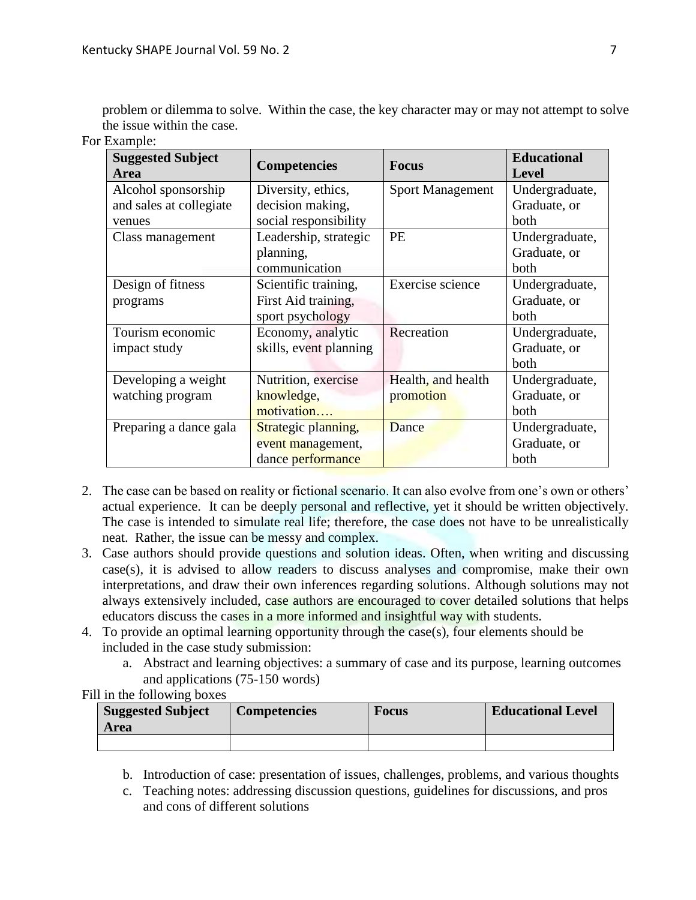problem or dilemma to solve. Within the case, the key character may or may not attempt to solve the issue within the case.

For Example:

| Suggested Subject Area | Competencies | Focus | Educational Level |
|---|---|---|---|
| Alcohol sponsorship and sales at collegiate venues | Diversity, ethics, decision making, social responsibility | Sport Management | Undergraduate, Graduate, or both |
| Class management | Leadership, strategic planning, communication | PE | Undergraduate, Graduate, or both |
| Design of fitness programs | Scientific training, First Aid training, sport psychology | Exercise science | Undergraduate, Graduate, or both |
| Tourism economic impact study | Economy, analytic skills, event planning | Recreation | Undergraduate, Graduate, or both |
| Developing a weight watching program | Nutrition, exercise knowledge, motivation…. | Health, and health promotion | Undergraduate, Graduate, or both |
| Preparing a dance gala | Strategic planning, event management, dance performance | Dance | Undergraduate, Graduate, or both |

2. The case can be based on reality or fictional scenario. It can also evolve from one's own or others' actual experience. It can be deeply personal and reflective, yet it should be written objectively. The case is intended to simulate real life; therefore, the case does not have to be unrealistically neat. Rather, the issue can be messy and complex.
3. Case authors should provide questions and solution ideas. Often, when writing and discussing case(s), it is advised to allow readers to discuss analyses and compromise, make their own interpretations, and draw their own inferences regarding solutions. Although solutions may not always extensively included, case authors are encouraged to cover detailed solutions that helps educators discuss the cases in a more informed and insightful way with students.
4. To provide an optimal learning opportunity through the case(s), four elements should be included in the case study submission:
    a. Abstract and learning objectives: a summary of case and its purpose, learning outcomes and applications (75-150 words)

Fill in the following boxes

| Suggested Subject Area | Competencies | Focus | Educational Level |
|---|---|---|---|
| | | | |

    b. Introduction of case: presentation of issues, challenges, problems, and various thoughts
    c. Teaching notes: addressing discussion questions, guidelines for discussions, and pros and cons of different solutions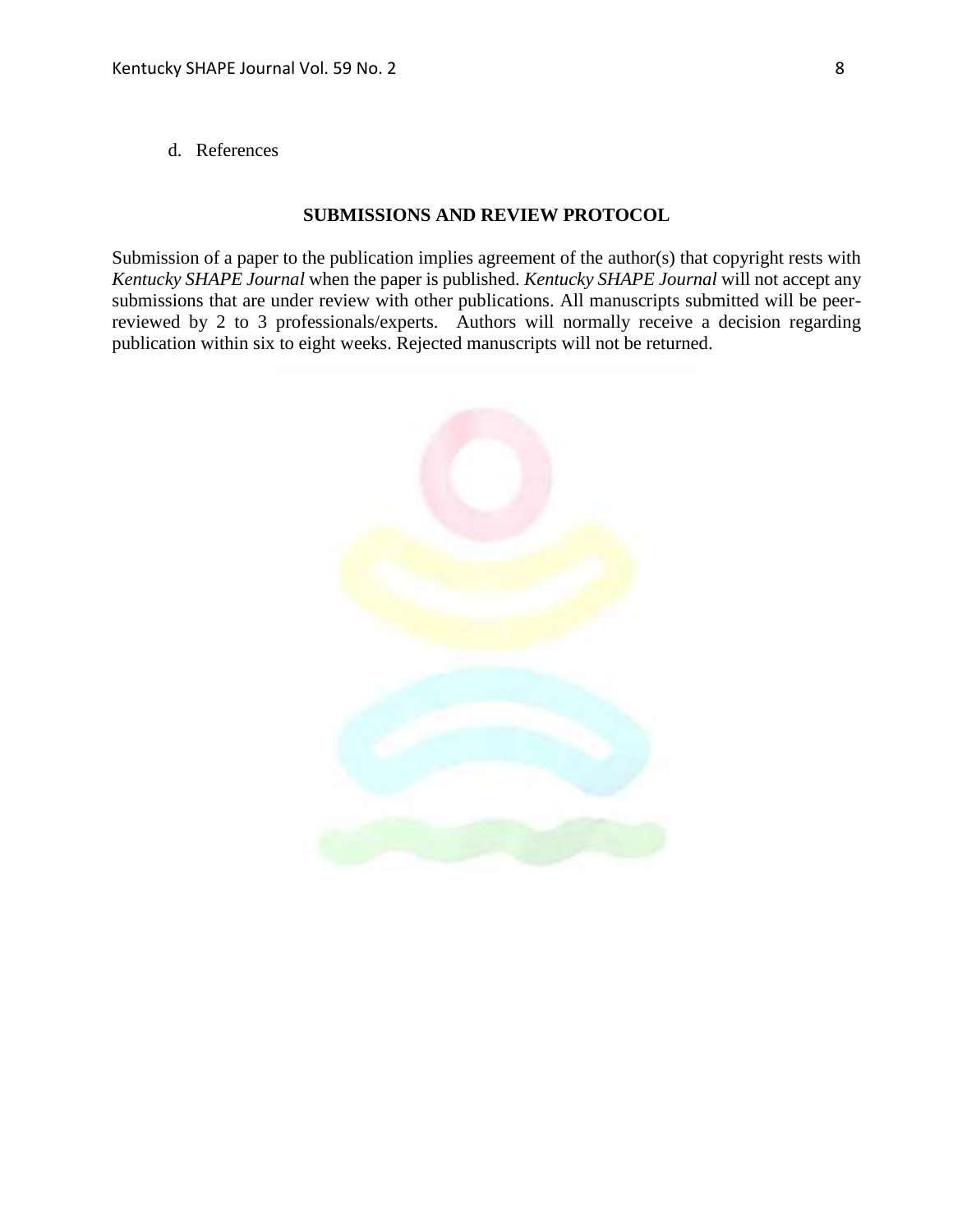d. References

## SUBMISSIONS AND REVIEW PROTOCOL

Submission of a paper to the publication implies agreement of the author(s) that copyright rests with *Kentucky SHAPE Journal* when the paper is published. *Kentucky SHAPE Journal* will not accept any submissions that are under review with other publications. All manuscripts submitted will be peer-reviewed by 2 to 3 professionals/experts. Authors will normally receive a decision regarding publication within six to eight weeks. Rejected manuscripts will not be returned.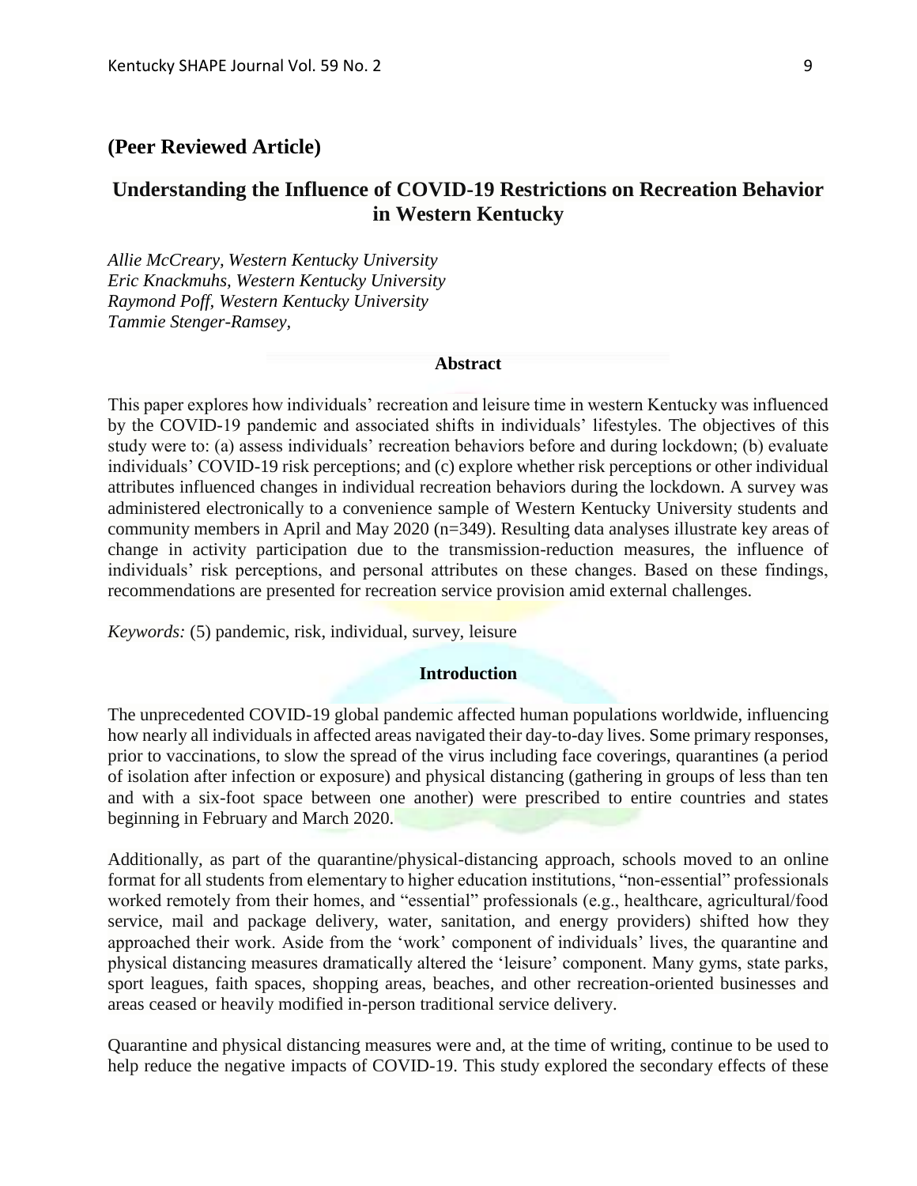**(Peer Reviewed Article)**

# Understanding the Influence of COVID-19 Restrictions on Recreation Behavior in Western Kentucky

*Allie McCreary, Western Kentucky University*
*Eric Knackmuhs, Western Kentucky University*
*Raymond Poff, Western Kentucky University*
*Tammie Stenger-Ramsey,*

## Abstract

This paper explores how individuals' recreation and leisure time in western Kentucky was influenced by the COVID-19 pandemic and associated shifts in individuals' lifestyles. The objectives of this study were to: (a) assess individuals' recreation behaviors before and during lockdown; (b) evaluate individuals' COVID-19 risk perceptions; and (c) explore whether risk perceptions or other individual attributes influenced changes in individual recreation behaviors during the lockdown. A survey was administered electronically to a convenience sample of Western Kentucky University students and community members in April and May 2020 (n=349). Resulting data analyses illustrate key areas of change in activity participation due to the transmission-reduction measures, the influence of individuals' risk perceptions, and personal attributes on these changes. Based on these findings, recommendations are presented for recreation service provision amid external challenges.

*Keywords:* (5) pandemic, risk, individual, survey, leisure

## Introduction

The unprecedented COVID-19 global pandemic affected human populations worldwide, influencing how nearly all individuals in affected areas navigated their day-to-day lives. Some primary responses, prior to vaccinations, to slow the spread of the virus including face coverings, quarantines (a period of isolation after infection or exposure) and physical distancing (gathering in groups of less than ten and with a six-foot space between one another) were prescribed to entire countries and states beginning in February and March 2020.

Additionally, as part of the quarantine/physical-distancing approach, schools moved to an online format for all students from elementary to higher education institutions, "non-essential" professionals worked remotely from their homes, and "essential" professionals (e.g., healthcare, agricultural/food service, mail and package delivery, water, sanitation, and energy providers) shifted how they approached their work. Aside from the 'work' component of individuals' lives, the quarantine and physical distancing measures dramatically altered the 'leisure' component. Many gyms, state parks, sport leagues, faith spaces, shopping areas, beaches, and other recreation-oriented businesses and areas ceased or heavily modified in-person traditional service delivery.

Quarantine and physical distancing measures were and, at the time of writing, continue to be used to help reduce the negative impacts of COVID-19. This study explored the secondary effects of these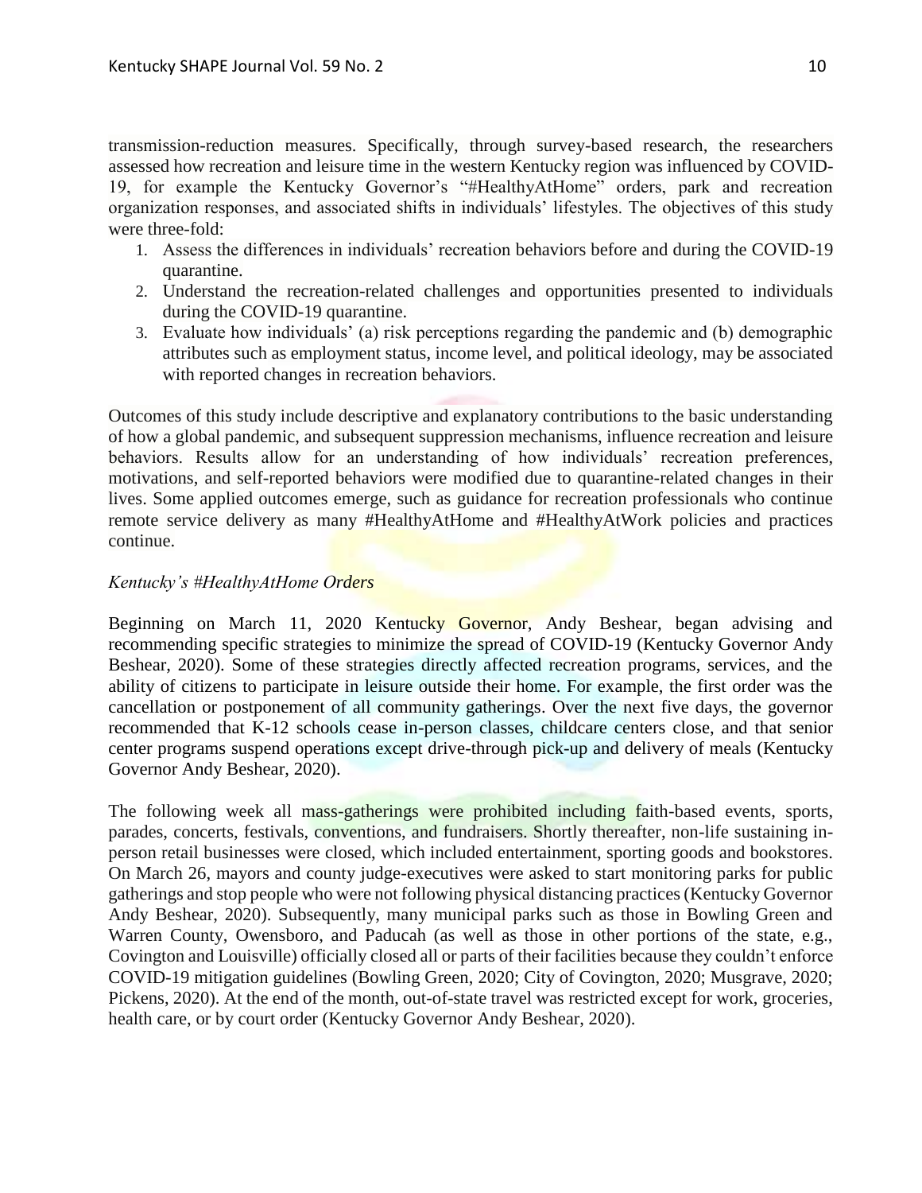transmission-reduction measures. Specifically, through survey-based research, the researchers assessed how recreation and leisure time in the western Kentucky region was influenced by COVID-19, for example the Kentucky Governor's "#HealthyAtHome" orders, park and recreation organization responses, and associated shifts in individuals' lifestyles. The objectives of this study were three-fold:

1. Assess the differences in individuals' recreation behaviors before and during the COVID-19 quarantine.
2. Understand the recreation-related challenges and opportunities presented to individuals during the COVID-19 quarantine.
3. Evaluate how individuals' (a) risk perceptions regarding the pandemic and (b) demographic attributes such as employment status, income level, and political ideology, may be associated with reported changes in recreation behaviors.

Outcomes of this study include descriptive and explanatory contributions to the basic understanding of how a global pandemic, and subsequent suppression mechanisms, influence recreation and leisure behaviors. Results allow for an understanding of how individuals' recreation preferences, motivations, and self-reported behaviors were modified due to quarantine-related changes in their lives. Some applied outcomes emerge, such as guidance for recreation professionals who continue remote service delivery as many #HealthyAtHome and #HealthyAtWork policies and practices continue.

*Kentucky's #HealthyAtHome Orders*

Beginning on March 11, 2020 Kentucky Governor, Andy Beshear, began advising and recommending specific strategies to minimize the spread of COVID-19 (Kentucky Governor Andy Beshear, 2020). Some of these strategies directly affected recreation programs, services, and the ability of citizens to participate in leisure outside their home. For example, the first order was the cancellation or postponement of all community gatherings. Over the next five days, the governor recommended that K-12 schools cease in-person classes, childcare centers close, and that senior center programs suspend operations except drive-through pick-up and delivery of meals (Kentucky Governor Andy Beshear, 2020).

The following week all mass-gatherings were prohibited including faith-based events, sports, parades, concerts, festivals, conventions, and fundraisers. Shortly thereafter, non-life sustaining in-person retail businesses were closed, which included entertainment, sporting goods and bookstores. On March 26, mayors and county judge-executives were asked to start monitoring parks for public gatherings and stop people who were not following physical distancing practices (Kentucky Governor Andy Beshear, 2020). Subsequently, many municipal parks such as those in Bowling Green and Warren County, Owensboro, and Paducah (as well as those in other portions of the state, e.g., Covington and Louisville) officially closed all or parts of their facilities because they couldn't enforce COVID-19 mitigation guidelines (Bowling Green, 2020; City of Covington, 2020; Musgrave, 2020; Pickens, 2020). At the end of the month, out-of-state travel was restricted except for work, groceries, health care, or by court order (Kentucky Governor Andy Beshear, 2020).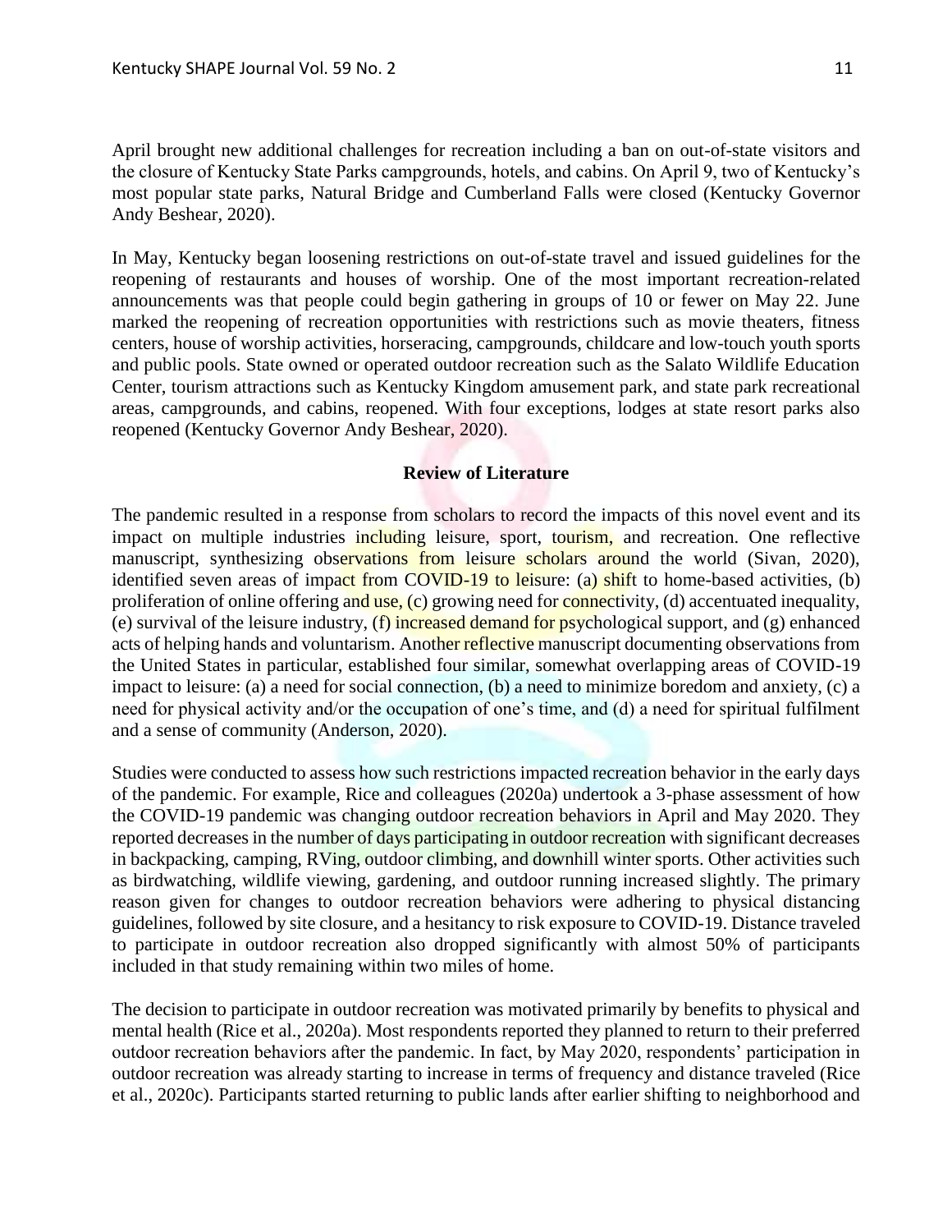April brought new additional challenges for recreation including a ban on out-of-state visitors and the closure of Kentucky State Parks campgrounds, hotels, and cabins. On April 9, two of Kentucky's most popular state parks, Natural Bridge and Cumberland Falls were closed (Kentucky Governor Andy Beshear, 2020).

In May, Kentucky began loosening restrictions on out-of-state travel and issued guidelines for the reopening of restaurants and houses of worship. One of the most important recreation-related announcements was that people could begin gathering in groups of 10 or fewer on May 22. June marked the reopening of recreation opportunities with restrictions such as movie theaters, fitness centers, house of worship activities, horseracing, campgrounds, childcare and low-touch youth sports and public pools. State owned or operated outdoor recreation such as the Salato Wildlife Education Center, tourism attractions such as Kentucky Kingdom amusement park, and state park recreational areas, campgrounds, and cabins, reopened. With four exceptions, lodges at state resort parks also reopened (Kentucky Governor Andy Beshear, 2020).

## Review of Literature

The pandemic resulted in a response from scholars to record the impacts of this novel event and its impact on multiple industries including leisure, sport, tourism, and recreation. One reflective manuscript, synthesizing observations from leisure scholars around the world (Sivan, 2020), identified seven areas of impact from COVID-19 to leisure: (a) shift to home-based activities, (b) proliferation of online offering and use, (c) growing need for connectivity, (d) accentuated inequality, (e) survival of the leisure industry, (f) increased demand for psychological support, and (g) enhanced acts of helping hands and voluntarism. Another reflective manuscript documenting observations from the United States in particular, established four similar, somewhat overlapping areas of COVID-19 impact to leisure: (a) a need for social connection, (b) a need to minimize boredom and anxiety, (c) a need for physical activity and/or the occupation of one's time, and (d) a need for spiritual fulfilment and a sense of community (Anderson, 2020).

Studies were conducted to assess how such restrictions impacted recreation behavior in the early days of the pandemic. For example, Rice and colleagues (2020a) undertook a 3-phase assessment of how the COVID-19 pandemic was changing outdoor recreation behaviors in April and May 2020. They reported decreases in the number of days participating in outdoor recreation with significant decreases in backpacking, camping, RVing, outdoor climbing, and downhill winter sports. Other activities such as birdwatching, wildlife viewing, gardening, and outdoor running increased slightly. The primary reason given for changes to outdoor recreation behaviors were adhering to physical distancing guidelines, followed by site closure, and a hesitancy to risk exposure to COVID-19. Distance traveled to participate in outdoor recreation also dropped significantly with almost 50% of participants included in that study remaining within two miles of home.

The decision to participate in outdoor recreation was motivated primarily by benefits to physical and mental health (Rice et al., 2020a). Most respondents reported they planned to return to their preferred outdoor recreation behaviors after the pandemic. In fact, by May 2020, respondents' participation in outdoor recreation was already starting to increase in terms of frequency and distance traveled (Rice et al., 2020c). Participants started returning to public lands after earlier shifting to neighborhood and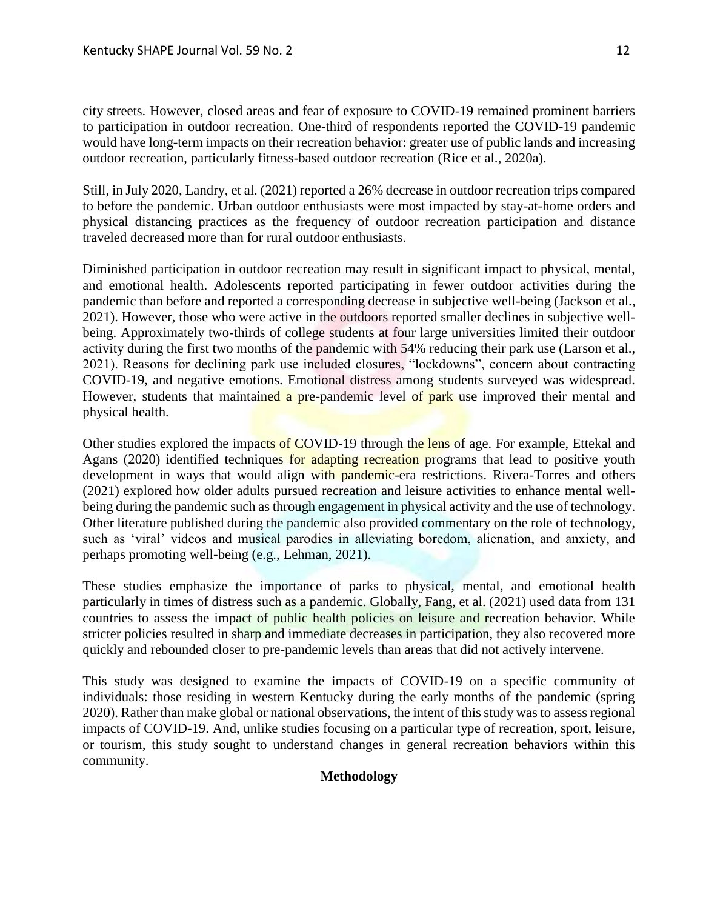city streets. However, closed areas and fear of exposure to COVID-19 remained prominent barriers to participation in outdoor recreation. One-third of respondents reported the COVID-19 pandemic would have long-term impacts on their recreation behavior: greater use of public lands and increasing outdoor recreation, particularly fitness-based outdoor recreation (Rice et al., 2020a).

Still, in July 2020, Landry, et al. (2021) reported a 26% decrease in outdoor recreation trips compared to before the pandemic. Urban outdoor enthusiasts were most impacted by stay-at-home orders and physical distancing practices as the frequency of outdoor recreation participation and distance traveled decreased more than for rural outdoor enthusiasts.

Diminished participation in outdoor recreation may result in significant impact to physical, mental, and emotional health. Adolescents reported participating in fewer outdoor activities during the pandemic than before and reported a corresponding decrease in subjective well-being (Jackson et al., 2021). However, those who were active in the outdoors reported smaller declines in subjective well-being. Approximately two-thirds of college students at four large universities limited their outdoor activity during the first two months of the pandemic with 54% reducing their park use (Larson et al., 2021). Reasons for declining park use included closures, “lockdowns”, concern about contracting COVID-19, and negative emotions. Emotional distress among students surveyed was widespread. However, students that maintained a pre-pandemic level of park use improved their mental and physical health.

Other studies explored the impacts of COVID-19 through the lens of age. For example, Ettekal and Agans (2020) identified techniques for adapting recreation programs that lead to positive youth development in ways that would align with pandemic-era restrictions. Rivera-Torres and others (2021) explored how older adults pursued recreation and leisure activities to enhance mental well-being during the pandemic such as through engagement in physical activity and the use of technology. Other literature published during the pandemic also provided commentary on the role of technology, such as ‘viral’ videos and musical parodies in alleviating boredom, alienation, and anxiety, and perhaps promoting well-being (e.g., Lehman, 2021).

These studies emphasize the importance of parks to physical, mental, and emotional health particularly in times of distress such as a pandemic. Globally, Fang, et al. (2021) used data from 131 countries to assess the impact of public health policies on leisure and recreation behavior. While stricter policies resulted in sharp and immediate decreases in participation, they also recovered more quickly and rebounded closer to pre-pandemic levels than areas that did not actively intervene.

This study was designed to examine the impacts of COVID-19 on a specific community of individuals: those residing in western Kentucky during the early months of the pandemic (spring 2020). Rather than make global or national observations, the intent of this study was to assess regional impacts of COVID-19. And, unlike studies focusing on a particular type of recreation, sport, leisure, or tourism, this study sought to understand changes in general recreation behaviors within this community.

## Methodology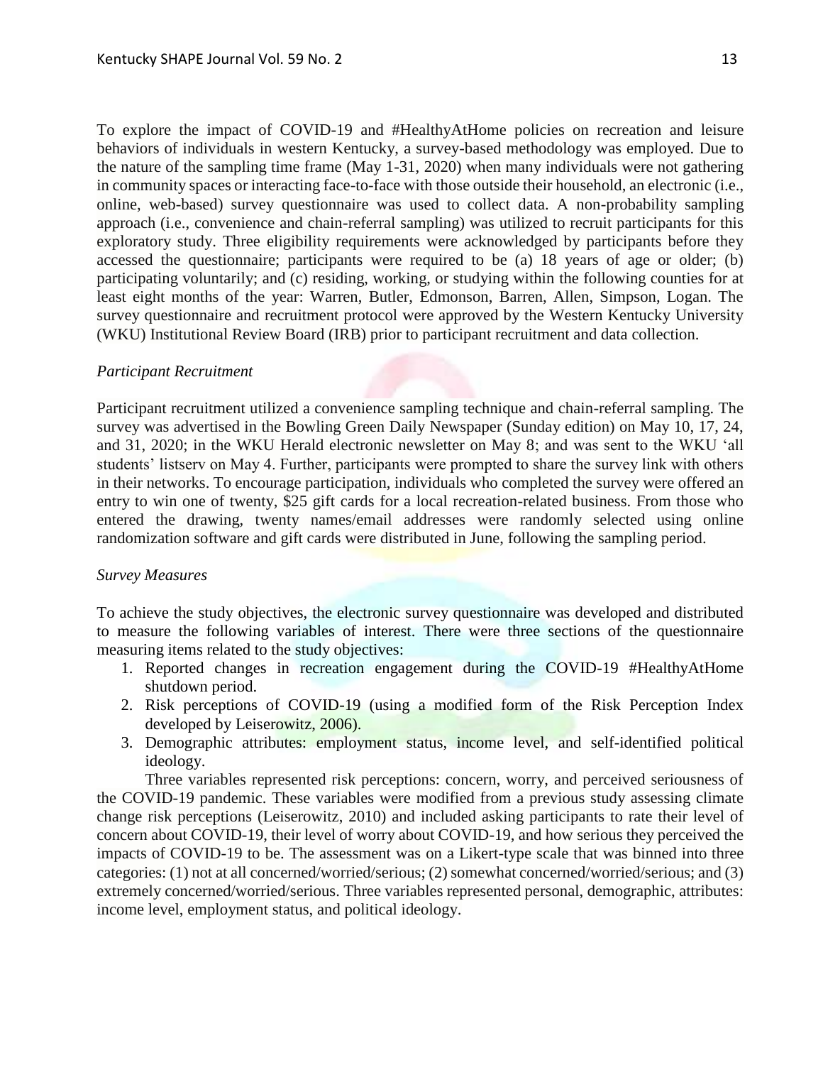To explore the impact of COVID-19 and #HealthyAtHome policies on recreation and leisure behaviors of individuals in western Kentucky, a survey-based methodology was employed. Due to the nature of the sampling time frame (May 1-31, 2020) when many individuals were not gathering in community spaces or interacting face-to-face with those outside their household, an electronic (i.e., online, web-based) survey questionnaire was used to collect data. A non-probability sampling approach (i.e., convenience and chain-referral sampling) was utilized to recruit participants for this exploratory study. Three eligibility requirements were acknowledged by participants before they accessed the questionnaire; participants were required to be (a) 18 years of age or older; (b) participating voluntarily; and (c) residing, working, or studying within the following counties for at least eight months of the year: Warren, Butler, Edmonson, Barren, Allen, Simpson, Logan. The survey questionnaire and recruitment protocol were approved by the Western Kentucky University (WKU) Institutional Review Board (IRB) prior to participant recruitment and data collection.

*Participant Recruitment*

Participant recruitment utilized a convenience sampling technique and chain-referral sampling. The survey was advertised in the Bowling Green Daily Newspaper (Sunday edition) on May 10, 17, 24, and 31, 2020; in the WKU Herald electronic newsletter on May 8; and was sent to the WKU 'all students' listserv on May 4. Further, participants were prompted to share the survey link with others in their networks. To encourage participation, individuals who completed the survey were offered an entry to win one of twenty, $25 gift cards for a local recreation-related business. From those who entered the drawing, twenty names/email addresses were randomly selected using online randomization software and gift cards were distributed in June, following the sampling period.

*Survey Measures*

To achieve the study objectives, the electronic survey questionnaire was developed and distributed to measure the following variables of interest. There were three sections of the questionnaire measuring items related to the study objectives:

1. Reported changes in recreation engagement during the COVID-19 #HealthyAtHome shutdown period.
2. Risk perceptions of COVID-19 (using a modified form of the Risk Perception Index developed by Leiserowitz, 2006).
3. Demographic attributes: employment status, income level, and self-identified political ideology.

Three variables represented risk perceptions: concern, worry, and perceived seriousness of the COVID-19 pandemic. These variables were modified from a previous study assessing climate change risk perceptions (Leiserowitz, 2010) and included asking participants to rate their level of concern about COVID-19, their level of worry about COVID-19, and how serious they perceived the impacts of COVID-19 to be. The assessment was on a Likert-type scale that was binned into three categories: (1) not at all concerned/worried/serious; (2) somewhat concerned/worried/serious; and (3) extremely concerned/worried/serious. Three variables represented personal, demographic, attributes: income level, employment status, and political ideology.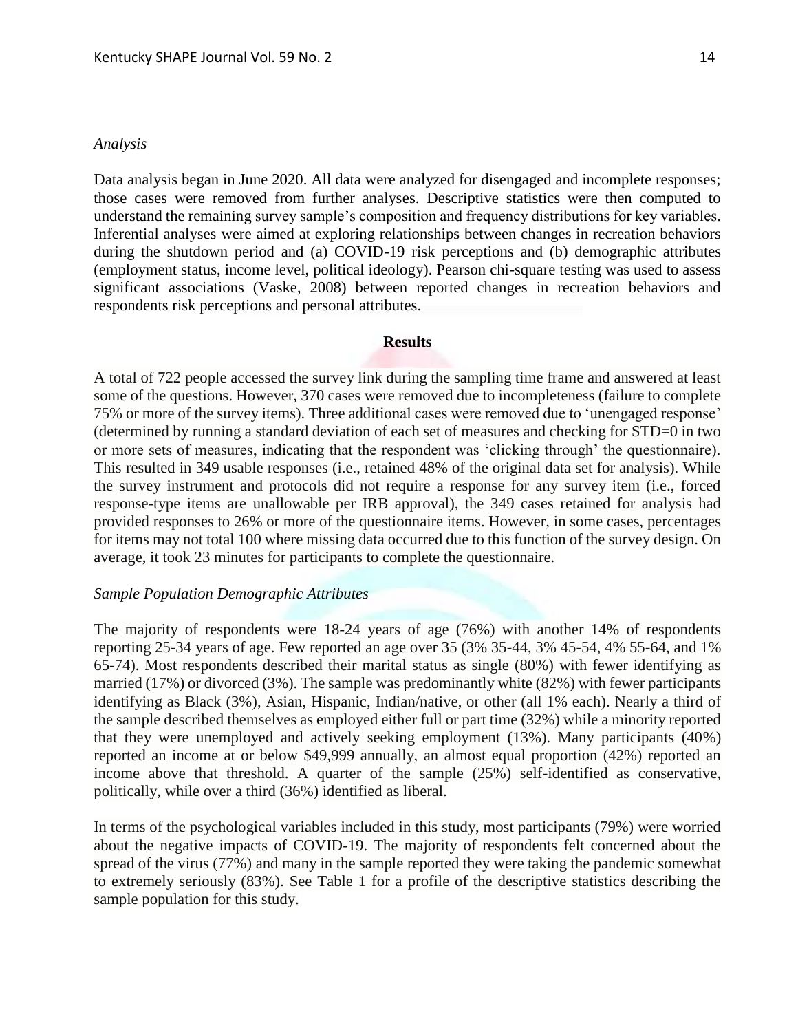*Analysis*

Data analysis began in June 2020. All data were analyzed for disengaged and incomplete responses; those cases were removed from further analyses. Descriptive statistics were then computed to understand the remaining survey sample's composition and frequency distributions for key variables. Inferential analyses were aimed at exploring relationships between changes in recreation behaviors during the shutdown period and (a) COVID-19 risk perceptions and (b) demographic attributes (employment status, income level, political ideology). Pearson chi-square testing was used to assess significant associations (Vaske, 2008) between reported changes in recreation behaviors and respondents risk perceptions and personal attributes.

## Results

A total of 722 people accessed the survey link during the sampling time frame and answered at least some of the questions. However, 370 cases were removed due to incompleteness (failure to complete 75% or more of the survey items). Three additional cases were removed due to 'unengaged response' (determined by running a standard deviation of each set of measures and checking for STD=0 in two or more sets of measures, indicating that the respondent was 'clicking through' the questionnaire). This resulted in 349 usable responses (i.e., retained 48% of the original data set for analysis). While the survey instrument and protocols did not require a response for any survey item (i.e., forced response-type items are unallowable per IRB approval), the 349 cases retained for analysis had provided responses to 26% or more of the questionnaire items. However, in some cases, percentages for items may not total 100 where missing data occurred due to this function of the survey design. On average, it took 23 minutes for participants to complete the questionnaire.

*Sample Population Demographic Attributes*

The majority of respondents were 18-24 years of age (76%) with another 14% of respondents reporting 25-34 years of age. Few reported an age over 35 (3% 35-44, 3% 45-54, 4% 55-64, and 1% 65-74). Most respondents described their marital status as single (80%) with fewer identifying as married (17%) or divorced (3%). The sample was predominantly white (82%) with fewer participants identifying as Black (3%), Asian, Hispanic, Indian/native, or other (all 1% each). Nearly a third of the sample described themselves as employed either full or part time (32%) while a minority reported that they were unemployed and actively seeking employment (13%). Many participants (40%) reported an income at or below $49,999 annually, an almost equal proportion (42%) reported an income above that threshold. A quarter of the sample (25%) self-identified as conservative, politically, while over a third (36%) identified as liberal.

In terms of the psychological variables included in this study, most participants (79%) were worried about the negative impacts of COVID-19. The majority of respondents felt concerned about the spread of the virus (77%) and many in the sample reported they were taking the pandemic somewhat to extremely seriously (83%). See Table 1 for a profile of the descriptive statistics describing the sample population for this study.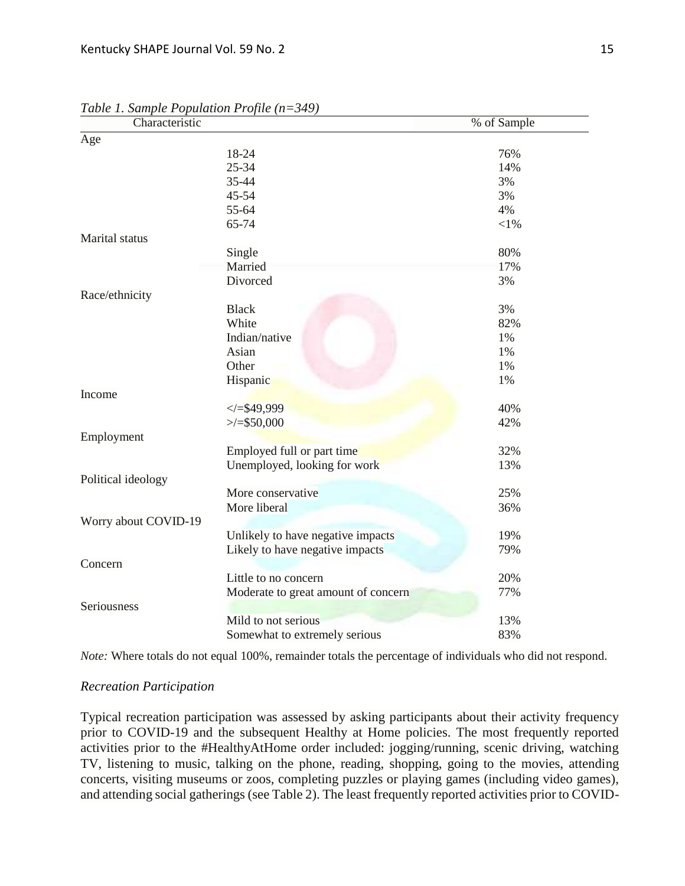*Table 1. Sample Population Profile (n=349)*

| Characteristic | | % of Sample |
|---|---|---|
| Age | | |
| | 18-24 | 76% |
| | 25-34 | 14% |
| | 35-44 | 3% |
| | 45-54 | 3% |
| | 55-64 | 4% |
| | 65-74 | <1% |
| Marital status | | |
| | Single | 80% |
| | Married | 17% |
| | Divorced | 3% |
| Race/ethnicity | | |
| | Black | 3% |
| | White | 82% |
| | Indian/native | 1% |
| | Asian | 1% |
| | Other | 1% |
| | Hispanic | 1% |
| Income | | |
| | </=$49,999 | 40% |
| | >/=$50,000 | 42% |
| Employment | | |
| | Employed full or part time | 32% |
| | Unemployed, looking for work | 13% |
| Political ideology | | |
| | More conservative | 25% |
| | More liberal | 36% |
| Worry about COVID-19 | | |
| | Unlikely to have negative impacts | 19% |
| | Likely to have negative impacts | 79% |
| Concern | | |
| | Little to no concern | 20% |
| | Moderate to great amount of concern | 77% |
| Seriousness | | |
| | Mild to not serious | 13% |
| | Somewhat to extremely serious | 83% |

*Note:* Where totals do not equal 100%, remainder totals the percentage of individuals who did not respond.

### *Recreation Participation*

Typical recreation participation was assessed by asking participants about their activity frequency prior to COVID-19 and the subsequent Healthy at Home policies. The most frequently reported activities prior to the #HealthyAtHome order included: jogging/running, scenic driving, watching TV, listening to music, talking on the phone, reading, shopping, going to the movies, attending concerts, visiting museums or zoos, completing puzzles or playing games (including video games), and attending social gatherings (see Table 2). The least frequently reported activities prior to COVID-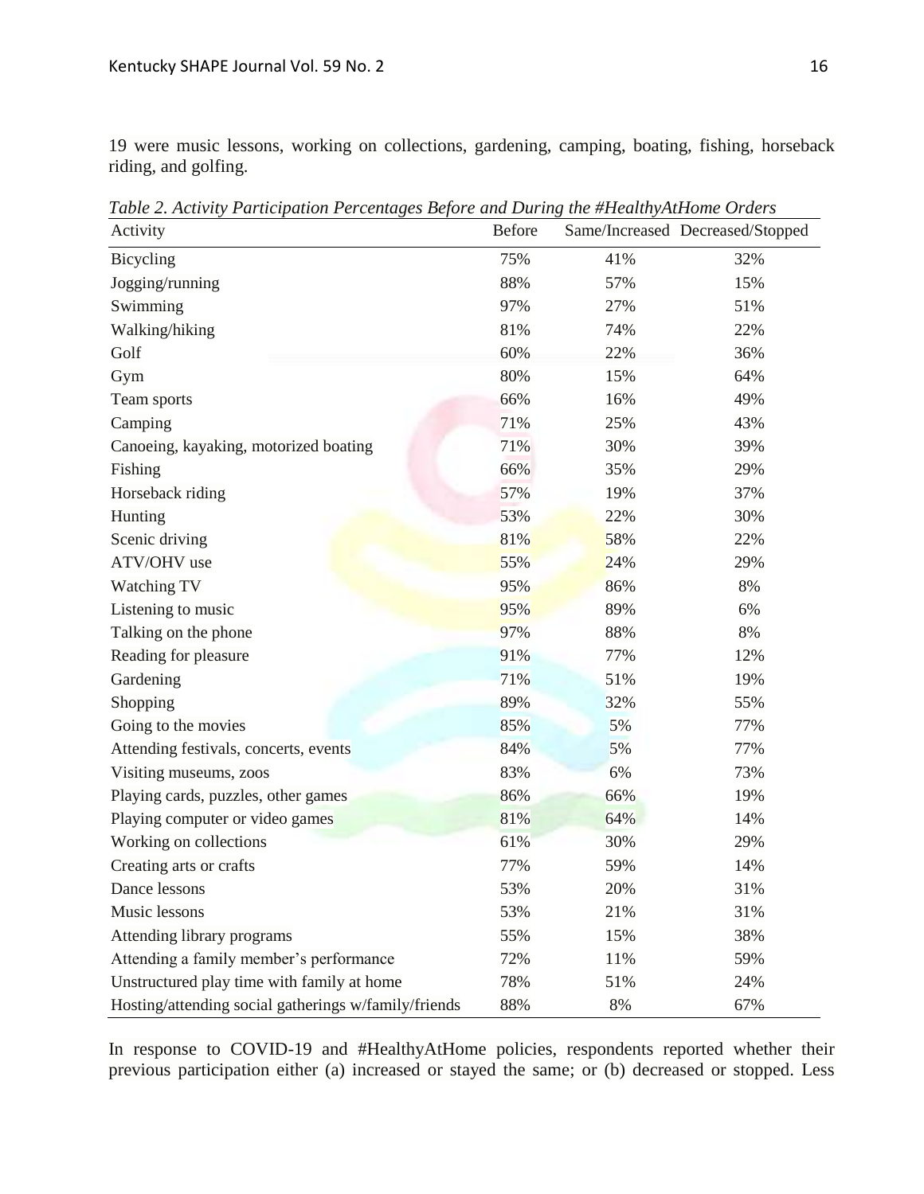19 were music lessons, working on collections, gardening, camping, boating, fishing, horseback riding, and golfing.

*Table 2. Activity Participation Percentages Before and During the #HealthyAtHome Orders*

| Activity | Before | Same/Increased | Decreased/Stopped |
|---|---|---|---|
| Bicycling | 75% | 41% | 32% |
| Jogging/running | 88% | 57% | 15% |
| Swimming | 97% | 27% | 51% |
| Walking/hiking | 81% | 74% | 22% |
| Golf | 60% | 22% | 36% |
| Gym | 80% | 15% | 64% |
| Team sports | 66% | 16% | 49% |
| Camping | 71% | 25% | 43% |
| Canoeing, kayaking, motorized boating | 71% | 30% | 39% |
| Fishing | 66% | 35% | 29% |
| Horseback riding | 57% | 19% | 37% |
| Hunting | 53% | 22% | 30% |
| Scenic driving | 81% | 58% | 22% |
| ATV/OHV use | 55% | 24% | 29% |
| Watching TV | 95% | 86% | 8% |
| Listening to music | 95% | 89% | 6% |
| Talking on the phone | 97% | 88% | 8% |
| Reading for pleasure | 91% | 77% | 12% |
| Gardening | 71% | 51% | 19% |
| Shopping | 89% | 32% | 55% |
| Going to the movies | 85% | 5% | 77% |
| Attending festivals, concerts, events | 84% | 5% | 77% |
| Visiting museums, zoos | 83% | 6% | 73% |
| Playing cards, puzzles, other games | 86% | 66% | 19% |
| Playing computer or video games | 81% | 64% | 14% |
| Working on collections | 61% | 30% | 29% |
| Creating arts or crafts | 77% | 59% | 14% |
| Dance lessons | 53% | 20% | 31% |
| Music lessons | 53% | 21% | 31% |
| Attending library programs | 55% | 15% | 38% |
| Attending a family member's performance | 72% | 11% | 59% |
| Unstructured play time with family at home | 78% | 51% | 24% |
| Hosting/attending social gatherings w/family/friends | 88% | 8% | 67% |

In response to COVID-19 and #HealthyAtHome policies, respondents reported whether their previous participation either (a) increased or stayed the same; or (b) decreased or stopped. Less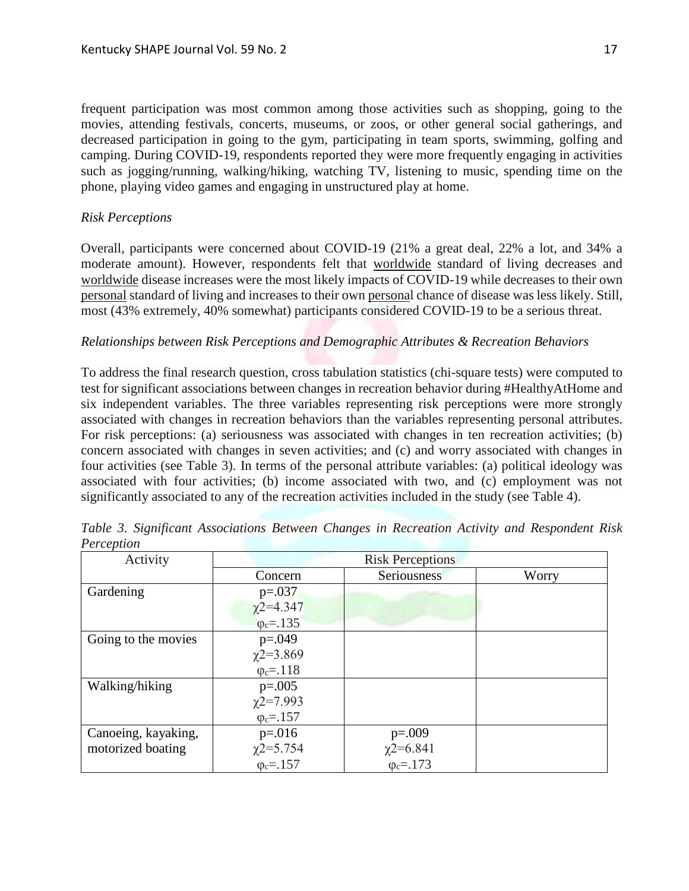frequent participation was most common among those activities such as shopping, going to the movies, attending festivals, concerts, museums, or zoos, or other general social gatherings, and decreased participation in going to the gym, participating in team sports, swimming, golfing and camping. During COVID-19, respondents reported they were more frequently engaging in activities such as jogging/running, walking/hiking, watching TV, listening to music, spending time on the phone, playing video games and engaging in unstructured play at home.

*Risk Perceptions*

Overall, participants were concerned about COVID-19 (21% a great deal, 22% a lot, and 34% a moderate amount). However, respondents felt that worldwide standard of living decreases and worldwide disease increases were the most likely impacts of COVID-19 while decreases to their own personal standard of living and increases to their own personal chance of disease was less likely. Still, most (43% extremely, 40% somewhat) participants considered COVID-19 to be a serious threat.

*Relationships between Risk Perceptions and Demographic Attributes & Recreation Behaviors*

To address the final research question, cross tabulation statistics (chi-square tests) were computed to test for significant associations between changes in recreation behavior during #HealthyAtHome and six independent variables. The three variables representing risk perceptions were more strongly associated with changes in recreation behaviors than the variables representing personal attributes. For risk perceptions: (a) seriousness was associated with changes in ten recreation activities; (b) concern associated with changes in seven activities; and (c) and worry associated with changes in four activities (see Table 3). In terms of the personal attribute variables: (a) political ideology was associated with four activities; (b) income associated with two, and (c) employment was not significantly associated to any of the recreation activities included in the study (see Table 4).

*Table 3. Significant Associations Between Changes in Recreation Activity and Respondent Risk Perception*

| Activity | Risk Perceptions | | |
|---|---|---|---|
| | Concern | Seriousness | Worry |
| Gardening | $p=.037$<br>$\chi2=4.347$<br>$\varphi_c=.135$ | | |
| Going to the movies | $p=.049$<br>$\chi2=3.869$<br>$\varphi_c=.118$ | | |
| Walking/hiking | $p=.005$<br>$\chi2=7.993$<br>$\varphi_c=.157$ | | |
| Canoeing, kayaking, motorized boating | $p=.016$<br>$\chi2=5.754$<br>$\varphi_c=.157$ | $p=.009$<br>$\chi2=6.841$<br>$\varphi_c=.173$ | |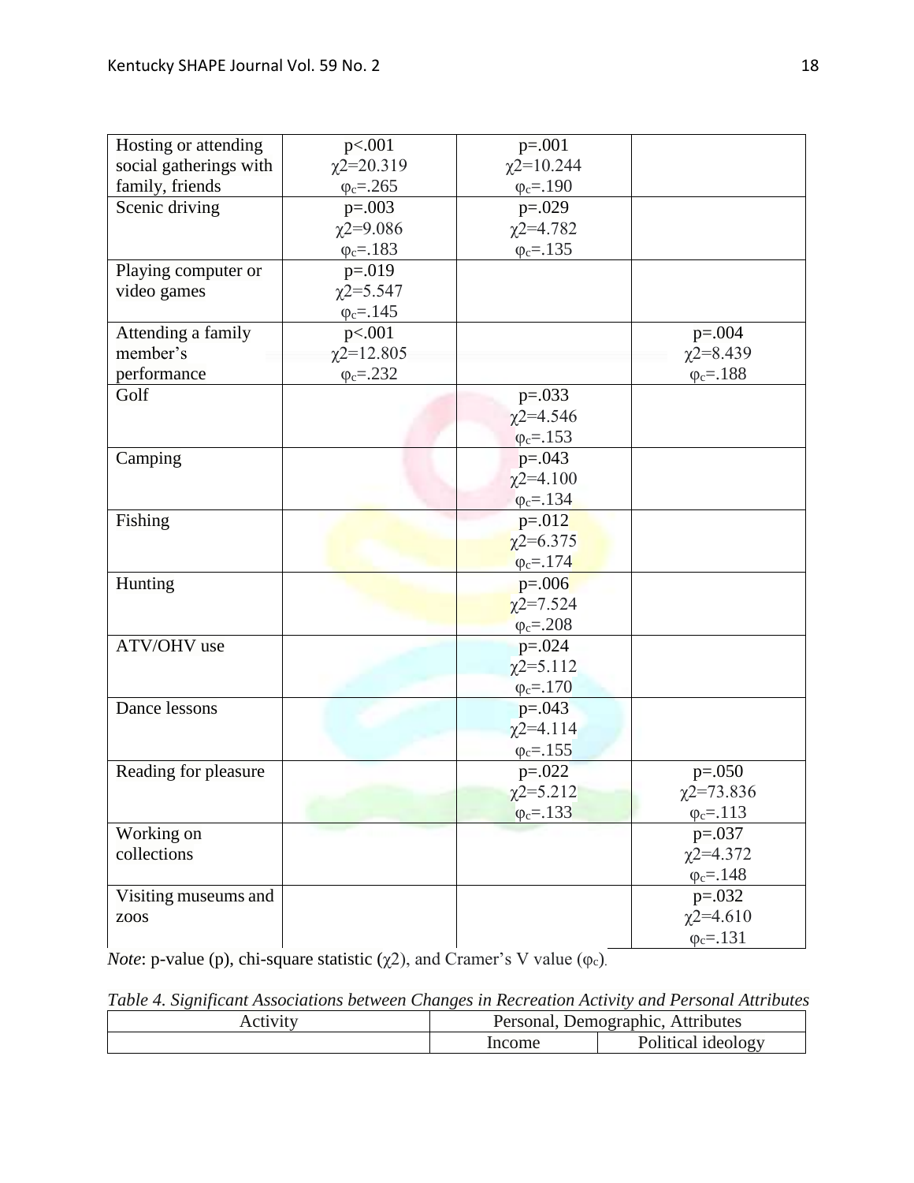| | | | |
|---|---|---|---|
| Hosting or attending social gatherings with family, friends | $p<.001$<br>$\chi 2=20.319$<br>$\varphi_c=.265$ | $p=.001$<br>$\chi 2=10.244$<br>$\varphi_c=.190$ | |
| Scenic driving | $p=.003$<br>$\chi 2=9.086$<br>$\varphi_c=.183$ | $p=.029$<br>$\chi 2=4.782$<br>$\varphi_c=.135$ | |
| Playing computer or video games | $p=.019$<br>$\chi 2=5.547$<br>$\varphi_c=.145$ | | |
| Attending a family member's performance | $p<.001$<br>$\chi 2=12.805$<br>$\varphi_c=.232$ | | $p=.004$<br>$\chi 2=8.439$<br>$\varphi_c=.188$ |
| Golf | | $p=.033$<br>$\chi 2=4.546$<br>$\varphi_c=.153$ | |
| Camping | | $p=.043$<br>$\chi 2=4.100$<br>$\varphi_c=.134$ | |
| Fishing | | $p=.012$<br>$\chi 2=6.375$<br>$\varphi_c=.174$ | |
| Hunting | | $p=.006$<br>$\chi 2=7.524$<br>$\varphi_c=.208$ | |
| ATV/OHV use | | $p=.024$<br>$\chi 2=5.112$<br>$\varphi_c=.170$ | |
| Dance lessons | | $p=.043$<br>$\chi 2=4.114$<br>$\varphi_c=.155$ | |
| Reading for pleasure | | $p=.022$<br>$\chi 2=5.212$<br>$\varphi_c=.133$ | $p=.050$<br>$\chi 2=73.836$<br>$\varphi_c=.113$ |
| Working on collections | | | $p=.037$<br>$\chi 2=4.372$<br>$\varphi_c=.148$ |
| Visiting museums and zoos | | | $p=.032$<br>$\chi 2=4.610$<br>$\varphi_c=.131$ |

*Note*: p-value (p), chi-square statistic ($\chi 2$), and Cramer's V value ($\varphi_c$).

*Table 4. Significant Associations between Changes in Recreation Activity and Personal Attributes*

| Activity | Personal, Demographic, Attributes | |
|---|---|---|
| | Income | Political ideology |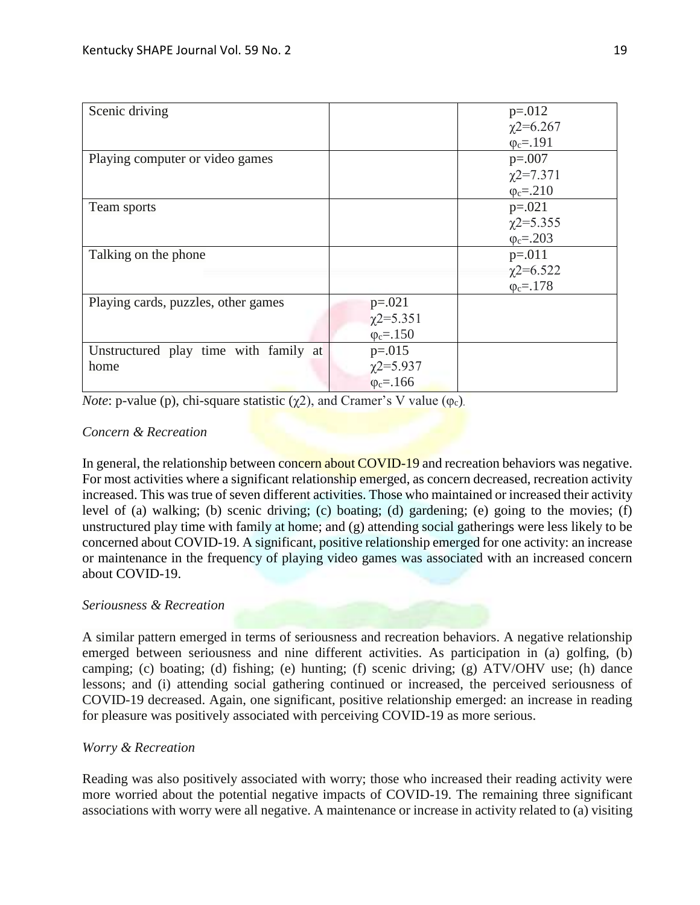| | | |
|---|---|---|
| Scenic driving | | $p=.012$<br>$\chi2=6.267$<br>$\varphi_c=.191$ |
| Playing computer or video games | | $p=.007$<br>$\chi2=7.371$<br>$\varphi_c=.210$ |
| Team sports | | $p=.021$<br>$\chi2=5.355$<br>$\varphi_c=.203$ |
| Talking on the phone | | $p=.011$<br>$\chi2=6.522$<br>$\varphi_c=.178$ |
| Playing cards, puzzles, other games | $p=.021$<br>$\chi2=5.351$<br>$\varphi_c=.150$ | |
| Unstructured play time with family at home | $p=.015$<br>$\chi2=5.937$<br>$\varphi_c=.166$ | |

*Note*: p-value (p), chi-square statistic ($\chi2$), and Cramer's V value ($\varphi_c$).

*Concern & Recreation*

In general, the relationship between concern about COVID-19 and recreation behaviors was negative. For most activities where a significant relationship emerged, as concern decreased, recreation activity increased. This was true of seven different activities. Those who maintained or increased their activity level of (a) walking; (b) scenic driving; (c) boating; (d) gardening; (e) going to the movies; (f) unstructured play time with family at home; and (g) attending social gatherings were less likely to be concerned about COVID-19. A significant, positive relationship emerged for one activity: an increase or maintenance in the frequency of playing video games was associated with an increased concern about COVID-19.

*Seriousness & Recreation*

A similar pattern emerged in terms of seriousness and recreation behaviors. A negative relationship emerged between seriousness and nine different activities. As participation in (a) golfing, (b) camping; (c) boating; (d) fishing; (e) hunting; (f) scenic driving; (g) ATV/OHV use; (h) dance lessons; and (i) attending social gathering continued or increased, the perceived seriousness of COVID-19 decreased. Again, one significant, positive relationship emerged: an increase in reading for pleasure was positively associated with perceiving COVID-19 as more serious.

*Worry & Recreation*

Reading was also positively associated with worry; those who increased their reading activity were more worried about the potential negative impacts of COVID-19. The remaining three significant associations with worry were all negative. A maintenance or increase in activity related to (a) visiting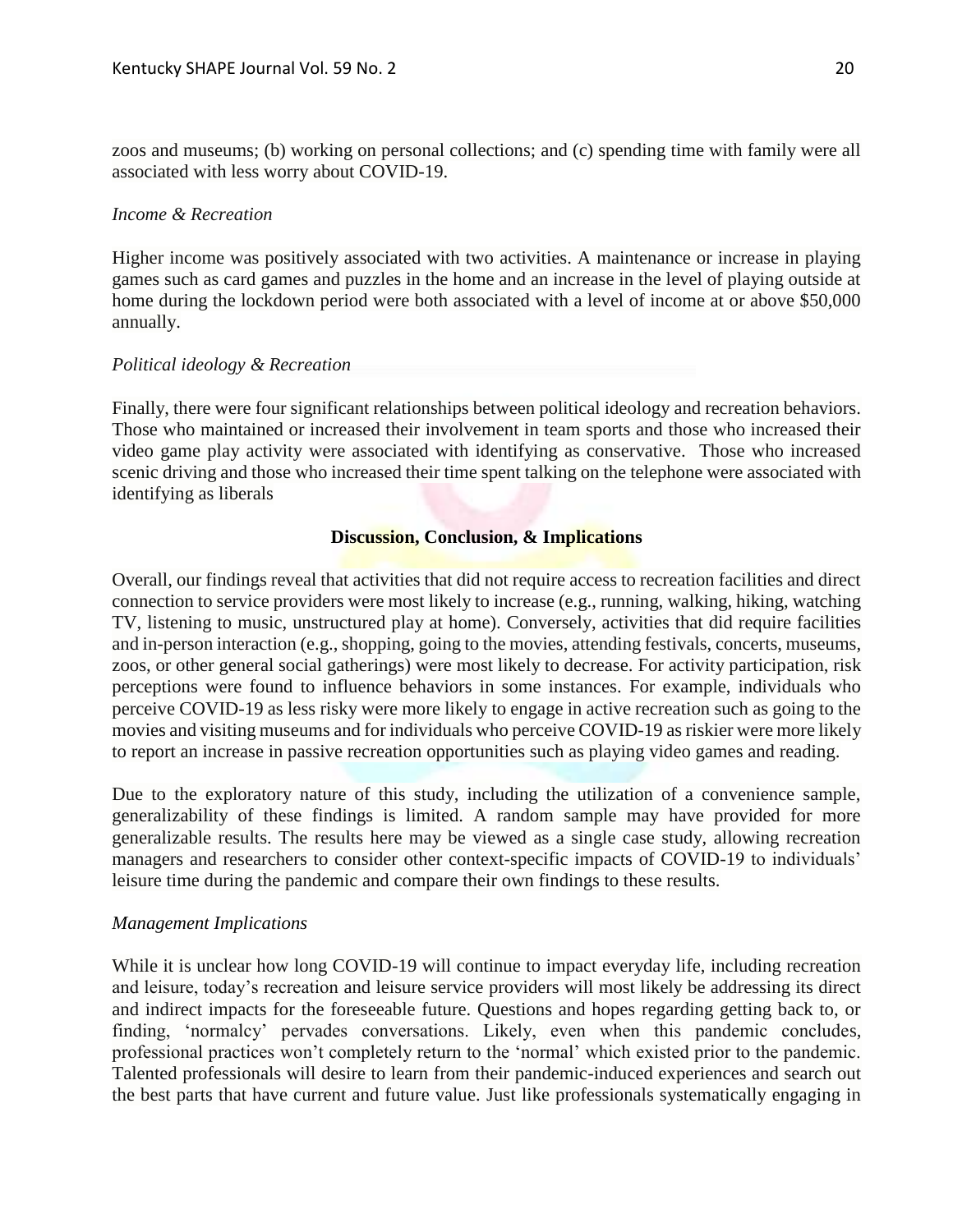zoos and museums; (b) working on personal collections; and (c) spending time with family were all associated with less worry about COVID-19.

*Income & Recreation*

Higher income was positively associated with two activities. A maintenance or increase in playing games such as card games and puzzles in the home and an increase in the level of playing outside at home during the lockdown period were both associated with a level of income at or above $50,000 annually.

*Political ideology & Recreation*

Finally, there were four significant relationships between political ideology and recreation behaviors. Those who maintained or increased their involvement in team sports and those who increased their video game play activity were associated with identifying as conservative. Those who increased scenic driving and those who increased their time spent talking on the telephone were associated with identifying as liberals

## Discussion, Conclusion, & Implications

Overall, our findings reveal that activities that did not require access to recreation facilities and direct connection to service providers were most likely to increase (e.g., running, walking, hiking, watching TV, listening to music, unstructured play at home). Conversely, activities that did require facilities and in-person interaction (e.g., shopping, going to the movies, attending festivals, concerts, museums, zoos, or other general social gatherings) were most likely to decrease. For activity participation, risk perceptions were found to influence behaviors in some instances. For example, individuals who perceive COVID-19 as less risky were more likely to engage in active recreation such as going to the movies and visiting museums and for individuals who perceive COVID-19 as riskier were more likely to report an increase in passive recreation opportunities such as playing video games and reading.

Due to the exploratory nature of this study, including the utilization of a convenience sample, generalizability of these findings is limited. A random sample may have provided for more generalizable results. The results here may be viewed as a single case study, allowing recreation managers and researchers to consider other context-specific impacts of COVID-19 to individuals' leisure time during the pandemic and compare their own findings to these results.

*Management Implications*

While it is unclear how long COVID-19 will continue to impact everyday life, including recreation and leisure, today's recreation and leisure service providers will most likely be addressing its direct and indirect impacts for the foreseeable future. Questions and hopes regarding getting back to, or finding, 'normalcy' pervades conversations. Likely, even when this pandemic concludes, professional practices won't completely return to the 'normal' which existed prior to the pandemic. Talented professionals will desire to learn from their pandemic-induced experiences and search out the best parts that have current and future value. Just like professionals systematically engaging in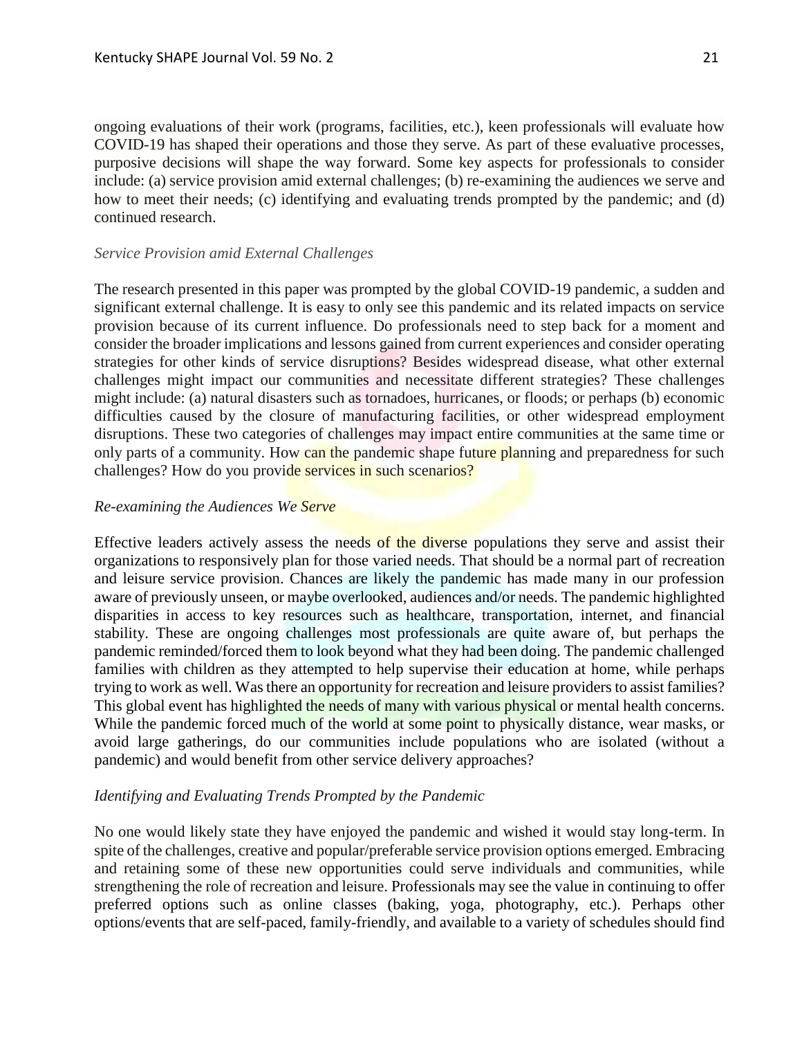ongoing evaluations of their work (programs, facilities, etc.), keen professionals will evaluate how COVID-19 has shaped their operations and those they serve. As part of these evaluative processes, purposive decisions will shape the way forward. Some key aspects for professionals to consider include: (a) service provision amid external challenges; (b) re-examining the audiences we serve and how to meet their needs; (c) identifying and evaluating trends prompted by the pandemic; and (d) continued research.

*Service Provision amid External Challenges*

The research presented in this paper was prompted by the global COVID-19 pandemic, a sudden and significant external challenge. It is easy to only see this pandemic and its related impacts on service provision because of its current influence. Do professionals need to step back for a moment and consider the broader implications and lessons gained from current experiences and consider operating strategies for other kinds of service disruptions? Besides widespread disease, what other external challenges might impact our communities and necessitate different strategies? These challenges might include: (a) natural disasters such as tornadoes, hurricanes, or floods; or perhaps (b) economic difficulties caused by the closure of manufacturing facilities, or other widespread employment disruptions. These two categories of challenges may impact entire communities at the same time or only parts of a community. How can the pandemic shape future planning and preparedness for such challenges? How do you provide services in such scenarios?

*Re-examining the Audiences We Serve*

Effective leaders actively assess the needs of the diverse populations they serve and assist their organizations to responsively plan for those varied needs. That should be a normal part of recreation and leisure service provision. Chances are likely the pandemic has made many in our profession aware of previously unseen, or maybe overlooked, audiences and/or needs. The pandemic highlighted disparities in access to key resources such as healthcare, transportation, internet, and financial stability. These are ongoing challenges most professionals are quite aware of, but perhaps the pandemic reminded/forced them to look beyond what they had been doing. The pandemic challenged families with children as they attempted to help supervise their education at home, while perhaps trying to work as well. Was there an opportunity for recreation and leisure providers to assist families? This global event has highlighted the needs of many with various physical or mental health concerns. While the pandemic forced much of the world at some point to physically distance, wear masks, or avoid large gatherings, do our communities include populations who are isolated (without a pandemic) and would benefit from other service delivery approaches?

*Identifying and Evaluating Trends Prompted by the Pandemic*

No one would likely state they have enjoyed the pandemic and wished it would stay long-term. In spite of the challenges, creative and popular/preferable service provision options emerged. Embracing and retaining some of these new opportunities could serve individuals and communities, while strengthening the role of recreation and leisure. Professionals may see the value in continuing to offer preferred options such as online classes (baking, yoga, photography, etc.). Perhaps other options/events that are self-paced, family-friendly, and available to a variety of schedules should find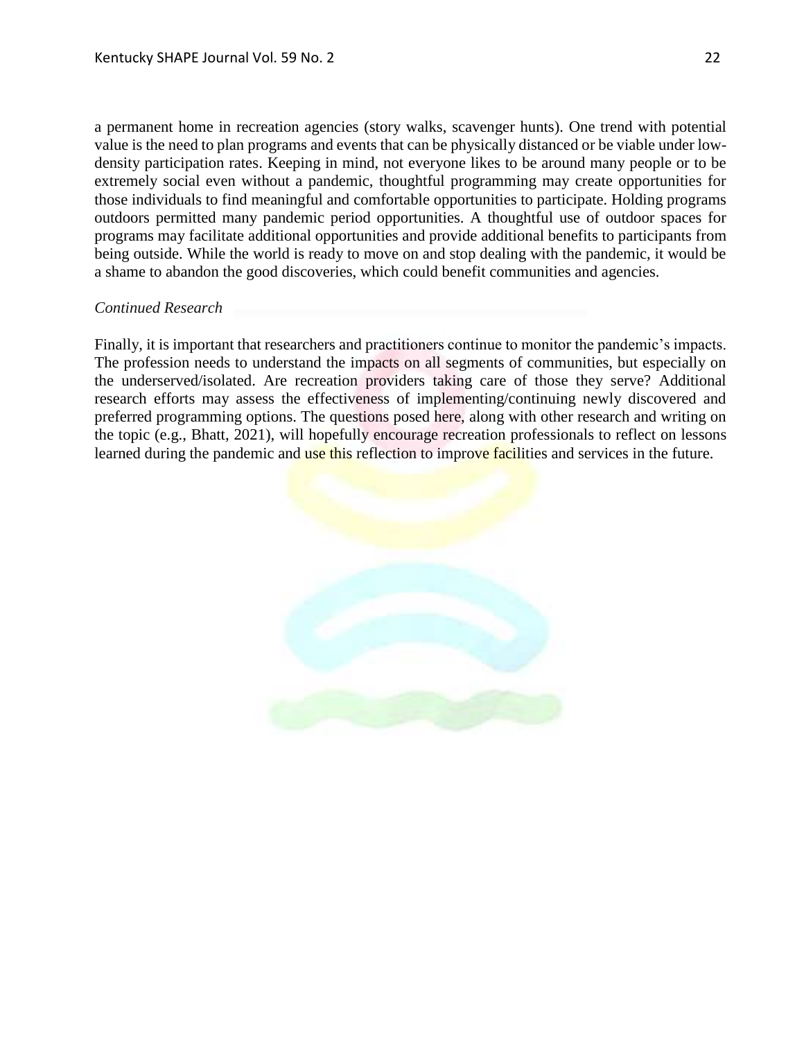a permanent home in recreation agencies (story walks, scavenger hunts). One trend with potential value is the need to plan programs and events that can be physically distanced or be viable under low-density participation rates. Keeping in mind, not everyone likes to be around many people or to be extremely social even without a pandemic, thoughtful programming may create opportunities for those individuals to find meaningful and comfortable opportunities to participate. Holding programs outdoors permitted many pandemic period opportunities. A thoughtful use of outdoor spaces for programs may facilitate additional opportunities and provide additional benefits to participants from being outside. While the world is ready to move on and stop dealing with the pandemic, it would be a shame to abandon the good discoveries, which could benefit communities and agencies.

*Continued Research*

Finally, it is important that researchers and practitioners continue to monitor the pandemic's impacts. The profession needs to understand the impacts on all segments of communities, but especially on the underserved/isolated. Are recreation providers taking care of those they serve? Additional research efforts may assess the effectiveness of implementing/continuing newly discovered and preferred programming options. The questions posed here, along with other research and writing on the topic (e.g., Bhatt, 2021), will hopefully encourage recreation professionals to reflect on lessons learned during the pandemic and use this reflection to improve facilities and services in the future.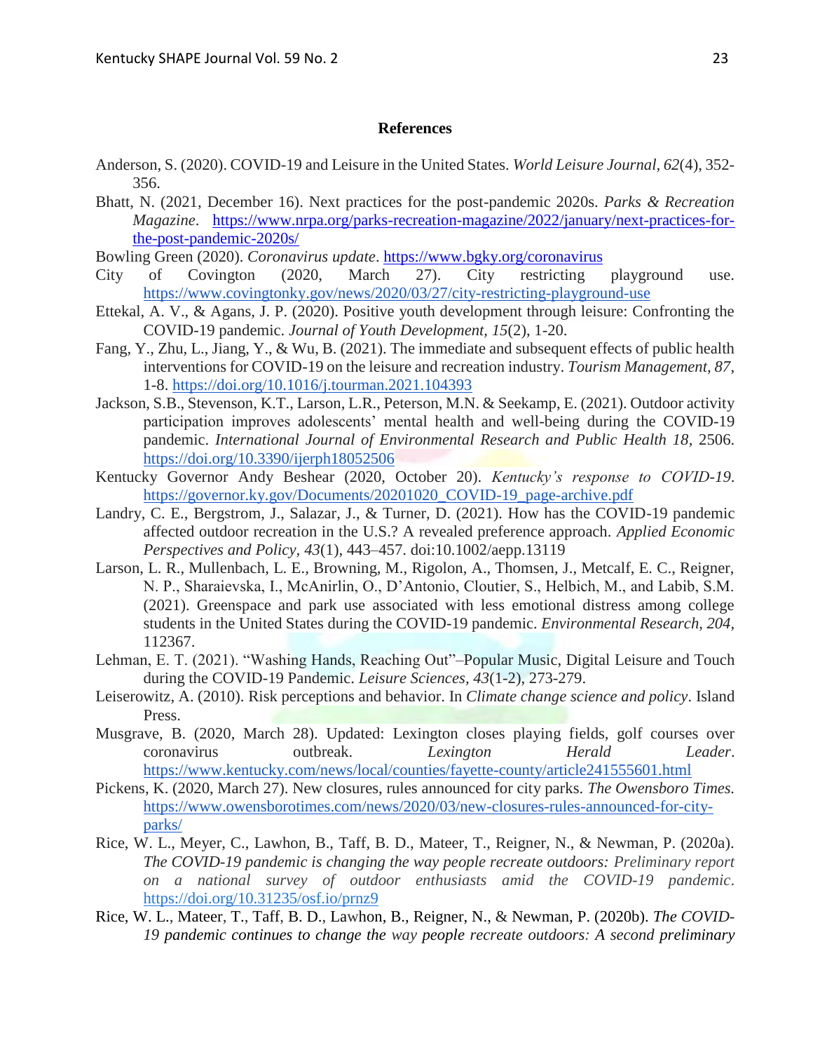## References

Anderson, S. (2020). COVID-19 and Leisure in the United States. *World Leisure Journal*, *62*(4), 352-356.

Bhatt, N. (2021, December 16). Next practices for the post-pandemic 2020s. *Parks & Recreation Magazine*. https://www.nrpa.org/parks-recreation-magazine/2022/january/next-practices-for-the-post-pandemic-2020s/

Bowling Green (2020). *Coronavirus update*. https://www.bgky.org/coronavirus

City of Covington (2020, March 27). City restricting playground use. https://www.covingtonky.gov/news/2020/03/27/city-restricting-playground-use

Ettekal, A. V., & Agans, J. P. (2020). Positive youth development through leisure: Confronting the COVID-19 pandemic. *Journal of Youth Development*, *15*(2), 1-20.

Fang, Y., Zhu, L., Jiang, Y., & Wu, B. (2021). The immediate and subsequent effects of public health interventions for COVID-19 on the leisure and recreation industry. *Tourism Management*, *87*, 1-8. https://doi.org/10.1016/j.tourman.2021.104393

Jackson, S.B., Stevenson, K.T., Larson, L.R., Peterson, M.N. & Seekamp, E. (2021). Outdoor activity participation improves adolescents' mental health and well-being during the COVID-19 pandemic. *International Journal of Environmental Research and Public Health 18*, 2506. https://doi.org/10.3390/ijerph18052506

Kentucky Governor Andy Beshear (2020, October 20). *Kentucky's response to COVID-19*. https://governor.ky.gov/Documents/20201020_COVID-19_page-archive.pdf

Landry, C. E., Bergstrom, J., Salazar, J., & Turner, D. (2021). How has the COVID-19 pandemic affected outdoor recreation in the U.S.? A revealed preference approach. *Applied Economic Perspectives and Policy*, *43*(1), 443–457. doi:10.1002/aepp.13119

Larson, L. R., Mullenbach, L. E., Browning, M., Rigolon, A., Thomsen, J., Metcalf, E. C., Reigner, N. P., Sharaievska, I., McAnirlin, O., D'Antonio, Cloutier, S., Helbich, M., and Labib, S.M. (2021). Greenspace and park use associated with less emotional distress among college students in the United States during the COVID-19 pandemic. *Environmental Research*, *204*, 112367.

Lehman, E. T. (2021). "Washing Hands, Reaching Out"–Popular Music, Digital Leisure and Touch during the COVID-19 Pandemic. *Leisure Sciences*, *43*(1-2), 273-279.

Leiserowitz, A. (2010). Risk perceptions and behavior. In *Climate change science and policy*. Island Press.

Musgrave, B. (2020, March 28). Updated: Lexington closes playing fields, golf courses over coronavirus outbreak. *Lexington Herald Leader*. https://www.kentucky.com/news/local/counties/fayette-county/article241555601.html

Pickens, K. (2020, March 27). New closures, rules announced for city parks. *The Owensboro Times.* https://www.owensborotimes.com/news/2020/03/new-closures-rules-announced-for-city-parks/

Rice, W. L., Meyer, C., Lawhon, B., Taff, B. D., Mateer, T., Reigner, N., & Newman, P. (2020a). *The COVID-19 pandemic is changing the way people recreate outdoors: Preliminary report on a national survey of outdoor enthusiasts amid the COVID-19 pandemic*. https://doi.org/10.31235/osf.io/prnz9

Rice, W. L., Mateer, T., Taff, B. D., Lawhon, B., Reigner, N., & Newman, P. (2020b). *The COVID-19 pandemic continues to change the way people recreate outdoors: A second preliminary*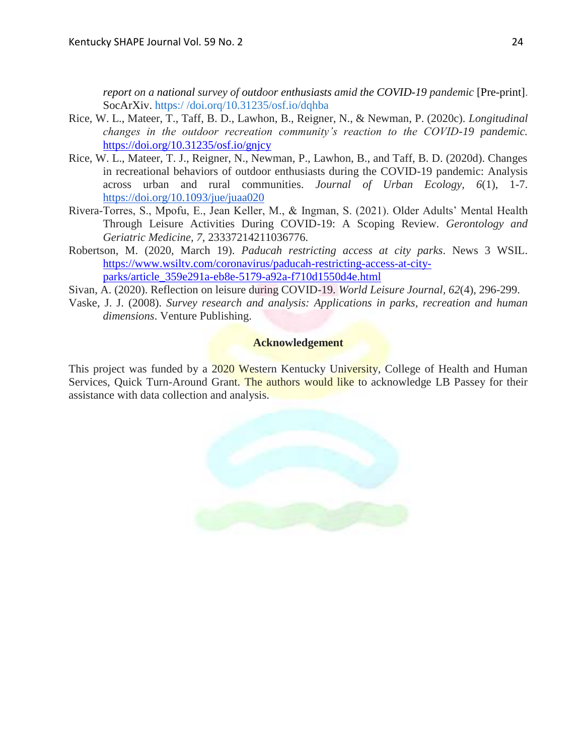*report on a national survey of outdoor enthusiasts amid the COVID-19 pandemic* [Pre-print]. SocArXiv. https:/ /doi.orq/10.31235/osf.io/dqhba

Rice, W. L., Mateer, T., Taff, B. D., Lawhon, B., Reigner, N., & Newman, P. (2020c). *Longitudinal changes in the outdoor recreation community's reaction to the COVID-19 pandemic.* https://doi.org/10.31235/osf.io/gnjcy

Rice, W. L., Mateer, T. J., Reigner, N., Newman, P., Lawhon, B., and Taff, B. D. (2020d). Changes in recreational behaviors of outdoor enthusiasts during the COVID-19 pandemic: Analysis across urban and rural communities. *Journal of Urban Ecology, 6*(1), 1-7. https://doi.org/10.1093/jue/juaa020

Rivera-Torres, S., Mpofu, E., Jean Keller, M., & Ingman, S. (2021). Older Adults' Mental Health Through Leisure Activities During COVID-19: A Scoping Review. *Gerontology and Geriatric Medicine, 7,* 23337214211036776.

Robertson, M. (2020, March 19). *Paducah restricting access at city parks*. News 3 WSIL. https://www.wsiltv.com/coronavirus/paducah-restricting-access-at-city-parks/article_359e291a-eb8e-5179-a92a-f710d1550d4e.html

Sivan, A. (2020). Reflection on leisure during COVID-19. *World Leisure Journal, 62*(4), 296-299.

Vaske, J. J. (2008). *Survey research and analysis: Applications in parks, recreation and human dimensions*. Venture Publishing.

## Acknowledgement

This project was funded by a 2020 Western Kentucky University, College of Health and Human Services, Quick Turn-Around Grant. The authors would like to acknowledge LB Passey for their assistance with data collection and analysis.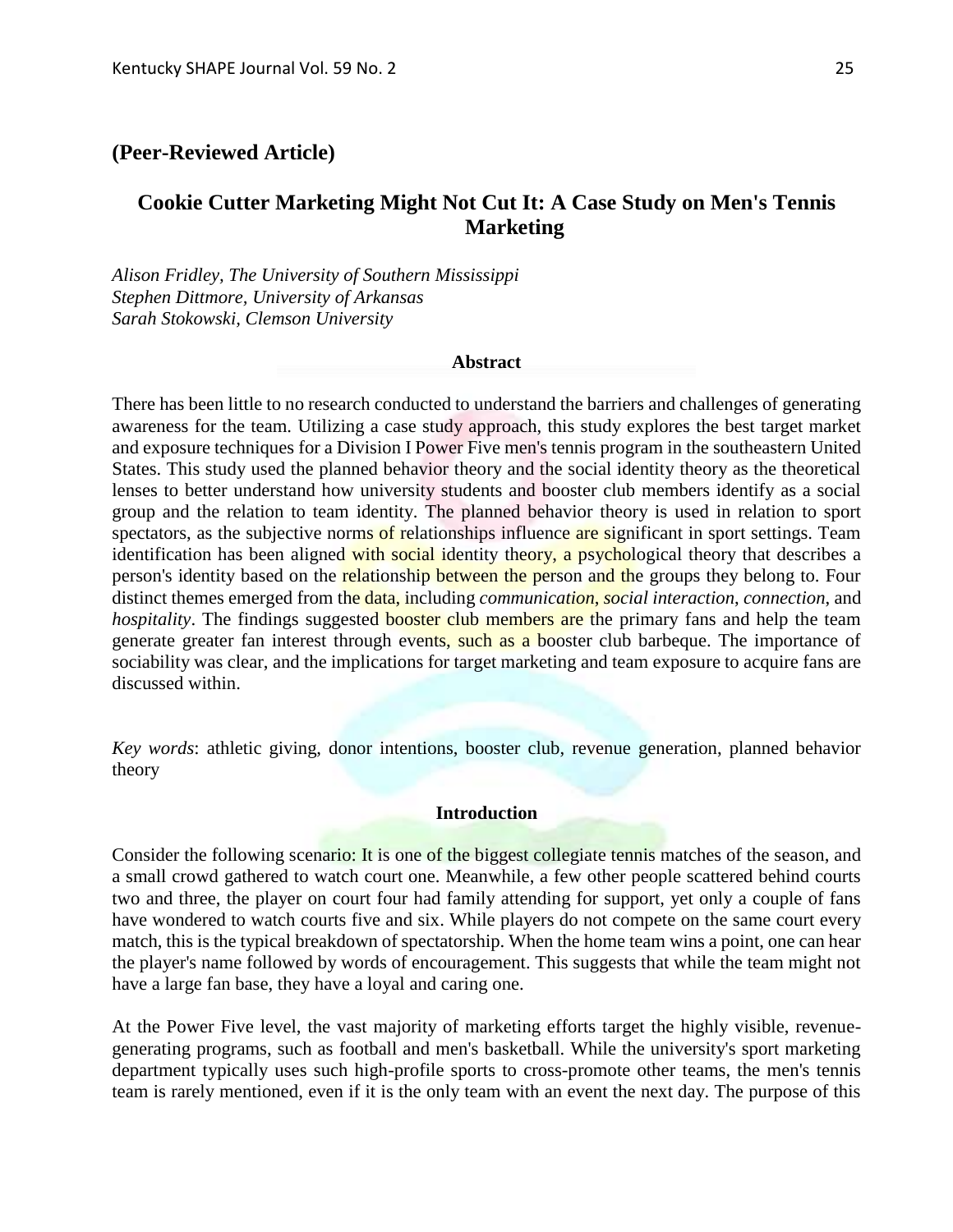**(Peer-Reviewed Article)**

# Cookie Cutter Marketing Might Not Cut It: A Case Study on Men's Tennis Marketing

*Alison Fridley, The University of Southern Mississippi*
*Stephen Dittmore, University of Arkansas*
*Sarah Stokowski, Clemson University*

## Abstract

There has been little to no research conducted to understand the barriers and challenges of generating awareness for the team. Utilizing a case study approach, this study explores the best target market and exposure techniques for a Division I Power Five men's tennis program in the southeastern United States. This study used the planned behavior theory and the social identity theory as the theoretical lenses to better understand how university students and booster club members identify as a social group and the relation to team identity. The planned behavior theory is used in relation to sport spectators, as the subjective norms of relationships influence are significant in sport settings. Team identification has been aligned with social identity theory, a psychological theory that describes a person's identity based on the relationship between the person and the groups they belong to. Four distinct themes emerged from the data, including *communication*, *social interaction*, *connection*, and *hospitality*. The findings suggested booster club members are the primary fans and help the team generate greater fan interest through events, such as a booster club barbeque. The importance of sociability was clear, and the implications for target marketing and team exposure to acquire fans are discussed within.

*Key words*: athletic giving, donor intentions, booster club, revenue generation, planned behavior theory

## Introduction

Consider the following scenario: It is one of the biggest collegiate tennis matches of the season, and a small crowd gathered to watch court one. Meanwhile, a few other people scattered behind courts two and three, the player on court four had family attending for support, yet only a couple of fans have wondered to watch courts five and six. While players do not compete on the same court every match, this is the typical breakdown of spectatorship. When the home team wins a point, one can hear the player's name followed by words of encouragement. This suggests that while the team might not have a large fan base, they have a loyal and caring one.

At the Power Five level, the vast majority of marketing efforts target the highly visible, revenue-generating programs, such as football and men's basketball. While the university's sport marketing department typically uses such high-profile sports to cross-promote other teams, the men's tennis team is rarely mentioned, even if it is the only team with an event the next day. The purpose of this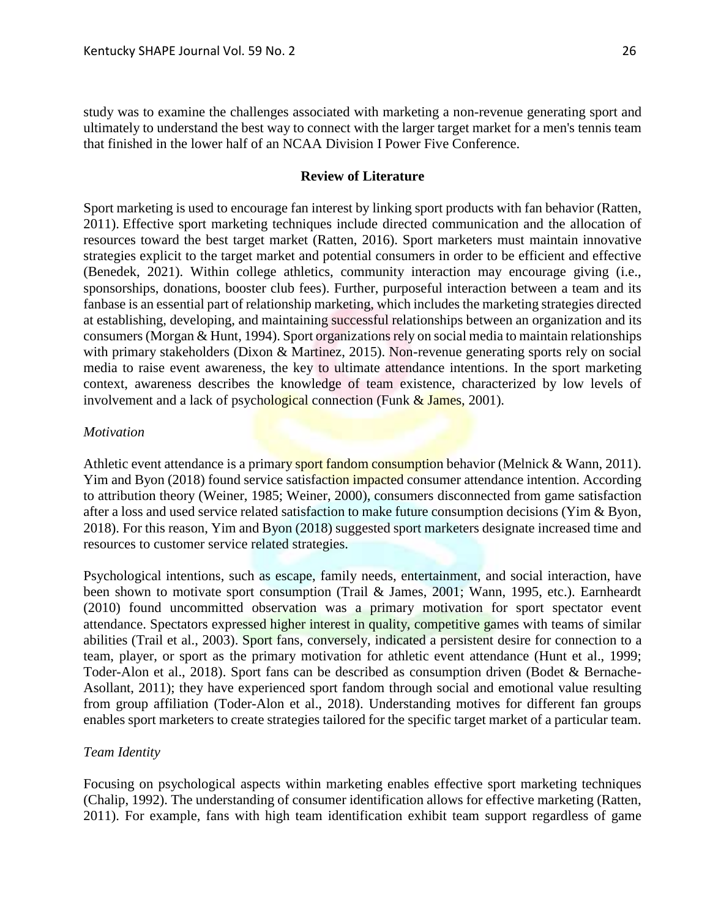study was to examine the challenges associated with marketing a non-revenue generating sport and ultimately to understand the best way to connect with the larger target market for a men's tennis team that finished in the lower half of an NCAA Division I Power Five Conference.

## Review of Literature

Sport marketing is used to encourage fan interest by linking sport products with fan behavior (Ratten, 2011). Effective sport marketing techniques include directed communication and the allocation of resources toward the best target market (Ratten, 2016). Sport marketers must maintain innovative strategies explicit to the target market and potential consumers in order to be efficient and effective (Benedek, 2021). Within college athletics, community interaction may encourage giving (i.e., sponsorships, donations, booster club fees). Further, purposeful interaction between a team and its fanbase is an essential part of relationship marketing, which includes the marketing strategies directed at establishing, developing, and maintaining successful relationships between an organization and its consumers (Morgan & Hunt, 1994). Sport organizations rely on social media to maintain relationships with primary stakeholders (Dixon & Martinez, 2015). Non-revenue generating sports rely on social media to raise event awareness, the key to ultimate attendance intentions. In the sport marketing context, awareness describes the knowledge of team existence, characterized by low levels of involvement and a lack of psychological connection (Funk & James, 2001).

### *Motivation*

Athletic event attendance is a primary sport fandom consumption behavior (Melnick & Wann, 2011). Yim and Byon (2018) found service satisfaction impacted consumer attendance intention. According to attribution theory (Weiner, 1985; Weiner, 2000), consumers disconnected from game satisfaction after a loss and used service related satisfaction to make future consumption decisions (Yim & Byon, 2018). For this reason, Yim and Byon (2018) suggested sport marketers designate increased time and resources to customer service related strategies.

Psychological intentions, such as escape, family needs, entertainment, and social interaction, have been shown to motivate sport consumption (Trail & James, 2001; Wann, 1995, etc.). Earnheardt (2010) found uncommitted observation was a primary motivation for sport spectator event attendance. Spectators expressed higher interest in quality, competitive games with teams of similar abilities (Trail et al., 2003). Sport fans, conversely, indicated a persistent desire for connection to a team, player, or sport as the primary motivation for athletic event attendance (Hunt et al., 1999; Toder-Alon et al., 2018). Sport fans can be described as consumption driven (Bodet & Bernache-Asollant, 2011); they have experienced sport fandom through social and emotional value resulting from group affiliation (Toder-Alon et al., 2018). Understanding motives for different fan groups enables sport marketers to create strategies tailored for the specific target market of a particular team.

### *Team Identity*

Focusing on psychological aspects within marketing enables effective sport marketing techniques (Chalip, 1992). The understanding of consumer identification allows for effective marketing (Ratten, 2011). For example, fans with high team identification exhibit team support regardless of game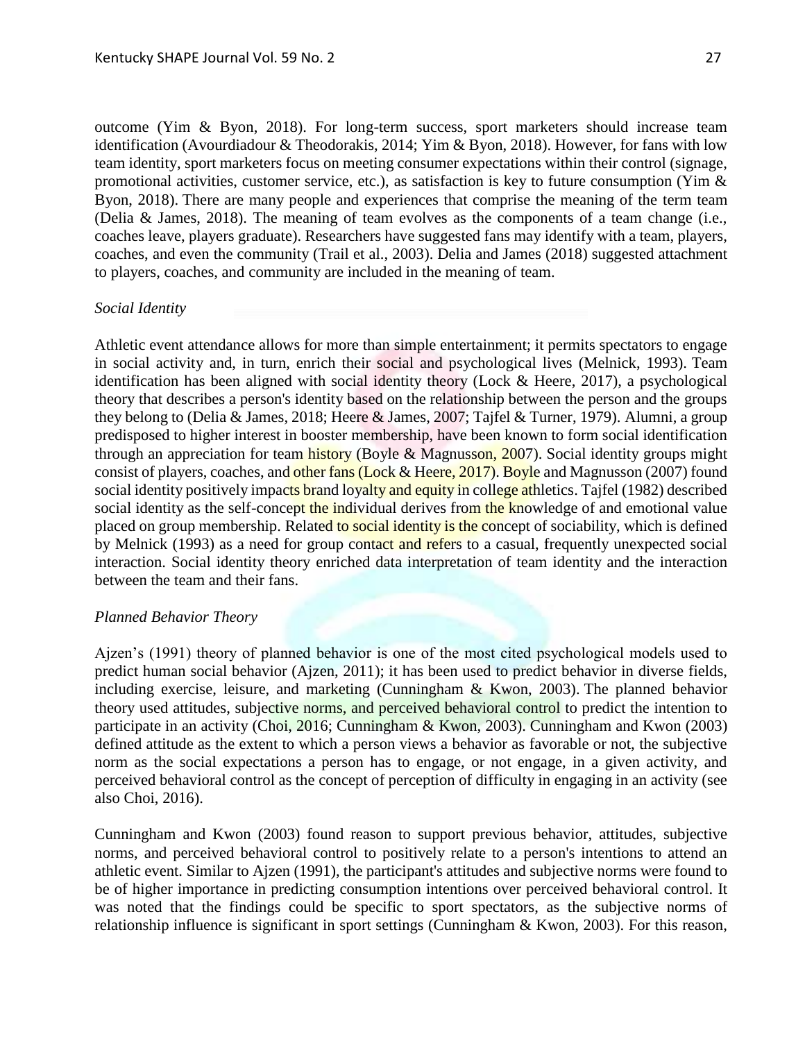outcome (Yim & Byon, 2018). For long-term success, sport marketers should increase team identification (Avourdiadour & Theodorakis, 2014; Yim & Byon, 2018). However, for fans with low team identity, sport marketers focus on meeting consumer expectations within their control (signage, promotional activities, customer service, etc.), as satisfaction is key to future consumption (Yim & Byon, 2018). There are many people and experiences that comprise the meaning of the term team (Delia & James, 2018). The meaning of team evolves as the components of a team change (i.e., coaches leave, players graduate). Researchers have suggested fans may identify with a team, players, coaches, and even the community (Trail et al., 2003). Delia and James (2018) suggested attachment to players, coaches, and community are included in the meaning of team.

*Social Identity*

Athletic event attendance allows for more than simple entertainment; it permits spectators to engage in social activity and, in turn, enrich their social and psychological lives (Melnick, 1993). Team identification has been aligned with social identity theory (Lock & Heere, 2017), a psychological theory that describes a person's identity based on the relationship between the person and the groups they belong to (Delia & James, 2018; Heere & James, 2007; Tajfel & Turner, 1979). Alumni, a group predisposed to higher interest in booster membership, have been known to form social identification through an appreciation for team history (Boyle & Magnusson, 2007). Social identity groups might consist of players, coaches, and other fans (Lock & Heere, 2017). Boyle and Magnusson (2007) found social identity positively impacts brand loyalty and equity in college athletics. Tajfel (1982) described social identity as the self-concept the individual derives from the knowledge of and emotional value placed on group membership. Related to social identity is the concept of sociability, which is defined by Melnick (1993) as a need for group contact and refers to a casual, frequently unexpected social interaction. Social identity theory enriched data interpretation of team identity and the interaction between the team and their fans.

*Planned Behavior Theory*

Ajzen's (1991) theory of planned behavior is one of the most cited psychological models used to predict human social behavior (Ajzen, 2011); it has been used to predict behavior in diverse fields, including exercise, leisure, and marketing (Cunningham & Kwon, 2003). The planned behavior theory used attitudes, subjective norms, and perceived behavioral control to predict the intention to participate in an activity (Choi, 2016; Cunningham & Kwon, 2003). Cunningham and Kwon (2003) defined attitude as the extent to which a person views a behavior as favorable or not, the subjective norm as the social expectations a person has to engage, or not engage, in a given activity, and perceived behavioral control as the concept of perception of difficulty in engaging in an activity (see also Choi, 2016).

Cunningham and Kwon (2003) found reason to support previous behavior, attitudes, subjective norms, and perceived behavioral control to positively relate to a person's intentions to attend an athletic event. Similar to Ajzen (1991), the participant's attitudes and subjective norms were found to be of higher importance in predicting consumption intentions over perceived behavioral control. It was noted that the findings could be specific to sport spectators, as the subjective norms of relationship influence is significant in sport settings (Cunningham & Kwon, 2003). For this reason,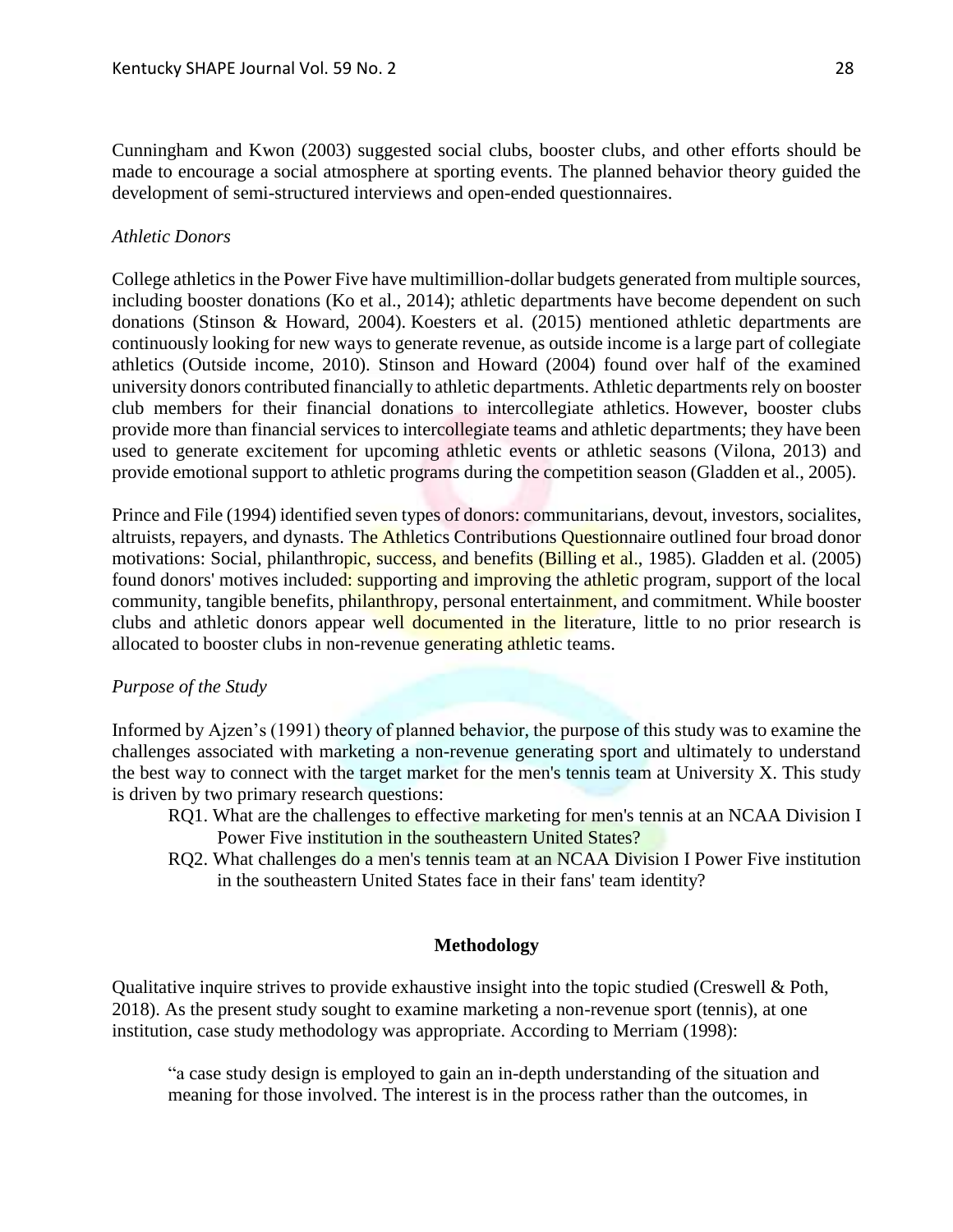Cunningham and Kwon (2003) suggested social clubs, booster clubs, and other efforts should be made to encourage a social atmosphere at sporting events. The planned behavior theory guided the development of semi-structured interviews and open-ended questionnaires.

*Athletic Donors*

College athletics in the Power Five have multimillion-dollar budgets generated from multiple sources, including booster donations (Ko et al., 2014); athletic departments have become dependent on such donations (Stinson & Howard, 2004). Koesters et al. (2015) mentioned athletic departments are continuously looking for new ways to generate revenue, as outside income is a large part of collegiate athletics (Outside income, 2010). Stinson and Howard (2004) found over half of the examined university donors contributed financially to athletic departments. Athletic departments rely on booster club members for their financial donations to intercollegiate athletics. However, booster clubs provide more than financial services to intercollegiate teams and athletic departments; they have been used to generate excitement for upcoming athletic events or athletic seasons (Vilona, 2013) and provide emotional support to athletic programs during the competition season (Gladden et al., 2005).

Prince and File (1994) identified seven types of donors: communitarians, devout, investors, socialites, altruists, repayers, and dynasts. The Athletics Contributions Questionnaire outlined four broad donor motivations: Social, philanthropic, success, and benefits (Billing et al., 1985). Gladden et al. (2005) found donors' motives included: supporting and improving the athletic program, support of the local community, tangible benefits, philanthropy, personal entertainment, and commitment. While booster clubs and athletic donors appear well documented in the literature, little to no prior research is allocated to booster clubs in non-revenue generating athletic teams.

*Purpose of the Study*

Informed by Ajzen's (1991) theory of planned behavior, the purpose of this study was to examine the challenges associated with marketing a non-revenue generating sport and ultimately to understand the best way to connect with the target market for the men's tennis team at University X. This study is driven by two primary research questions:

RQ1. What are the challenges to effective marketing for men's tennis at an NCAA Division I Power Five institution in the southeastern United States?

RQ2. What challenges do a men's tennis team at an NCAA Division I Power Five institution in the southeastern United States face in their fans' team identity?

## Methodology

Qualitative inquire strives to provide exhaustive insight into the topic studied (Creswell & Poth, 2018). As the present study sought to examine marketing a non-revenue sport (tennis), at one institution, case study methodology was appropriate. According to Merriam (1998):

> "a case study design is employed to gain an in-depth understanding of the situation and meaning for those involved. The interest is in the process rather than the outcomes, in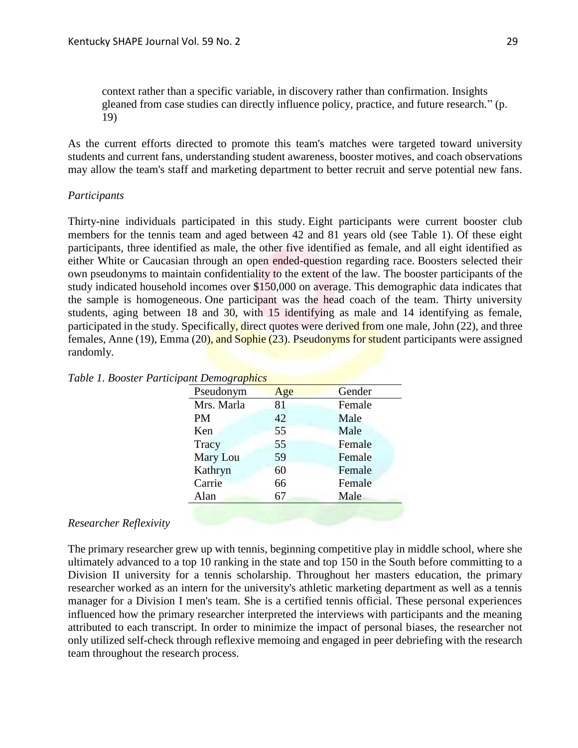> context rather than a specific variable, in discovery rather than confirmation. Insights gleaned from case studies can directly influence policy, practice, and future research." (p. 19)

As the current efforts directed to promote this team's matches were targeted toward university students and current fans, understanding student awareness, booster motives, and coach observations may allow the team's staff and marketing department to better recruit and serve potential new fans.

*Participants*

Thirty-nine individuals participated in this study. Eight participants were current booster club members for the tennis team and aged between 42 and 81 years old (see Table 1). Of these eight participants, three identified as male, the other five identified as female, and all eight identified as either White or Caucasian through an open ended-question regarding race. Boosters selected their own pseudonyms to maintain confidentiality to the extent of the law. The booster participants of the study indicated household incomes over $150,000 on average. This demographic data indicates that the sample is homogeneous. One participant was the head coach of the team. Thirty university students, aging between 18 and 30, with 15 identifying as male and 14 identifying as female, participated in the study. Specifically, direct quotes were derived from one male, John (22), and three females, Anne (19), Emma (20), and Sophie (23). Pseudonyms for student participants were assigned randomly.

*Table 1. Booster Participant Demographics*

| Pseudonym | Age | Gender |
|---|---|---|
| Mrs. Marla | 81 | Female |
| PM | 42 | Male |
| Ken | 55 | Male |
| Tracy | 55 | Female |
| Mary Lou | 59 | Female |
| Kathryn | 60 | Female |
| Carrie | 66 | Female |
| Alan | 67 | Male |

*Researcher Reflexivity*

The primary researcher grew up with tennis, beginning competitive play in middle school, where she ultimately advanced to a top 10 ranking in the state and top 150 in the South before committing to a Division II university for a tennis scholarship. Throughout her masters education, the primary researcher worked as an intern for the university's athletic marketing department as well as a tennis manager for a Division I men's team. She is a certified tennis official. These personal experiences influenced how the primary researcher interpreted the interviews with participants and the meaning attributed to each transcript. In order to minimize the impact of personal biases, the researcher not only utilized self-check through reflexive memoing and engaged in peer debriefing with the research team throughout the research process.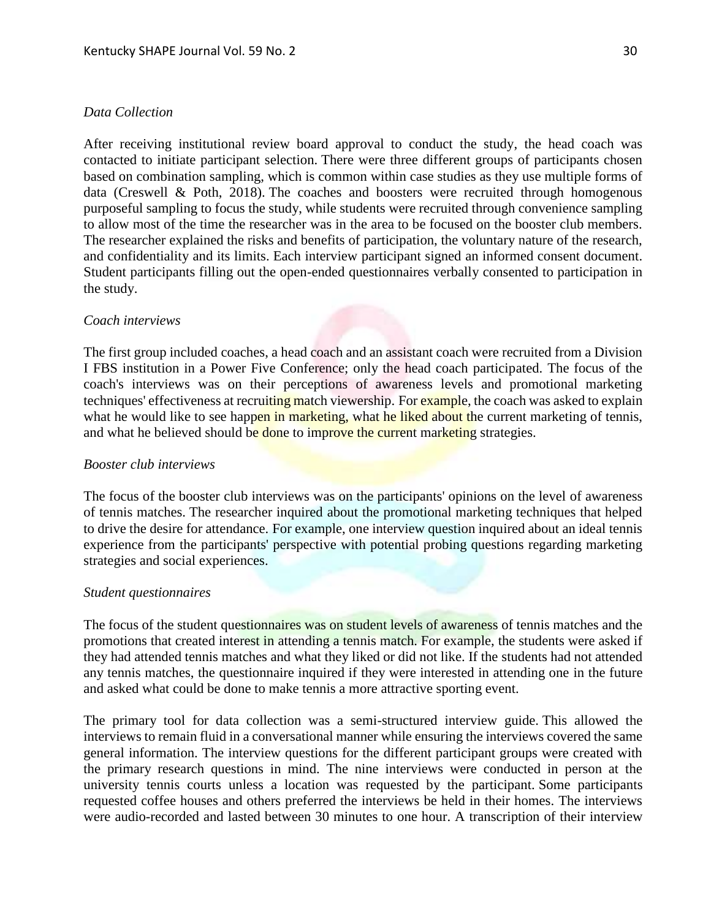*Data Collection*

After receiving institutional review board approval to conduct the study, the head coach was contacted to initiate participant selection. There were three different groups of participants chosen based on combination sampling, which is common within case studies as they use multiple forms of data (Creswell & Poth, 2018). The coaches and boosters were recruited through homogenous purposeful sampling to focus the study, while students were recruited through convenience sampling to allow most of the time the researcher was in the area to be focused on the booster club members. The researcher explained the risks and benefits of participation, the voluntary nature of the research, and confidentiality and its limits. Each interview participant signed an informed consent document. Student participants filling out the open-ended questionnaires verbally consented to participation in the study.

*Coach interviews*

The first group included coaches, a head coach and an assistant coach were recruited from a Division I FBS institution in a Power Five Conference; only the head coach participated. The focus of the coach's interviews was on their perceptions of awareness levels and promotional marketing techniques' effectiveness at recruiting match viewership. For example, the coach was asked to explain what he would like to see happen in marketing, what he liked about the current marketing of tennis, and what he believed should be done to improve the current marketing strategies.

*Booster club interviews*

The focus of the booster club interviews was on the participants' opinions on the level of awareness of tennis matches. The researcher inquired about the promotional marketing techniques that helped to drive the desire for attendance. For example, one interview question inquired about an ideal tennis experience from the participants' perspective with potential probing questions regarding marketing strategies and social experiences.

*Student questionnaires*

The focus of the student questionnaires was on student levels of awareness of tennis matches and the promotions that created interest in attending a tennis match. For example, the students were asked if they had attended tennis matches and what they liked or did not like. If the students had not attended any tennis matches, the questionnaire inquired if they were interested in attending one in the future and asked what could be done to make tennis a more attractive sporting event.

The primary tool for data collection was a semi-structured interview guide. This allowed the interviews to remain fluid in a conversational manner while ensuring the interviews covered the same general information. The interview questions for the different participant groups were created with the primary research questions in mind. The nine interviews were conducted in person at the university tennis courts unless a location was requested by the participant. Some participants requested coffee houses and others preferred the interviews be held in their homes. The interviews were audio-recorded and lasted between 30 minutes to one hour. A transcription of their interview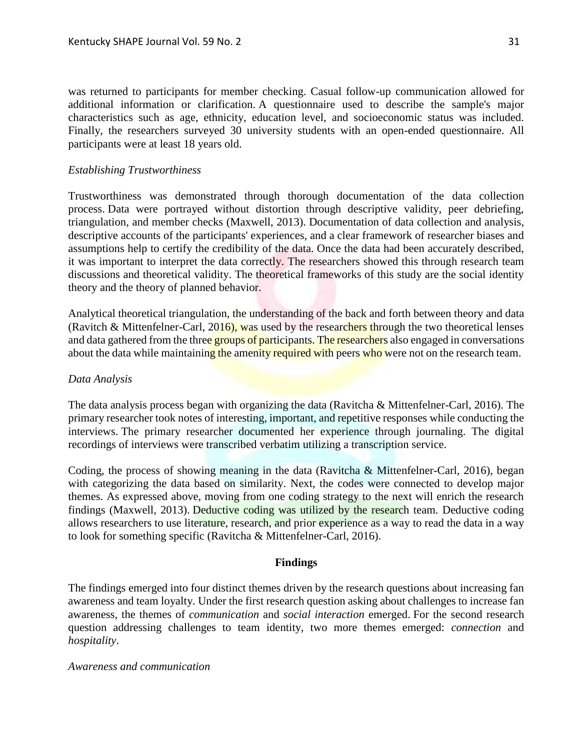was returned to participants for member checking. Casual follow-up communication allowed for additional information or clarification. A questionnaire used to describe the sample's major characteristics such as age, ethnicity, education level, and socioeconomic status was included. Finally, the researchers surveyed 30 university students with an open-ended questionnaire. All participants were at least 18 years old.

*Establishing Trustworthiness*

Trustworthiness was demonstrated through thorough documentation of the data collection process. Data were portrayed without distortion through descriptive validity, peer debriefing, triangulation, and member checks (Maxwell, 2013). Documentation of data collection and analysis, descriptive accounts of the participants' experiences, and a clear framework of researcher biases and assumptions help to certify the credibility of the data. Once the data had been accurately described, it was important to interpret the data correctly. The researchers showed this through research team discussions and theoretical validity. The theoretical frameworks of this study are the social identity theory and the theory of planned behavior.

Analytical theoretical triangulation, the understanding of the back and forth between theory and data (Ravitch & Mittenfelner-Carl, 2016), was used by the researchers through the two theoretical lenses and data gathered from the three groups of participants. The researchers also engaged in conversations about the data while maintaining the amenity required with peers who were not on the research team.

*Data Analysis*

The data analysis process began with organizing the data (Ravitcha & Mittenfelner-Carl, 2016). The primary researcher took notes of interesting, important, and repetitive responses while conducting the interviews. The primary researcher documented her experience through journaling. The digital recordings of interviews were transcribed verbatim utilizing a transcription service.

Coding, the process of showing meaning in the data (Ravitcha & Mittenfelner-Carl, 2016), began with categorizing the data based on similarity. Next, the codes were connected to develop major themes. As expressed above, moving from one coding strategy to the next will enrich the research findings (Maxwell, 2013). Deductive coding was utilized by the research team. Deductive coding allows researchers to use literature, research, and prior experience as a way to read the data in a way to look for something specific (Ravitcha & Mittenfelner-Carl, 2016).

## Findings

The findings emerged into four distinct themes driven by the research questions about increasing fan awareness and team loyalty. Under the first research question asking about challenges to increase fan awareness, the themes of *communication* and *social interaction* emerged. For the second research question addressing challenges to team identity, two more themes emerged: *connection* and *hospitality*.

*Awareness and communication*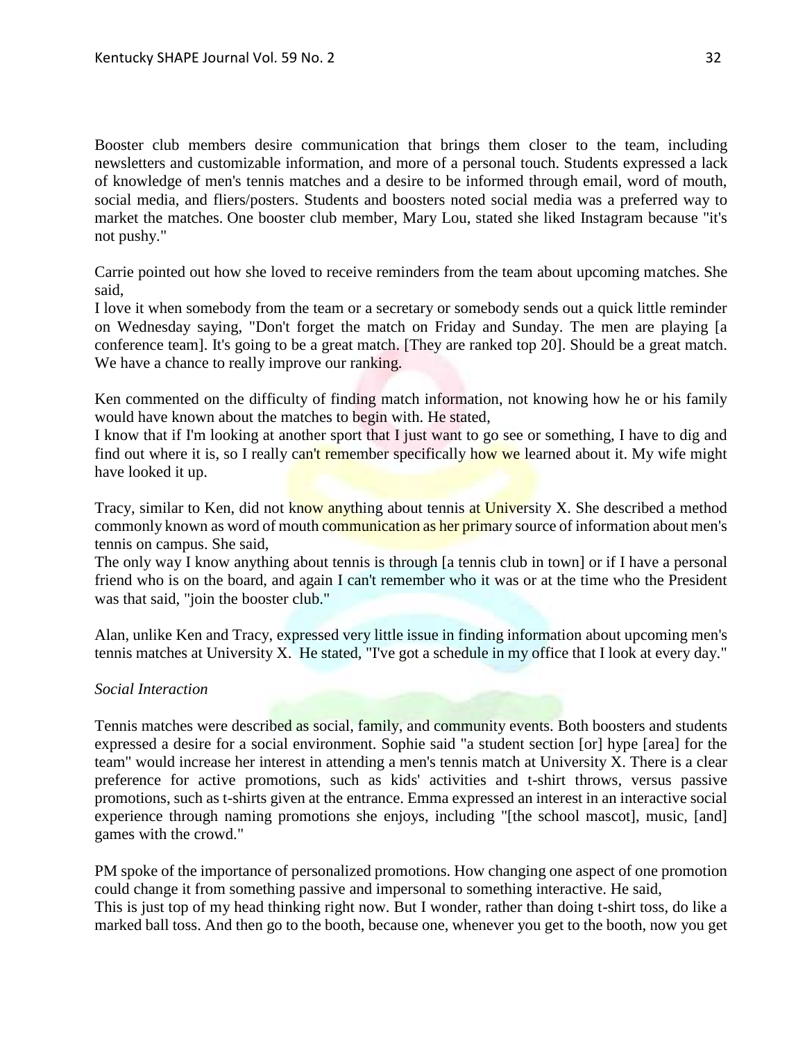Booster club members desire communication that brings them closer to the team, including newsletters and customizable information, and more of a personal touch. Students expressed a lack of knowledge of men's tennis matches and a desire to be informed through email, word of mouth, social media, and fliers/posters. Students and boosters noted social media was a preferred way to market the matches. One booster club member, Mary Lou, stated she liked Instagram because "it's not pushy."

Carrie pointed out how she loved to receive reminders from the team about upcoming matches. She said,

I love it when somebody from the team or a secretary or somebody sends out a quick little reminder on Wednesday saying, "Don't forget the match on Friday and Sunday. The men are playing [a conference team]. It's going to be a great match. [They are ranked top 20]. Should be a great match. We have a chance to really improve our ranking.

Ken commented on the difficulty of finding match information, not knowing how he or his family would have known about the matches to begin with. He stated,

I know that if I'm looking at another sport that I just want to go see or something, I have to dig and find out where it is, so I really can't remember specifically how we learned about it. My wife might have looked it up.

Tracy, similar to Ken, did not know anything about tennis at University X. She described a method commonly known as word of mouth communication as her primary source of information about men's tennis on campus. She said,

The only way I know anything about tennis is through [a tennis club in town] or if I have a personal friend who is on the board, and again I can't remember who it was or at the time who the President was that said, "join the booster club."

Alan, unlike Ken and Tracy, expressed very little issue in finding information about upcoming men's tennis matches at University X. He stated, "I've got a schedule in my office that I look at every day."

*Social Interaction*

Tennis matches were described as social, family, and community events. Both boosters and students expressed a desire for a social environment. Sophie said "a student section [or] hype [area] for the team" would increase her interest in attending a men's tennis match at University X. There is a clear preference for active promotions, such as kids' activities and t-shirt throws, versus passive promotions, such as t-shirts given at the entrance. Emma expressed an interest in an interactive social experience through naming promotions she enjoys, including "[the school mascot], music, [and] games with the crowd."

PM spoke of the importance of personalized promotions. How changing one aspect of one promotion could change it from something passive and impersonal to something interactive. He said,

This is just top of my head thinking right now. But I wonder, rather than doing t-shirt toss, do like a marked ball toss. And then go to the booth, because one, whenever you get to the booth, now you get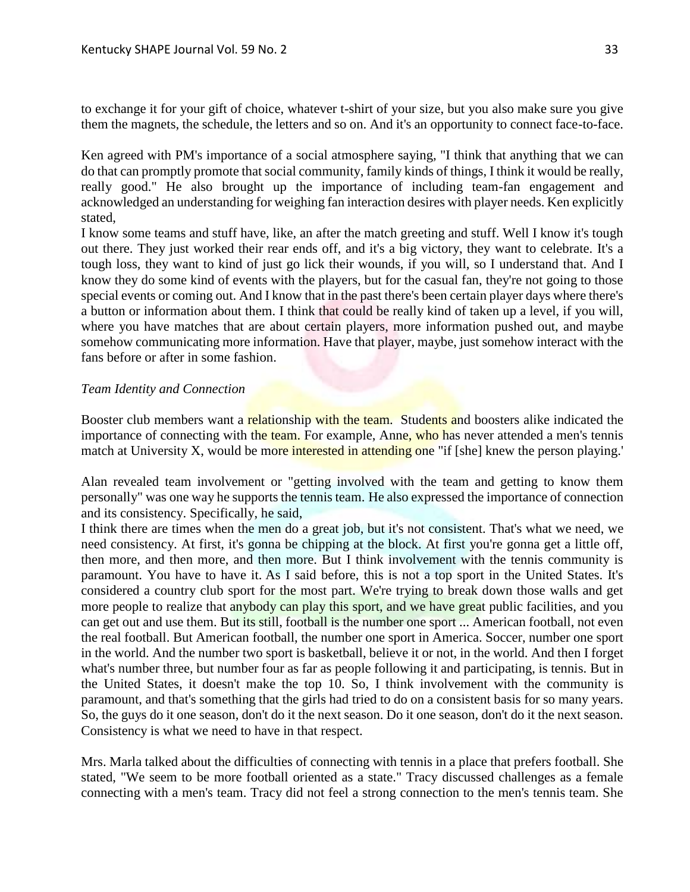to exchange it for your gift of choice, whatever t-shirt of your size, but you also make sure you give them the magnets, the schedule, the letters and so on. And it's an opportunity to connect face-to-face.

Ken agreed with PM's importance of a social atmosphere saying, "I think that anything that we can do that can promptly promote that social community, family kinds of things, I think it would be really, really good." He also brought up the importance of including team-fan engagement and acknowledged an understanding for weighing fan interaction desires with player needs. Ken explicitly stated,

I know some teams and stuff have, like, an after the match greeting and stuff. Well I know it's tough out there. They just worked their rear ends off, and it's a big victory, they want to celebrate. It's a tough loss, they want to kind of just go lick their wounds, if you will, so I understand that. And I know they do some kind of events with the players, but for the casual fan, they're not going to those special events or coming out. And I know that in the past there's been certain player days where there's a button or information about them. I think that could be really kind of taken up a level, if you will, where you have matches that are about certain players, more information pushed out, and maybe somehow communicating more information. Have that player, maybe, just somehow interact with the fans before or after in some fashion.

*Team Identity and Connection*

Booster club members want a relationship with the team. Students and boosters alike indicated the importance of connecting with the team. For example, Anne, who has never attended a men's tennis match at University X, would be more interested in attending one "if [she] knew the person playing.'

Alan revealed team involvement or "getting involved with the team and getting to know them personally" was one way he supports the tennis team. He also expressed the importance of connection and its consistency. Specifically, he said,

I think there are times when the men do a great job, but it's not consistent. That's what we need, we need consistency. At first, it's gonna be chipping at the block. At first you're gonna get a little off, then more, and then more, and then more. But I think involvement with the tennis community is paramount. You have to have it. As I said before, this is not a top sport in the United States. It's considered a country club sport for the most part. We're trying to break down those walls and get more people to realize that anybody can play this sport, and we have great public facilities, and you can get out and use them. But its still, football is the number one sport ... American football, not even the real football. But American football, the number one sport in America. Soccer, number one sport in the world. And the number two sport is basketball, believe it or not, in the world. And then I forget what's number three, but number four as far as people following it and participating, is tennis. But in the United States, it doesn't make the top 10. So, I think involvement with the community is paramount, and that's something that the girls had tried to do on a consistent basis for so many years. So, the guys do it one season, don't do it the next season. Do it one season, don't do it the next season. Consistency is what we need to have in that respect.

Mrs. Marla talked about the difficulties of connecting with tennis in a place that prefers football. She stated, "We seem to be more football oriented as a state." Tracy discussed challenges as a female connecting with a men's team. Tracy did not feel a strong connection to the men's tennis team. She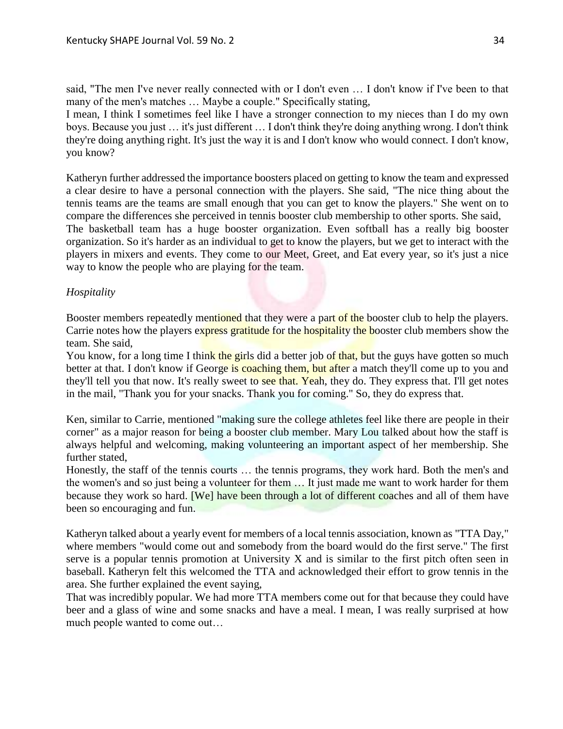said, "The men I've never really connected with or I don't even … I don't know if I've been to that many of the men's matches … Maybe a couple." Specifically stating,

I mean, I think I sometimes feel like I have a stronger connection to my nieces than I do my own boys. Because you just … it's just different … I don't think they're doing anything wrong. I don't think they're doing anything right. It's just the way it is and I don't know who would connect. I don't know, you know?

Katheryn further addressed the importance boosters placed on getting to know the team and expressed a clear desire to have a personal connection with the players. She said, "The nice thing about the tennis teams are the teams are small enough that you can get to know the players." She went on to compare the differences she perceived in tennis booster club membership to other sports. She said,

The basketball team has a huge booster organization. Even softball has a really big booster organization. So it's harder as an individual to get to know the players, but we get to interact with the players in mixers and events. They come to our Meet, Greet, and Eat every year, so it's just a nice way to know the people who are playing for the team.

*Hospitality*

Booster members repeatedly mentioned that they were a part of the booster club to help the players. Carrie notes how the players express gratitude for the hospitality the booster club members show the team. She said,

You know, for a long time I think the girls did a better job of that, but the guys have gotten so much better at that. I don't know if George is coaching them, but after a match they'll come up to you and they'll tell you that now. It's really sweet to see that. Yeah, they do. They express that. I'll get notes in the mail, "Thank you for your snacks. Thank you for coming." So, they do express that.

Ken, similar to Carrie, mentioned "making sure the college athletes feel like there are people in their corner" as a major reason for being a booster club member. Mary Lou talked about how the staff is always helpful and welcoming, making volunteering an important aspect of her membership. She further stated,

Honestly, the staff of the tennis courts … the tennis programs, they work hard. Both the men's and the women's and so just being a volunteer for them … It just made me want to work harder for them because they work so hard. [We] have been through a lot of different coaches and all of them have been so encouraging and fun.

Katheryn talked about a yearly event for members of a local tennis association, known as "TTA Day," where members "would come out and somebody from the board would do the first serve." The first serve is a popular tennis promotion at University X and is similar to the first pitch often seen in baseball. Katheryn felt this welcomed the TTA and acknowledged their effort to grow tennis in the area. She further explained the event saying,

That was incredibly popular. We had more TTA members come out for that because they could have beer and a glass of wine and some snacks and have a meal. I mean, I was really surprised at how much people wanted to come out…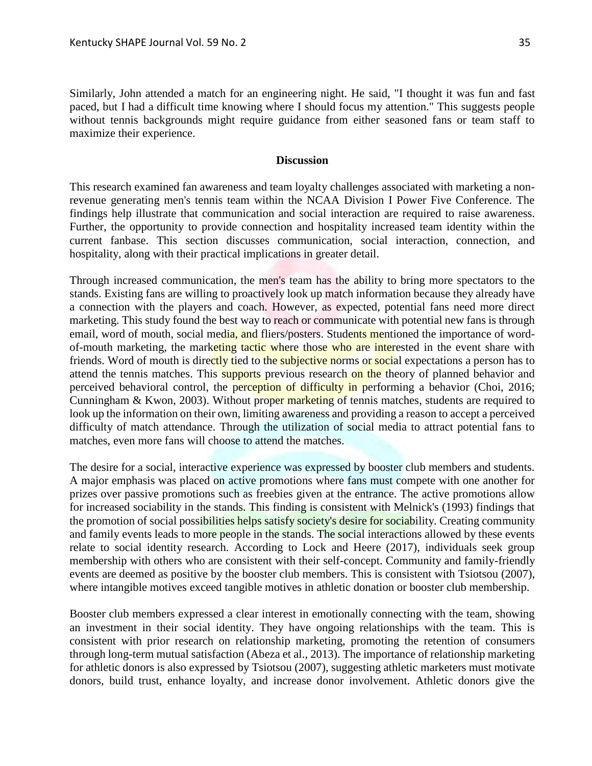Similarly, John attended a match for an engineering night. He said, "I thought it was fun and fast paced, but I had a difficult time knowing where I should focus my attention." This suggests people without tennis backgrounds might require guidance from either seasoned fans or team staff to maximize their experience.

## Discussion

This research examined fan awareness and team loyalty challenges associated with marketing a non-revenue generating men's tennis team within the NCAA Division I Power Five Conference. The findings help illustrate that communication and social interaction are required to raise awareness. Further, the opportunity to provide connection and hospitality increased team identity within the current fanbase. This section discusses communication, social interaction, connection, and hospitality, along with their practical implications in greater detail.

Through increased communication, the men's team has the ability to bring more spectators to the stands. Existing fans are willing to proactively look up match information because they already have a connection with the players and coach. However, as expected, potential fans need more direct marketing. This study found the best way to reach or communicate with potential new fans is through email, word of mouth, social media, and fliers/posters. Students mentioned the importance of word-of-mouth marketing, the marketing tactic where those who are interested in the event share with friends. Word of mouth is directly tied to the subjective norms or social expectations a person has to attend the tennis matches. This supports previous research on the theory of planned behavior and perceived behavioral control, the perception of difficulty in performing a behavior (Choi, 2016; Cunningham & Kwon, 2003). Without proper marketing of tennis matches, students are required to look up the information on their own, limiting awareness and providing a reason to accept a perceived difficulty of match attendance. Through the utilization of social media to attract potential fans to matches, even more fans will choose to attend the matches.

The desire for a social, interactive experience was expressed by booster club members and students. A major emphasis was placed on active promotions where fans must compete with one another for prizes over passive promotions such as freebies given at the entrance. The active promotions allow for increased sociability in the stands. This finding is consistent with Melnick's (1993) findings that the promotion of social possibilities helps satisfy society's desire for sociability. Creating community and family events leads to more people in the stands. The social interactions allowed by these events relate to social identity research. According to Lock and Heere (2017), individuals seek group membership with others who are consistent with their self-concept. Community and family-friendly events are deemed as positive by the booster club members. This is consistent with Tsiotsou (2007), where intangible motives exceed tangible motives in athletic donation or booster club membership.

Booster club members expressed a clear interest in emotionally connecting with the team, showing an investment in their social identity. They have ongoing relationships with the team. This is consistent with prior research on relationship marketing, promoting the retention of consumers through long-term mutual satisfaction (Abeza et al., 2013). The importance of relationship marketing for athletic donors is also expressed by Tsiotsou (2007), suggesting athletic marketers must motivate donors, build trust, enhance loyalty, and increase donor involvement. Athletic donors give the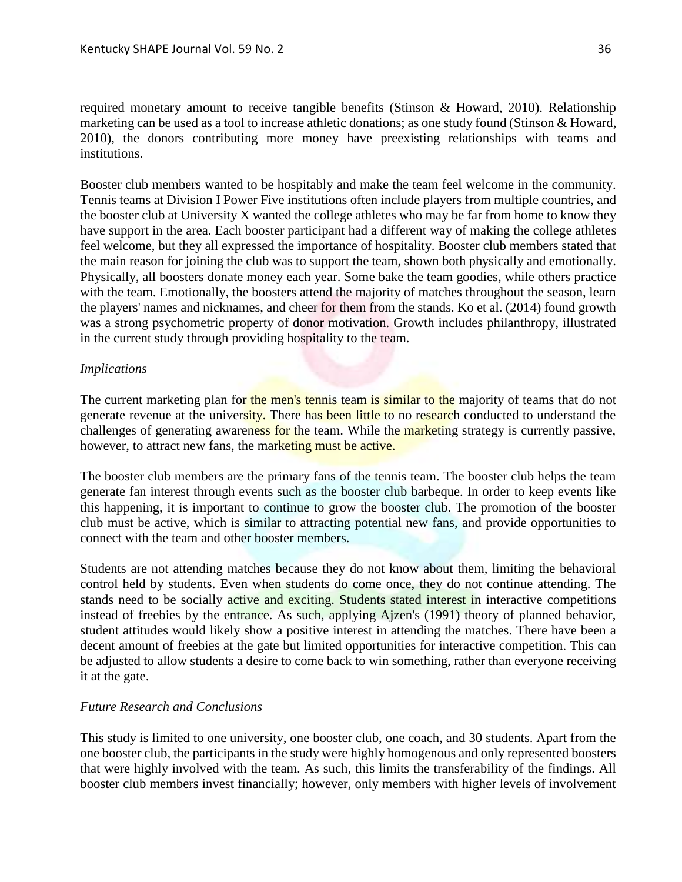required monetary amount to receive tangible benefits (Stinson & Howard, 2010). Relationship marketing can be used as a tool to increase athletic donations; as one study found (Stinson & Howard, 2010), the donors contributing more money have preexisting relationships with teams and institutions.

Booster club members wanted to be hospitably and make the team feel welcome in the community. Tennis teams at Division I Power Five institutions often include players from multiple countries, and the booster club at University X wanted the college athletes who may be far from home to know they have support in the area. Each booster participant had a different way of making the college athletes feel welcome, but they all expressed the importance of hospitality. Booster club members stated that the main reason for joining the club was to support the team, shown both physically and emotionally. Physically, all boosters donate money each year. Some bake the team goodies, while others practice with the team. Emotionally, the boosters attend the majority of matches throughout the season, learn the players' names and nicknames, and cheer for them from the stands. Ko et al. (2014) found growth was a strong psychometric property of donor motivation. Growth includes philanthropy, illustrated in the current study through providing hospitality to the team.

*Implications*

The current marketing plan for the men's tennis team is similar to the majority of teams that do not generate revenue at the university. There has been little to no research conducted to understand the challenges of generating awareness for the team. While the marketing strategy is currently passive, however, to attract new fans, the marketing must be active.

The booster club members are the primary fans of the tennis team. The booster club helps the team generate fan interest through events such as the booster club barbeque. In order to keep events like this happening, it is important to continue to grow the booster club. The promotion of the booster club must be active, which is similar to attracting potential new fans, and provide opportunities to connect with the team and other booster members.

Students are not attending matches because they do not know about them, limiting the behavioral control held by students. Even when students do come once, they do not continue attending. The stands need to be socially active and exciting. Students stated interest in interactive competitions instead of freebies by the entrance. As such, applying Ajzen's (1991) theory of planned behavior, student attitudes would likely show a positive interest in attending the matches. There have been a decent amount of freebies at the gate but limited opportunities for interactive competition. This can be adjusted to allow students a desire to come back to win something, rather than everyone receiving it at the gate.

*Future Research and Conclusions*

This study is limited to one university, one booster club, one coach, and 30 students. Apart from the one booster club, the participants in the study were highly homogenous and only represented boosters that were highly involved with the team. As such, this limits the transferability of the findings. All booster club members invest financially; however, only members with higher levels of involvement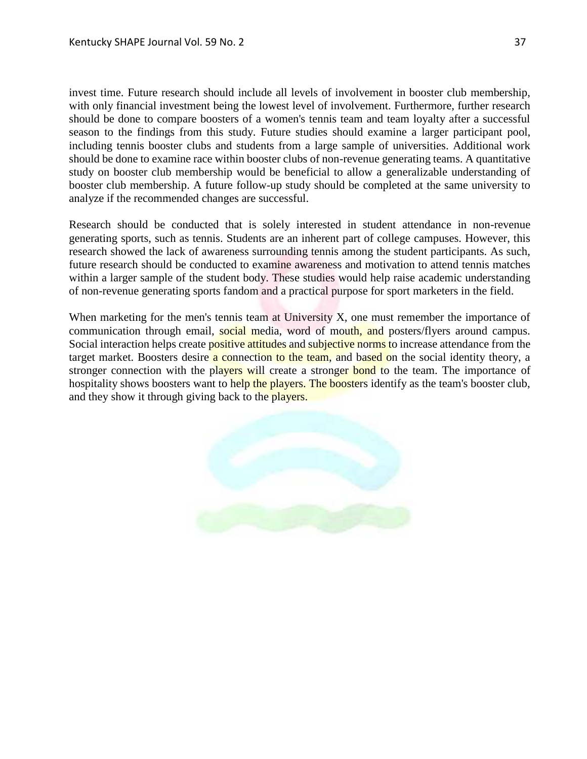invest time. Future research should include all levels of involvement in booster club membership, with only financial investment being the lowest level of involvement. Furthermore, further research should be done to compare boosters of a women's tennis team and team loyalty after a successful season to the findings from this study. Future studies should examine a larger participant pool, including tennis booster clubs and students from a large sample of universities. Additional work should be done to examine race within booster clubs of non-revenue generating teams. A quantitative study on booster club membership would be beneficial to allow a generalizable understanding of booster club membership. A future follow-up study should be completed at the same university to analyze if the recommended changes are successful.

Research should be conducted that is solely interested in student attendance in non-revenue generating sports, such as tennis. Students are an inherent part of college campuses. However, this research showed the lack of awareness surrounding tennis among the student participants. As such, future research should be conducted to examine awareness and motivation to attend tennis matches within a larger sample of the student body. These studies would help raise academic understanding of non-revenue generating sports fandom and a practical purpose for sport marketers in the field.

When marketing for the men's tennis team at University X, one must remember the importance of communication through email, social media, word of mouth, and posters/flyers around campus. Social interaction helps create positive attitudes and subjective norms to increase attendance from the target market. Boosters desire a connection to the team, and based on the social identity theory, a stronger connection with the players will create a stronger bond to the team. The importance of hospitality shows boosters want to help the players. The boosters identify as the team's booster club, and they show it through giving back to the players.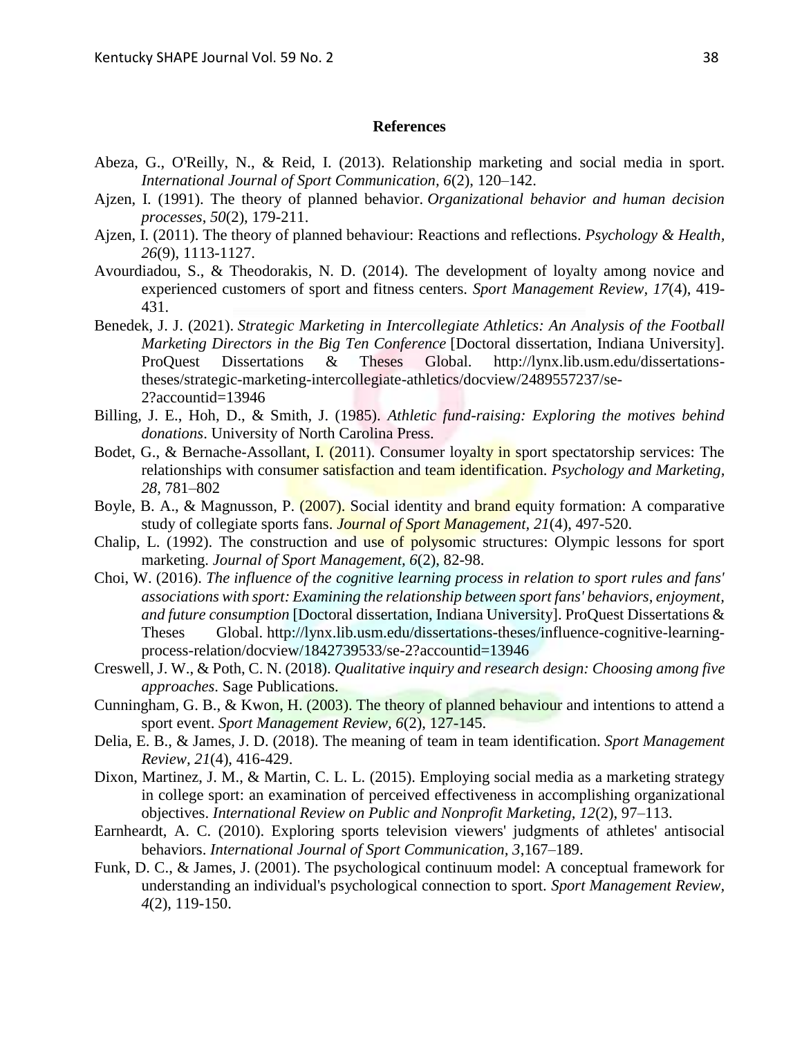## References

Abeza, G., O'Reilly, N., & Reid, I. (2013). Relationship marketing and social media in sport. *International Journal of Sport Communication, 6*(2), 120–142.

Ajzen, I. (1991). The theory of planned behavior. *Organizational behavior and human decision processes, 50*(2), 179-211.

Ajzen, I. (2011). The theory of planned behaviour: Reactions and reflections. *Psychology & Health, 26*(9), 1113-1127.

Avourdiadou, S., & Theodorakis, N. D. (2014). The development of loyalty among novice and experienced customers of sport and fitness centers. *Sport Management Review, 17*(4), 419-431.

Benedek, J. J. (2021). *Strategic Marketing in Intercollegiate Athletics: An Analysis of the Football Marketing Directors in the Big Ten Conference* [Doctoral dissertation, Indiana University]. ProQuest Dissertations & Theses Global. http://lynx.lib.usm.edu/dissertations-theses/strategic-marketing-intercollegiate-athletics/docview/2489557237/se-2?accountid=13946

Billing, J. E., Hoh, D., & Smith, J. (1985). *Athletic fund-raising: Exploring the motives behind donations*. University of North Carolina Press.

Bodet, G., & Bernache-Assollant, I. (2011). Consumer loyalty in sport spectatorship services: The relationships with consumer satisfaction and team identification. *Psychology and Marketing, 28*, 781–802

Boyle, B. A., & Magnusson, P. (2007). Social identity and brand equity formation: A comparative study of collegiate sports fans. *Journal of Sport Management, 21*(4), 497-520.

Chalip, L. (1992). The construction and use of polysomic structures: Olympic lessons for sport marketing. *Journal of Sport Management, 6*(2), 82-98.

Choi, W. (2016). *The influence of the cognitive learning process in relation to sport rules and fans' associations with sport: Examining the relationship between sport fans' behaviors, enjoyment, and future consumption* [Doctoral dissertation, Indiana University]. ProQuest Dissertations & Theses Global. http://lynx.lib.usm.edu/dissertations-theses/influence-cognitive-learning-process-relation/docview/1842739533/se-2?accountid=13946

Creswell, J. W., & Poth, C. N. (2018). *Qualitative inquiry and research design: Choosing among five approaches*. Sage Publications.

Cunningham, G. B., & Kwon, H. (2003). The theory of planned behaviour and intentions to attend a sport event. *Sport Management Review, 6*(2), 127-145.

Delia, E. B., & James, J. D. (2018). The meaning of team in team identification. *Sport Management Review, 21*(4), 416-429.

Dixon, Martinez, J. M., & Martin, C. L. L. (2015). Employing social media as a marketing strategy in college sport: an examination of perceived effectiveness in accomplishing organizational objectives. *International Review on Public and Nonprofit Marketing, 12*(2), 97–113.

Earnheardt, A. C. (2010). Exploring sports television viewers' judgments of athletes' antisocial behaviors. *International Journal of Sport Communication, 3*,167–189.

Funk, D. C., & James, J. (2001). The psychological continuum model: A conceptual framework for understanding an individual's psychological connection to sport. *Sport Management Review, 4*(2), 119-150.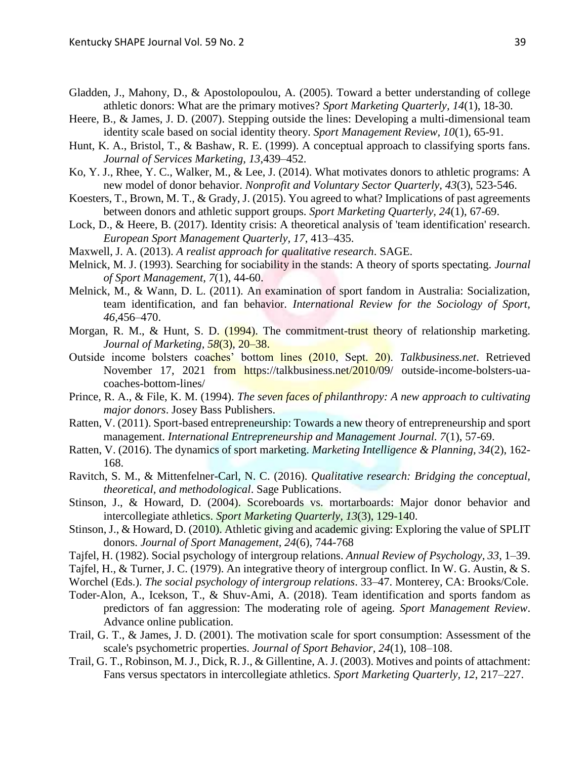Gladden, J., Mahony, D., & Apostolopoulou, A. (2005). Toward a better understanding of college athletic donors: What are the primary motives? *Sport Marketing Quarterly, 14*(1), 18-30.

Heere, B., & James, J. D. (2007). Stepping outside the lines: Developing a multi-dimensional team identity scale based on social identity theory. *Sport Management Review, 10*(1), 65-91.

Hunt, K. A., Bristol, T., & Bashaw, R. E. (1999). A conceptual approach to classifying sports fans. *Journal of Services Marketing, 13*,439–452.

Ko, Y. J., Rhee, Y. C., Walker, M., & Lee, J. (2014). What motivates donors to athletic programs: A new model of donor behavior. *Nonprofit and Voluntary Sector Quarterly, 43*(3), 523-546.

Koesters, T., Brown, M. T., & Grady, J. (2015). You agreed to what? Implications of past agreements between donors and athletic support groups. *Sport Marketing Quarterly, 24*(1), 67-69.

Lock, D., & Heere, B. (2017). Identity crisis: A theoretical analysis of 'team identification' research. *European Sport Management Quarterly, 17*, 413–435.

Maxwell, J. A. (2013). *A realist approach for qualitative research*. SAGE.

Melnick, M. J. (1993). Searching for sociability in the stands: A theory of sports spectating. *Journal of Sport Management, 7*(1), 44-60.

Melnick, M., & Wann, D. L. (2011). An examination of sport fandom in Australia: Socialization, team identification, and fan behavior. *International Review for the Sociology of Sport, 46*,456–470.

Morgan, R. M., & Hunt, S. D. (1994). The commitment-trust theory of relationship marketing. *Journal of Marketing, 58*(3), 20–38.

Outside income bolsters coaches' bottom lines (2010, Sept. 20). *Talkbusiness.net*. Retrieved November 17, 2021 from https://talkbusiness.net/2010/09/ outside-income-bolsters-ua-coaches-bottom-lines/

Prince, R. A., & File, K. M. (1994). *The seven faces of philanthropy: A new approach to cultivating major donors*. Josey Bass Publishers.

Ratten, V. (2011). Sport-based entrepreneurship: Towards a new theory of entrepreneurship and sport management. *International Entrepreneurship and Management Journal. 7*(1), 57-69.

Ratten, V. (2016). The dynamics of sport marketing. *Marketing Intelligence & Planning, 34*(2), 162-168.

Ravitch, S. M., & Mittenfelner-Carl, N. C. (2016). *Qualitative research: Bridging the conceptual, theoretical, and methodological*. Sage Publications.

Stinson, J., & Howard, D. (2004). Scoreboards vs. mortarboards: Major donor behavior and intercollegiate athletics. *Sport Marketing Quarterly, 13*(3), 129-140.

Stinson, J., & Howard, D. (2010). Athletic giving and academic giving: Exploring the value of SPLIT donors. *Journal of Sport Management, 24*(6), 744-768

Tajfel, H. (1982). Social psychology of intergroup relations. *Annual Review of Psychology, 33*, 1–39.

Tajfel, H., & Turner, J. C. (1979). An integrative theory of intergroup conflict. In W. G. Austin, & S. Worchel (Eds.). *The social psychology of intergroup relations*. 33–47. Monterey, CA: Brooks/Cole.

Toder-Alon, A., Icekson, T., & Shuv-Ami, A. (2018). Team identification and sports fandom as predictors of fan aggression: The moderating role of ageing. *Sport Management Review*. Advance online publication.

Trail, G. T., & James, J. D. (2001). The motivation scale for sport consumption: Assessment of the scale's psychometric properties. *Journal of Sport Behavior, 24*(1), 108–108.

Trail, G. T., Robinson, M. J., Dick, R. J., & Gillentine, A. J. (2003). Motives and points of attachment: Fans versus spectators in intercollegiate athletics. *Sport Marketing Quarterly, 12*, 217–227.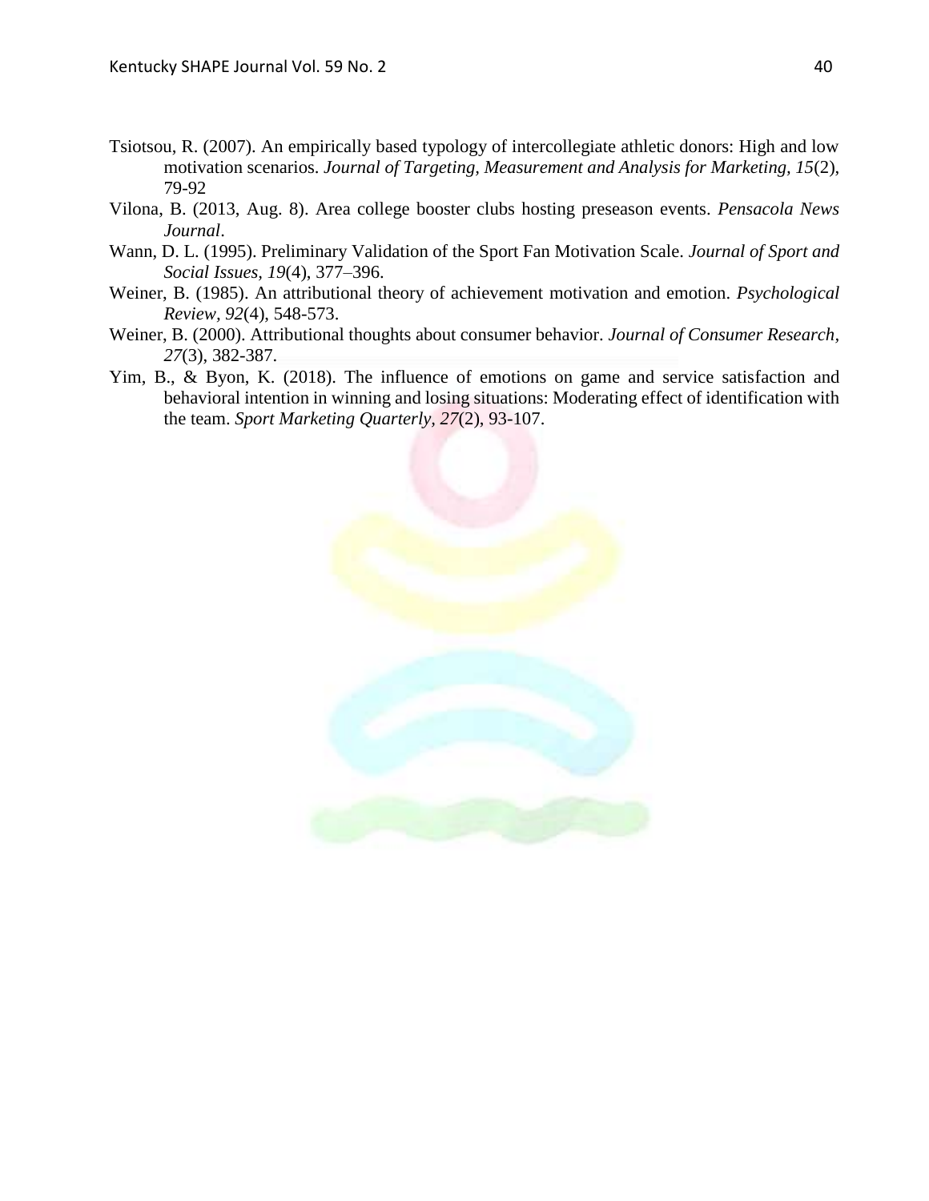Tsiotsou, R. (2007). An empirically based typology of intercollegiate athletic donors: High and low motivation scenarios. *Journal of Targeting, Measurement and Analysis for Marketing, 15*(2), 79-92

Vilona, B. (2013, Aug. 8). Area college booster clubs hosting preseason events. *Pensacola News Journal*.

Wann, D. L. (1995). Preliminary Validation of the Sport Fan Motivation Scale. *Journal of Sport and Social Issues, 19*(4), 377–396.

Weiner, B. (1985). An attributional theory of achievement motivation and emotion. *Psychological Review, 92*(4), 548-573.

Weiner, B. (2000). Attributional thoughts about consumer behavior. *Journal of Consumer Research, 27*(3), 382-387.

Yim, B., & Byon, K. (2018). The influence of emotions on game and service satisfaction and behavioral intention in winning and losing situations: Moderating effect of identification with the team. *Sport Marketing Quarterly, 27*(2), 93-107.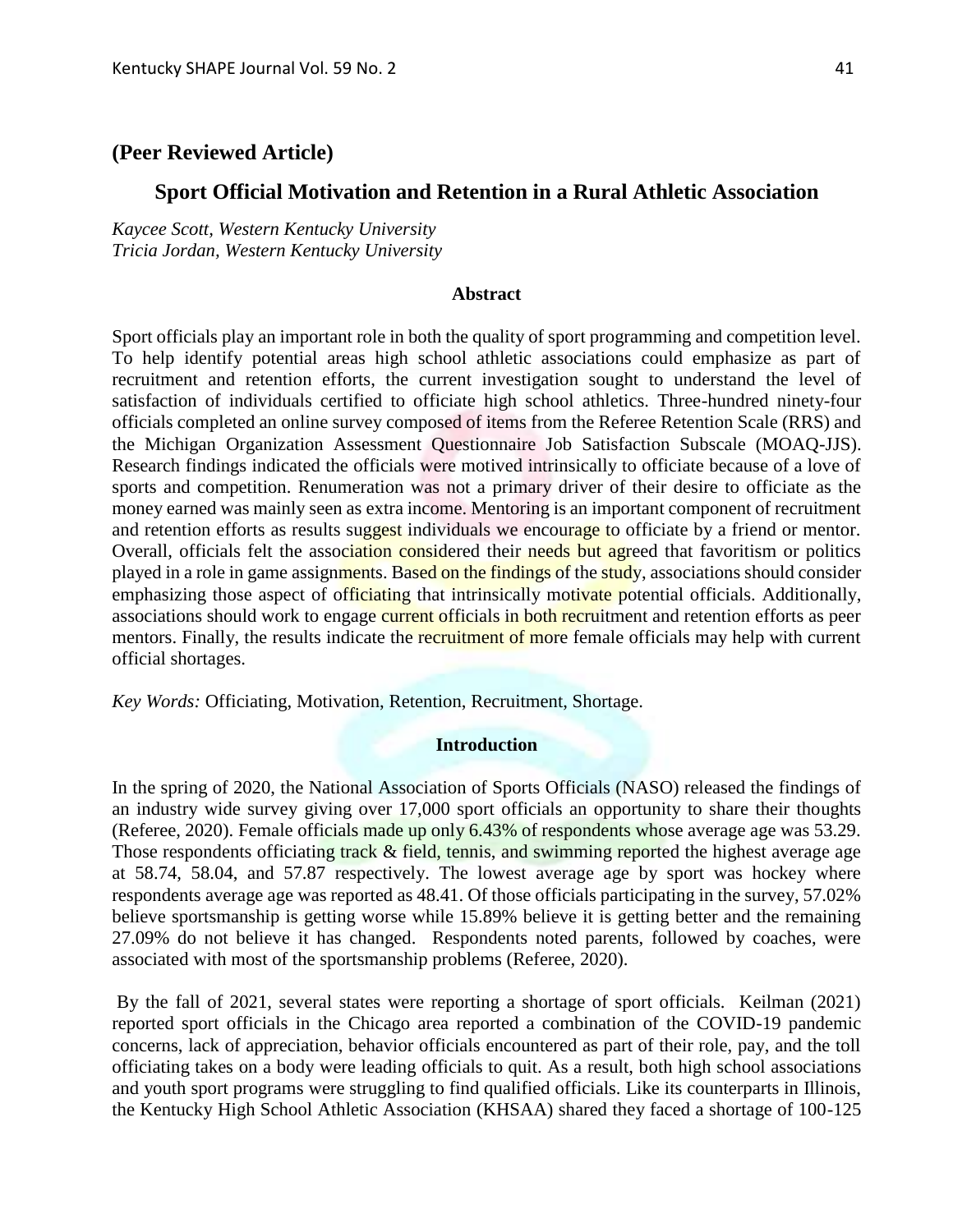**(Peer Reviewed Article)**

## Sport Official Motivation and Retention in a Rural Athletic Association

*Kaycee Scott, Western Kentucky University*
*Tricia Jordan, Western Kentucky University*

### Abstract

Sport officials play an important role in both the quality of sport programming and competition level. To help identify potential areas high school athletic associations could emphasize as part of recruitment and retention efforts, the current investigation sought to understand the level of satisfaction of individuals certified to officiate high school athletics. Three-hundred ninety-four officials completed an online survey composed of items from the Referee Retention Scale (RRS) and the Michigan Organization Assessment Questionnaire Job Satisfaction Subscale (MOAQ-JJS). Research findings indicated the officials were motived intrinsically to officiate because of a love of sports and competition. Renumeration was not a primary driver of their desire to officiate as the money earned was mainly seen as extra income. Mentoring is an important component of recruitment and retention efforts as results suggest individuals we encourage to officiate by a friend or mentor. Overall, officials felt the association considered their needs but agreed that favoritism or politics played in a role in game assignments. Based on the findings of the study, associations should consider emphasizing those aspect of officiating that intrinsically motivate potential officials. Additionally, associations should work to engage current officials in both recruitment and retention efforts as peer mentors. Finally, the results indicate the recruitment of more female officials may help with current official shortages.

*Key Words:* Officiating, Motivation, Retention, Recruitment, Shortage.

### Introduction

In the spring of 2020, the National Association of Sports Officials (NASO) released the findings of an industry wide survey giving over 17,000 sport officials an opportunity to share their thoughts (Referee, 2020). Female officials made up only 6.43% of respondents whose average age was 53.29. Those respondents officiating track & field, tennis, and swimming reported the highest average age at 58.74, 58.04, and 57.87 respectively. The lowest average age by sport was hockey where respondents average age was reported as 48.41. Of those officials participating in the survey, 57.02% believe sportsmanship is getting worse while 15.89% believe it is getting better and the remaining 27.09% do not believe it has changed. Respondents noted parents, followed by coaches, were associated with most of the sportsmanship problems (Referee, 2020).

By the fall of 2021, several states were reporting a shortage of sport officials. Keilman (2021) reported sport officials in the Chicago area reported a combination of the COVID-19 pandemic concerns, lack of appreciation, behavior officials encountered as part of their role, pay, and the toll officiating takes on a body were leading officials to quit. As a result, both high school associations and youth sport programs were struggling to find qualified officials. Like its counterparts in Illinois, the Kentucky High School Athletic Association (KHSAA) shared they faced a shortage of 100-125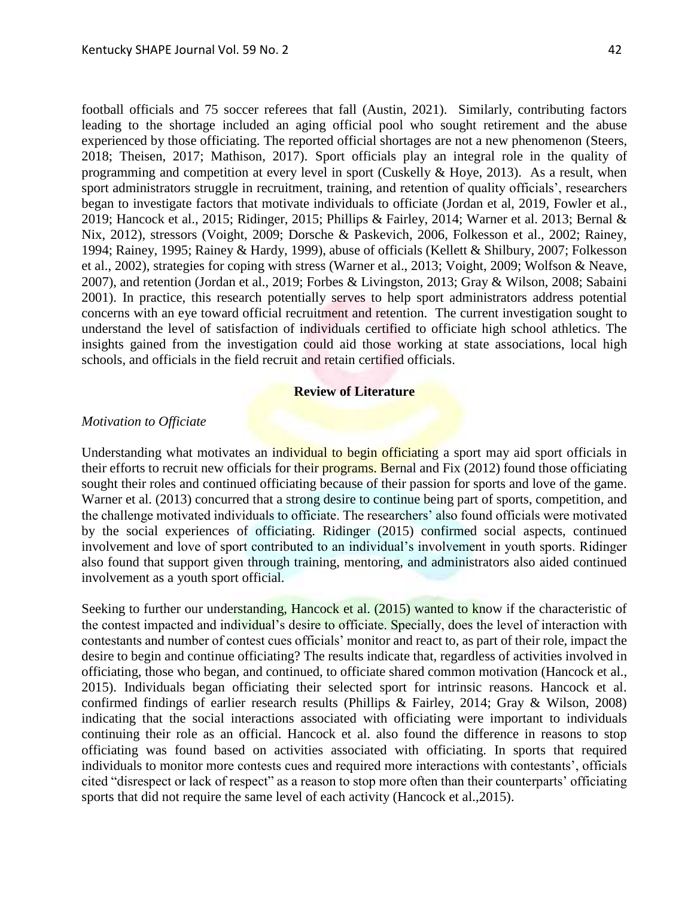football officials and 75 soccer referees that fall (Austin, 2021). Similarly, contributing factors leading to the shortage included an aging official pool who sought retirement and the abuse experienced by those officiating. The reported official shortages are not a new phenomenon (Steers, 2018; Theisen, 2017; Mathison, 2017). Sport officials play an integral role in the quality of programming and competition at every level in sport (Cuskelly & Hoye, 2013). As a result, when sport administrators struggle in recruitment, training, and retention of quality officials', researchers began to investigate factors that motivate individuals to officiate (Jordan et al, 2019, Fowler et al., 2019; Hancock et al., 2015; Ridinger, 2015; Phillips & Fairley, 2014; Warner et al. 2013; Bernal & Nix, 2012), stressors (Voight, 2009; Dorsche & Paskevich, 2006, Folkesson et al., 2002; Rainey, 1994; Rainey, 1995; Rainey & Hardy, 1999), abuse of officials (Kellett & Shilbury, 2007; Folkesson et al., 2002), strategies for coping with stress (Warner et al., 2013; Voight, 2009; Wolfson & Neave, 2007), and retention (Jordan et al., 2019; Forbes & Livingston, 2013; Gray & Wilson, 2008; Sabaini 2001). In practice, this research potentially serves to help sport administrators address potential concerns with an eye toward official recruitment and retention. The current investigation sought to understand the level of satisfaction of individuals certified to officiate high school athletics. The insights gained from the investigation could aid those working at state associations, local high schools, and officials in the field recruit and retain certified officials.

## Review of Literature

### *Motivation to Officiate*

Understanding what motivates an individual to begin officiating a sport may aid sport officials in their efforts to recruit new officials for their programs. Bernal and Fix (2012) found those officiating sought their roles and continued officiating because of their passion for sports and love of the game. Warner et al. (2013) concurred that a strong desire to continue being part of sports, competition, and the challenge motivated individuals to officiate. The researchers' also found officials were motivated by the social experiences of officiating. Ridinger (2015) confirmed social aspects, continued involvement and love of sport contributed to an individual's involvement in youth sports. Ridinger also found that support given through training, mentoring, and administrators also aided continued involvement as a youth sport official.

Seeking to further our understanding, Hancock et al. (2015) wanted to know if the characteristic of the contest impacted and individual's desire to officiate. Specially, does the level of interaction with contestants and number of contest cues officials' monitor and react to, as part of their role, impact the desire to begin and continue officiating? The results indicate that, regardless of activities involved in officiating, those who began, and continued, to officiate shared common motivation (Hancock et al., 2015). Individuals began officiating their selected sport for intrinsic reasons. Hancock et al. confirmed findings of earlier research results (Phillips & Fairley, 2014; Gray & Wilson, 2008) indicating that the social interactions associated with officiating were important to individuals continuing their role as an official. Hancock et al. also found the difference in reasons to stop officiating was found based on activities associated with officiating. In sports that required individuals to monitor more contests cues and required more interactions with contestants', officials cited "disrespect or lack of respect" as a reason to stop more often than their counterparts' officiating sports that did not require the same level of each activity (Hancock et al.,2015).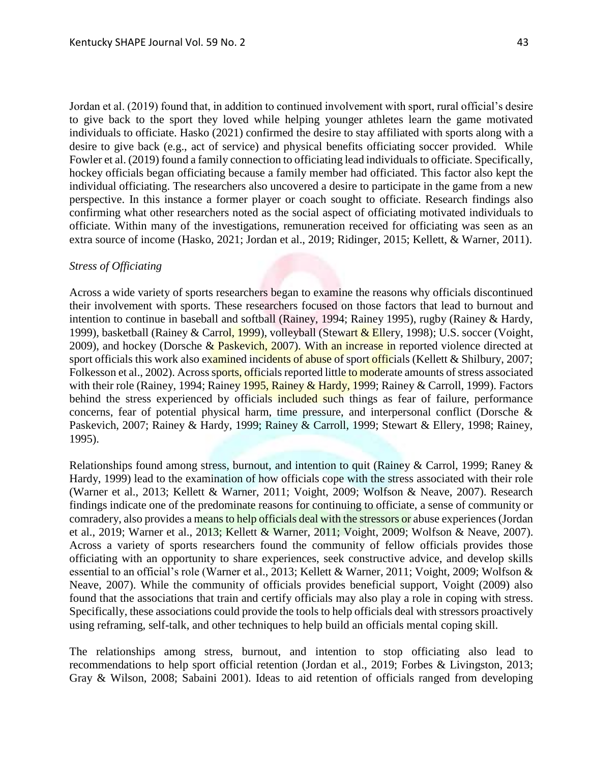Jordan et al. (2019) found that, in addition to continued involvement with sport, rural official's desire to give back to the sport they loved while helping younger athletes learn the game motivated individuals to officiate. Hasko (2021) confirmed the desire to stay affiliated with sports along with a desire to give back (e.g., act of service) and physical benefits officiating soccer provided. While Fowler et al. (2019) found a family connection to officiating lead individuals to officiate. Specifically, hockey officials began officiating because a family member had officiated. This factor also kept the individual officiating. The researchers also uncovered a desire to participate in the game from a new perspective. In this instance a former player or coach sought to officiate. Research findings also confirming what other researchers noted as the social aspect of officiating motivated individuals to officiate. Within many of the investigations, remuneration received for officiating was seen as an extra source of income (Hasko, 2021; Jordan et al., 2019; Ridinger, 2015; Kellett, & Warner, 2011).

*Stress of Officiating*

Across a wide variety of sports researchers began to examine the reasons why officials discontinued their involvement with sports. These researchers focused on those factors that lead to burnout and intention to continue in baseball and softball (Rainey, 1994; Rainey 1995), rugby (Rainey & Hardy, 1999), basketball (Rainey & Carrol, 1999), volleyball (Stewart & Ellery, 1998); U.S. soccer (Voight, 2009), and hockey (Dorsche & Paskevich, 2007). With an increase in reported violence directed at sport officials this work also examined incidents of abuse of sport officials (Kellett & Shilbury, 2007; Folkesson et al., 2002). Across sports, officials reported little to moderate amounts of stress associated with their role (Rainey, 1994; Rainey 1995, Rainey & Hardy, 1999; Rainey & Carroll, 1999). Factors behind the stress experienced by officials included such things as fear of failure, performance concerns, fear of potential physical harm, time pressure, and interpersonal conflict (Dorsche & Paskevich, 2007; Rainey & Hardy, 1999; Rainey & Carroll, 1999; Stewart & Ellery, 1998; Rainey, 1995).

Relationships found among stress, burnout, and intention to quit (Rainey & Carrol, 1999; Raney & Hardy, 1999) lead to the examination of how officials cope with the stress associated with their role (Warner et al., 2013; Kellett & Warner, 2011; Voight, 2009; Wolfson & Neave, 2007). Research findings indicate one of the predominate reasons for continuing to officiate, a sense of community or comradery, also provides a means to help officials deal with the stressors or abuse experiences (Jordan et al., 2019; Warner et al., 2013; Kellett & Warner, 2011; Voight, 2009; Wolfson & Neave, 2007). Across a variety of sports researchers found the community of fellow officials provides those officiating with an opportunity to share experiences, seek constructive advice, and develop skills essential to an official's role (Warner et al., 2013; Kellett & Warner, 2011; Voight, 2009; Wolfson & Neave, 2007). While the community of officials provides beneficial support, Voight (2009) also found that the associations that train and certify officials may also play a role in coping with stress. Specifically, these associations could provide the tools to help officials deal with stressors proactively using reframing, self-talk, and other techniques to help build an officials mental coping skill.

The relationships among stress, burnout, and intention to stop officiating also lead to recommendations to help sport official retention (Jordan et al., 2019; Forbes & Livingston, 2013; Gray & Wilson, 2008; Sabaini 2001). Ideas to aid retention of officials ranged from developing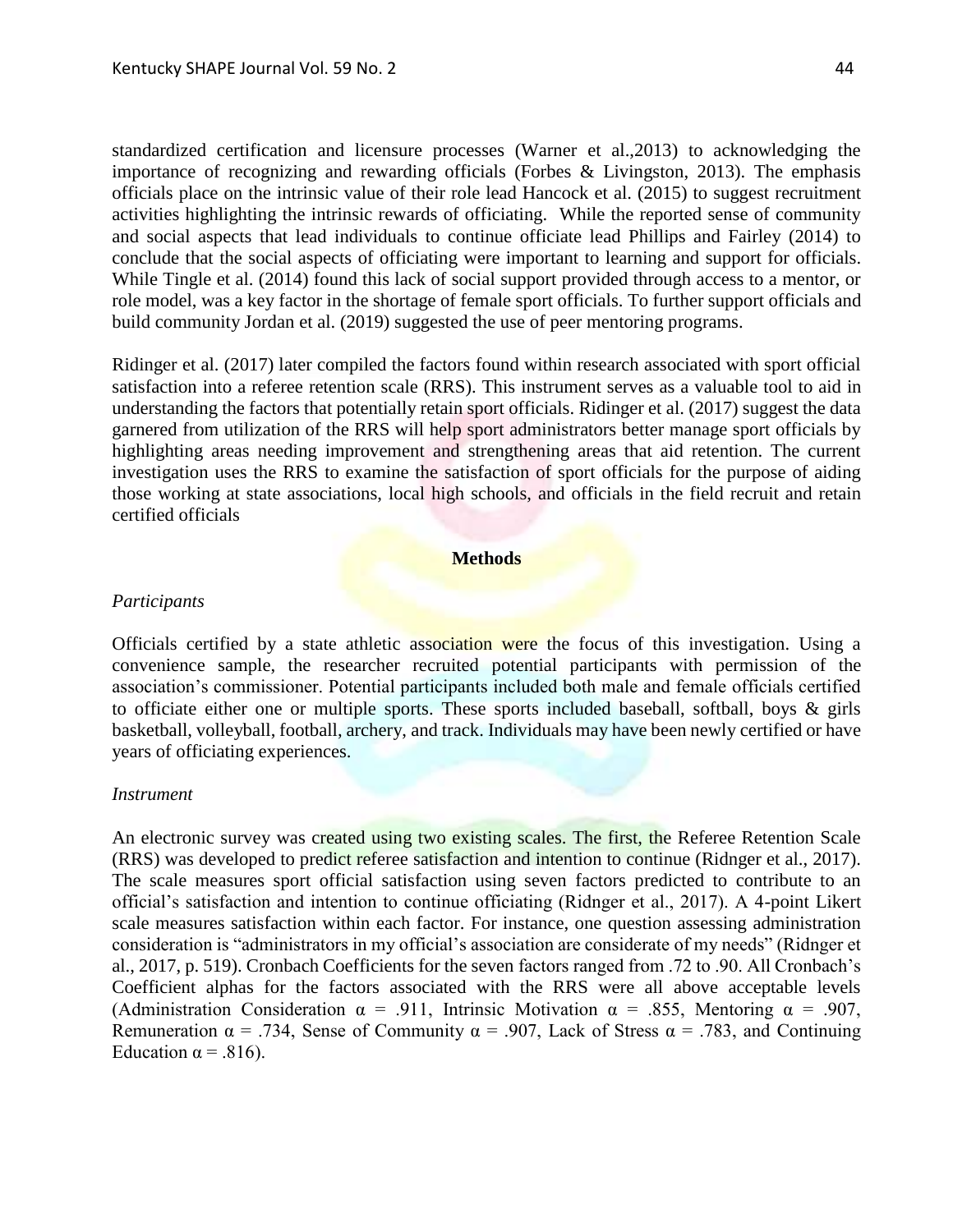standardized certification and licensure processes (Warner et al.,2013) to acknowledging the importance of recognizing and rewarding officials (Forbes & Livingston, 2013). The emphasis officials place on the intrinsic value of their role lead Hancock et al. (2015) to suggest recruitment activities highlighting the intrinsic rewards of officiating. While the reported sense of community and social aspects that lead individuals to continue officiate lead Phillips and Fairley (2014) to conclude that the social aspects of officiating were important to learning and support for officials. While Tingle et al. (2014) found this lack of social support provided through access to a mentor, or role model, was a key factor in the shortage of female sport officials. To further support officials and build community Jordan et al. (2019) suggested the use of peer mentoring programs.

Ridinger et al. (2017) later compiled the factors found within research associated with sport official satisfaction into a referee retention scale (RRS). This instrument serves as a valuable tool to aid in understanding the factors that potentially retain sport officials. Ridinger et al. (2017) suggest the data garnered from utilization of the RRS will help sport administrators better manage sport officials by highlighting areas needing improvement and strengthening areas that aid retention. The current investigation uses the RRS to examine the satisfaction of sport officials for the purpose of aiding those working at state associations, local high schools, and officials in the field recruit and retain certified officials

## Methods

*Participants*

Officials certified by a state athletic association were the focus of this investigation. Using a convenience sample, the researcher recruited potential participants with permission of the association's commissioner. Potential participants included both male and female officials certified to officiate either one or multiple sports. These sports included baseball, softball, boys & girls basketball, volleyball, football, archery, and track. Individuals may have been newly certified or have years of officiating experiences.

*Instrument*

An electronic survey was created using two existing scales. The first, the Referee Retention Scale (RRS) was developed to predict referee satisfaction and intention to continue (Ridnger et al., 2017). The scale measures sport official satisfaction using seven factors predicted to contribute to an official's satisfaction and intention to continue officiating (Ridnger et al., 2017). A 4-point Likert scale measures satisfaction within each factor. For instance, one question assessing administration consideration is "administrators in my official's association are considerate of my needs" (Ridnger et al., 2017, p. 519). Cronbach Coefficients for the seven factors ranged from .72 to .90. All Cronbach's Coefficient alphas for the factors associated with the RRS were all above acceptable levels (Administration Consideration $\alpha = .911$, Intrinsic Motivation $\alpha = .855$, Mentoring $\alpha = .907$, Remuneration $\alpha = .734$, Sense of Community $\alpha = .907$, Lack of Stress $\alpha = .783$, and Continuing Education $\alpha = .816$).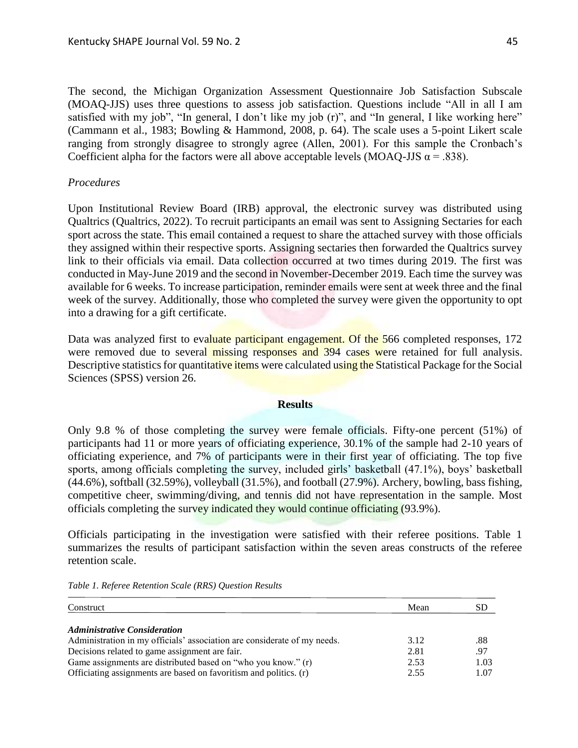The second, the Michigan Organization Assessment Questionnaire Job Satisfaction Subscale (MOAQ-JJS) uses three questions to assess job satisfaction. Questions include "All in all I am satisfied with my job", "In general, I don't like my job (r)", and "In general, I like working here" (Cammann et al., 1983; Bowling & Hammond, 2008, p. 64). The scale uses a 5-point Likert scale ranging from strongly disagree to strongly agree (Allen, 2001). For this sample the Cronbach's Coefficient alpha for the factors were all above acceptable levels (MOAQ-JJS $\alpha = .838$).

*Procedures*

Upon Institutional Review Board (IRB) approval, the electronic survey was distributed using Qualtrics (Qualtrics, 2022). To recruit participants an email was sent to Assigning Sectaries for each sport across the state. This email contained a request to share the attached survey with those officials they assigned within their respective sports. Assigning sectaries then forwarded the Qualtrics survey link to their officials via email. Data collection occurred at two times during 2019. The first was conducted in May-June 2019 and the second in November-December 2019. Each time the survey was available for 6 weeks. To increase participation, reminder emails were sent at week three and the final week of the survey. Additionally, those who completed the survey were given the opportunity to opt into a drawing for a gift certificate.

Data was analyzed first to evaluate participant engagement. Of the 566 completed responses, 172 were removed due to several missing responses and 394 cases were retained for full analysis. Descriptive statistics for quantitative items were calculated using the Statistical Package for the Social Sciences (SPSS) version 26.

## Results

Only 9.8 % of those completing the survey were female officials. Fifty-one percent (51%) of participants had 11 or more years of officiating experience, 30.1% of the sample had 2-10 years of officiating experience, and 7% of participants were in their first year of officiating. The top five sports, among officials completing the survey, included girls' basketball (47.1%), boys' basketball (44.6%), softball (32.59%), volleyball (31.5%), and football (27.9%). Archery, bowling, bass fishing, competitive cheer, swimming/diving, and tennis did not have representation in the sample. Most officials completing the survey indicated they would continue officiating (93.9%).

Officials participating in the investigation were satisfied with their referee positions. Table 1 summarizes the results of participant satisfaction within the seven areas constructs of the referee retention scale.

*Table 1. Referee Retention Scale (RRS) Question Results*

| Construct | Mean | SD |
|---|---|---|
| ***Administrative Consideration*** | | |
| Administration in my officials' association are considerate of my needs. | 3.12 | .88 |
| Decisions related to game assignment are fair. | 2.81 | .97 |
| Game assignments are distributed based on "who you know." (r) | 2.53 | 1.03 |
| Officiating assignments are based on favoritism and politics. (r) | 2.55 | 1.07 |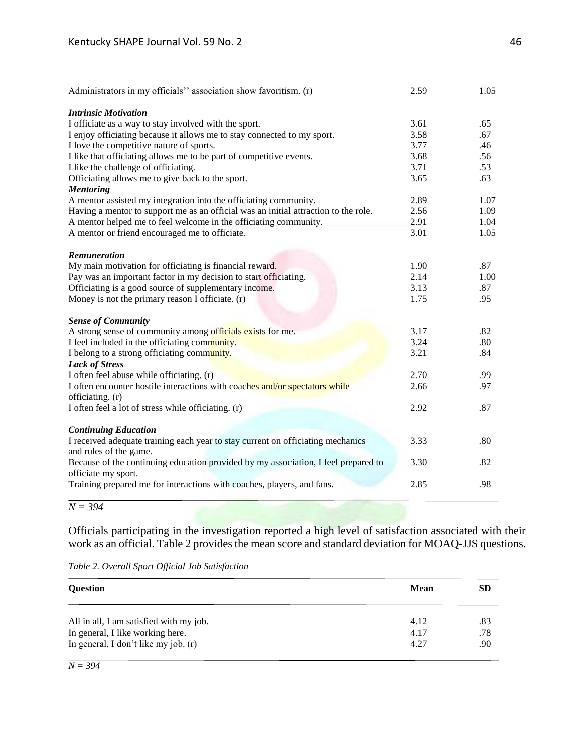| | | |
|---|---|---|
| Administrators in my officials'' association show favoritism. (r) | 2.59 | 1.05 |
| ***Intrinsic Motivation*** | | |
| I officiate as a way to stay involved with the sport. | 3.61 | .65 |
| I enjoy officiating because it allows me to stay connected to my sport. | 3.58 | .67 |
| I love the competitive nature of sports. | 3.77 | .46 |
| I like that officiating allows me to be part of competitive events. | 3.68 | .56 |
| I like the challenge of officiating. | 3.71 | .53 |
| Officiating allows me to give back to the sport. | 3.65 | .63 |
| ***Mentoring*** | | |
| A mentor assisted my integration into the officiating community. | 2.89 | 1.07 |
| Having a mentor to support me as an official was an initial attraction to the role. | 2.56 | 1.09 |
| A mentor helped me to feel welcome in the officiating community. | 2.91 | 1.04 |
| A mentor or friend encouraged me to officiate. | 3.01 | 1.05 |
| ***Remuneration*** | | |
| My main motivation for officiating is financial reward. | 1.90 | .87 |
| Pay was an important factor in my decision to start officiating. | 2.14 | 1.00 |
| Officiating is a good source of supplementary income. | 3.13 | .87 |
| Money is not the primary reason I officiate. (r) | 1.75 | .95 |
| ***Sense of Community*** | | |
| A strong sense of community among officials exists for me. | 3.17 | .82 |
| I feel included in the officiating community. | 3.24 | .80 |
| I belong to a strong officiating community. | 3.21 | .84 |
| ***Lack of Stress*** | | |
| I often feel abuse while officiating. (r) | 2.70 | .99 |
| I often encounter hostile interactions with coaches and/or spectators while officiating. (r) | 2.66 | .97 |
| I often feel a lot of stress while officiating. (r) | 2.92 | .87 |
| ***Continuing Education*** | | |
| I received adequate training each year to stay current on officiating mechanics and rules of the game. | 3.33 | .80 |
| Because of the continuing education provided by my association, I feel prepared to officiate my sport. | 3.30 | .82 |
| Training prepared me for interactions with coaches, players, and fans. | 2.85 | .98 |

*N = 394*

Officials participating in the investigation reported a high level of satisfaction associated with their work as an official. Table 2 provides the mean score and standard deviation for MOAQ-JJS questions.

*Table 2. Overall Sport Official Job Satisfaction*

| **Question** | **Mean** | **SD** |
|---|---|---|
| All in all, I am satisfied with my job. | 4.12 | .83 |
| In general, I like working here. | 4.17 | .78 |
| In general, I don't like my job. (r) | 4.27 | .90 |

*N = 394*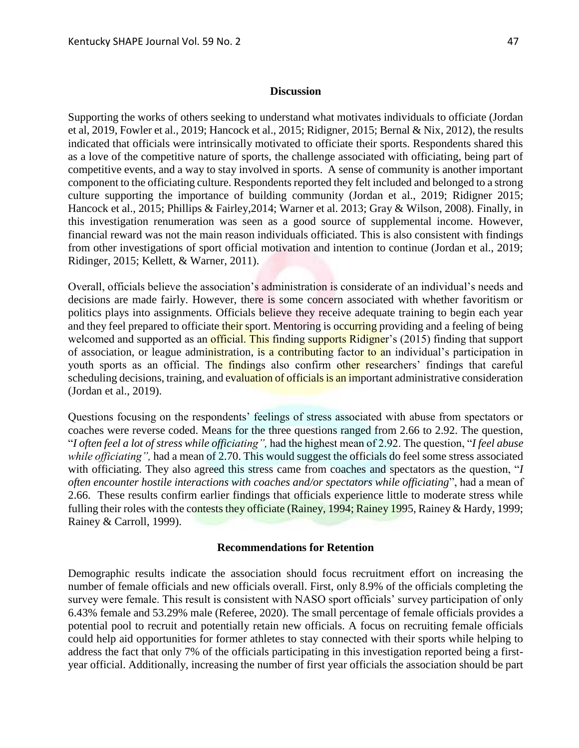## Discussion

Supporting the works of others seeking to understand what motivates individuals to officiate (Jordan et al, 2019, Fowler et al., 2019; Hancock et al., 2015; Ridigner, 2015; Bernal & Nix, 2012), the results indicated that officials were intrinsically motivated to officiate their sports. Respondents shared this as a love of the competitive nature of sports, the challenge associated with officiating, being part of competitive events, and a way to stay involved in sports. A sense of community is another important component to the officiating culture. Respondents reported they felt included and belonged to a strong culture supporting the importance of building community (Jordan et al., 2019; Ridigner 2015; Hancock et al., 2015; Phillips & Fairley,2014; Warner et al. 2013; Gray & Wilson, 2008). Finally, in this investigation renumeration was seen as a good source of supplemental income. However, financial reward was not the main reason individuals officiated. This is also consistent with findings from other investigations of sport official motivation and intention to continue (Jordan et al., 2019; Ridinger, 2015; Kellett, & Warner, 2011).

Overall, officials believe the association's administration is considerate of an individual's needs and decisions are made fairly. However, there is some concern associated with whether favoritism or politics plays into assignments. Officials believe they receive adequate training to begin each year and they feel prepared to officiate their sport. Mentoring is occurring providing and a feeling of being welcomed and supported as an official. This finding supports Ridigner's (2015) finding that support of association, or league administration, is a contributing factor to an individual's participation in youth sports as an official. The findings also confirm other researchers' findings that careful scheduling decisions, training, and evaluation of officials is an important administrative consideration (Jordan et al., 2019).

Questions focusing on the respondents' feelings of stress associated with abuse from spectators or coaches were reverse coded. Means for the three questions ranged from 2.66 to 2.92. The question, "*I often feel a lot of stress while officiating",* had the highest mean of 2.92. The question, "*I feel abuse while officiating",* had a mean of 2.70. This would suggest the officials do feel some stress associated with officiating. They also agreed this stress came from coaches and spectators as the question, "*I often encounter hostile interactions with coaches and/or spectators while officiating*", had a mean of 2.66. These results confirm earlier findings that officials experience little to moderate stress while fulling their roles with the contests they officiate (Rainey, 1994; Rainey 1995, Rainey & Hardy, 1999; Rainey & Carroll, 1999).

## Recommendations for Retention

Demographic results indicate the association should focus recruitment effort on increasing the number of female officials and new officials overall. First, only 8.9% of the officials completing the survey were female. This result is consistent with NASO sport officials' survey participation of only 6.43% female and 53.29% male (Referee, 2020). The small percentage of female officials provides a potential pool to recruit and potentially retain new officials. A focus on recruiting female officials could help aid opportunities for former athletes to stay connected with their sports while helping to address the fact that only 7% of the officials participating in this investigation reported being a first-year official. Additionally, increasing the number of first year officials the association should be part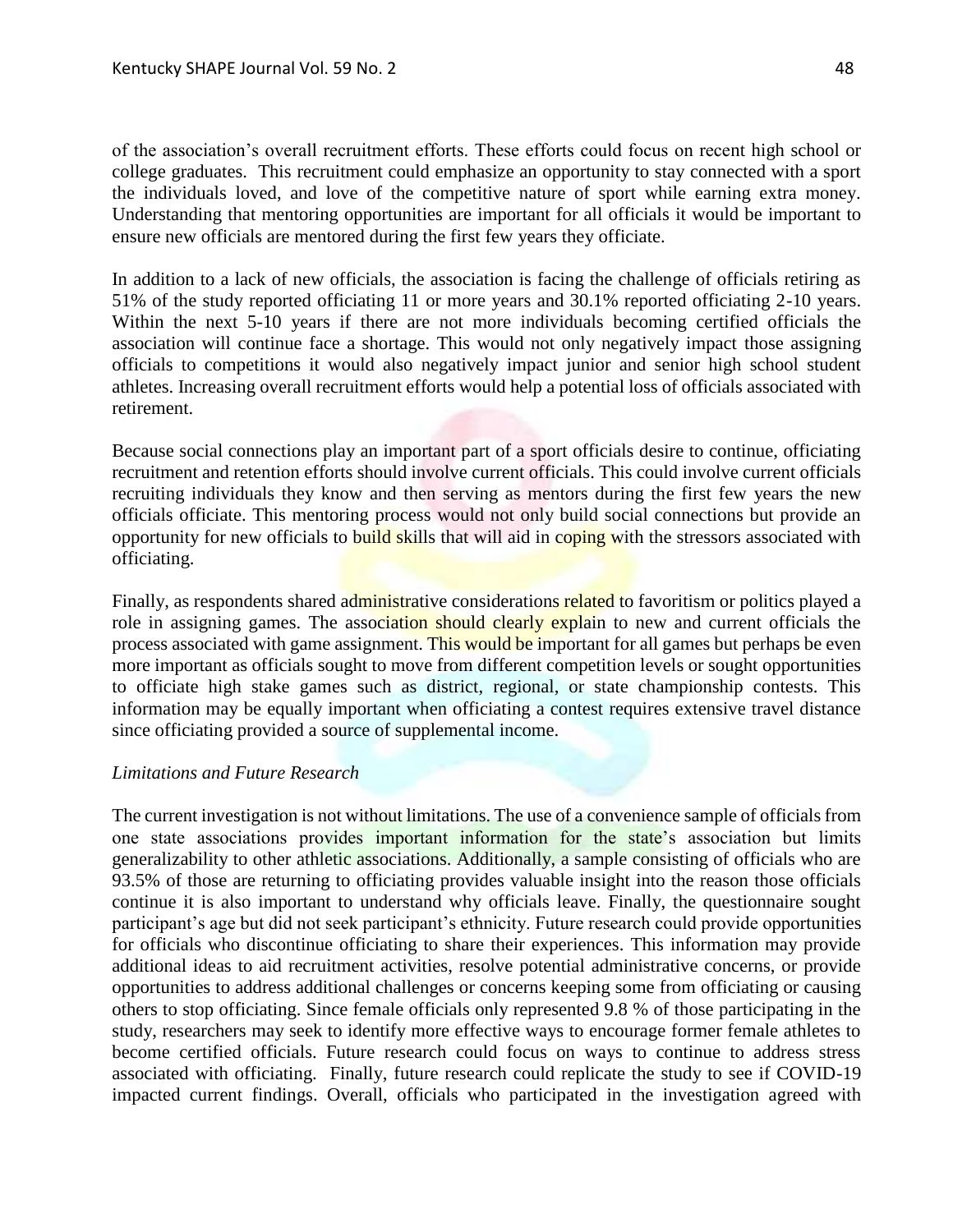of the association's overall recruitment efforts. These efforts could focus on recent high school or college graduates. This recruitment could emphasize an opportunity to stay connected with a sport the individuals loved, and love of the competitive nature of sport while earning extra money. Understanding that mentoring opportunities are important for all officials it would be important to ensure new officials are mentored during the first few years they officiate.

In addition to a lack of new officials, the association is facing the challenge of officials retiring as 51% of the study reported officiating 11 or more years and 30.1% reported officiating 2-10 years. Within the next 5-10 years if there are not more individuals becoming certified officials the association will continue face a shortage. This would not only negatively impact those assigning officials to competitions it would also negatively impact junior and senior high school student athletes. Increasing overall recruitment efforts would help a potential loss of officials associated with retirement.

Because social connections play an important part of a sport officials desire to continue, officiating recruitment and retention efforts should involve current officials. This could involve current officials recruiting individuals they know and then serving as mentors during the first few years the new officials officiate. This mentoring process would not only build social connections but provide an opportunity for new officials to build skills that will aid in coping with the stressors associated with officiating.

Finally, as respondents shared administrative considerations related to favoritism or politics played a role in assigning games. The association should clearly explain to new and current officials the process associated with game assignment. This would be important for all games but perhaps be even more important as officials sought to move from different competition levels or sought opportunities to officiate high stake games such as district, regional, or state championship contests. This information may be equally important when officiating a contest requires extensive travel distance since officiating provided a source of supplemental income.

*Limitations and Future Research*

The current investigation is not without limitations. The use of a convenience sample of officials from one state associations provides important information for the state's association but limits generalizability to other athletic associations. Additionally, a sample consisting of officials who are 93.5% of those are returning to officiating provides valuable insight into the reason those officials continue it is also important to understand why officials leave. Finally, the questionnaire sought participant's age but did not seek participant's ethnicity. Future research could provide opportunities for officials who discontinue officiating to share their experiences. This information may provide additional ideas to aid recruitment activities, resolve potential administrative concerns, or provide opportunities to address additional challenges or concerns keeping some from officiating or causing others to stop officiating. Since female officials only represented 9.8 % of those participating in the study, researchers may seek to identify more effective ways to encourage former female athletes to become certified officials. Future research could focus on ways to continue to address stress associated with officiating. Finally, future research could replicate the study to see if COVID-19 impacted current findings. Overall, officials who participated in the investigation agreed with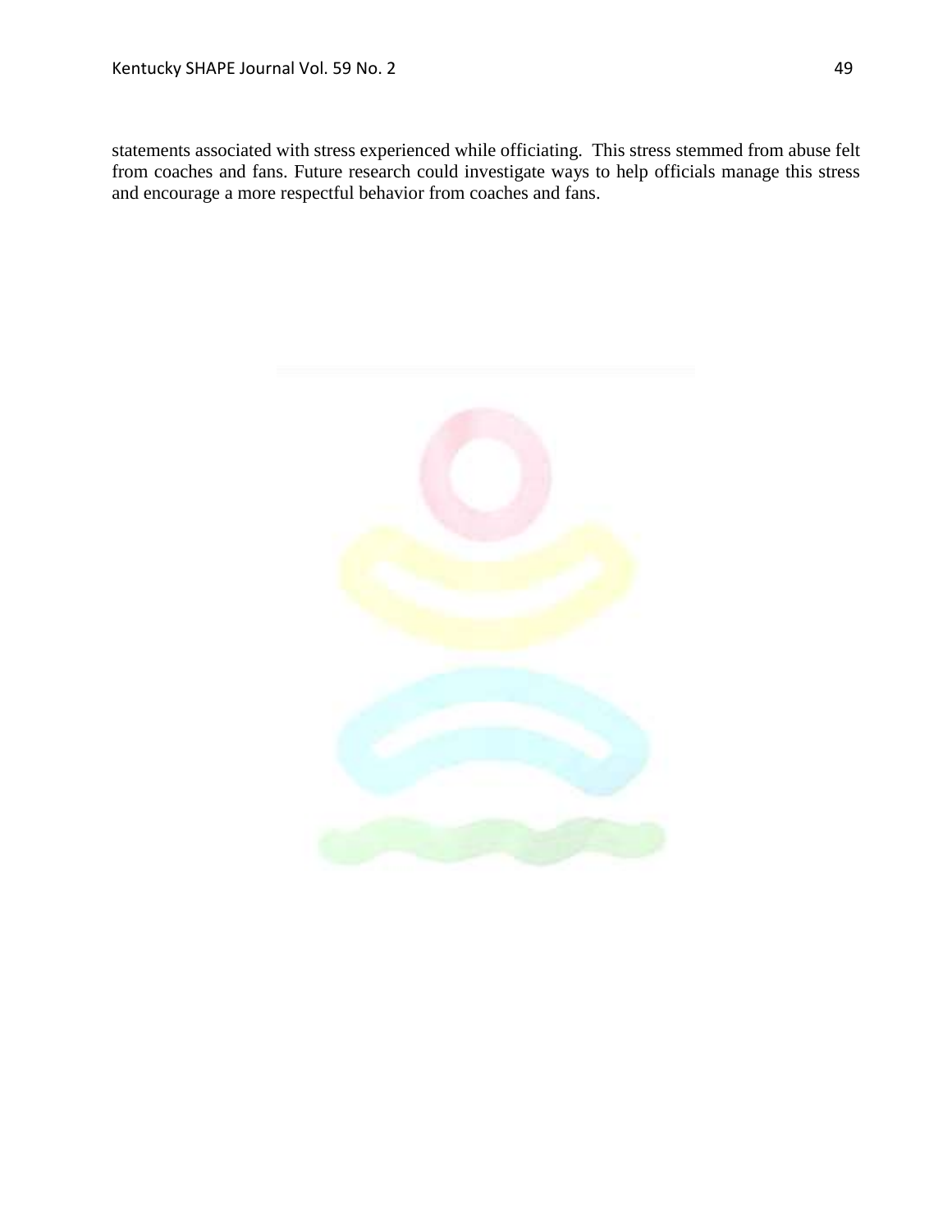statements associated with stress experienced while officiating. This stress stemmed from abuse felt from coaches and fans. Future research could investigate ways to help officials manage this stress and encourage a more respectful behavior from coaches and fans.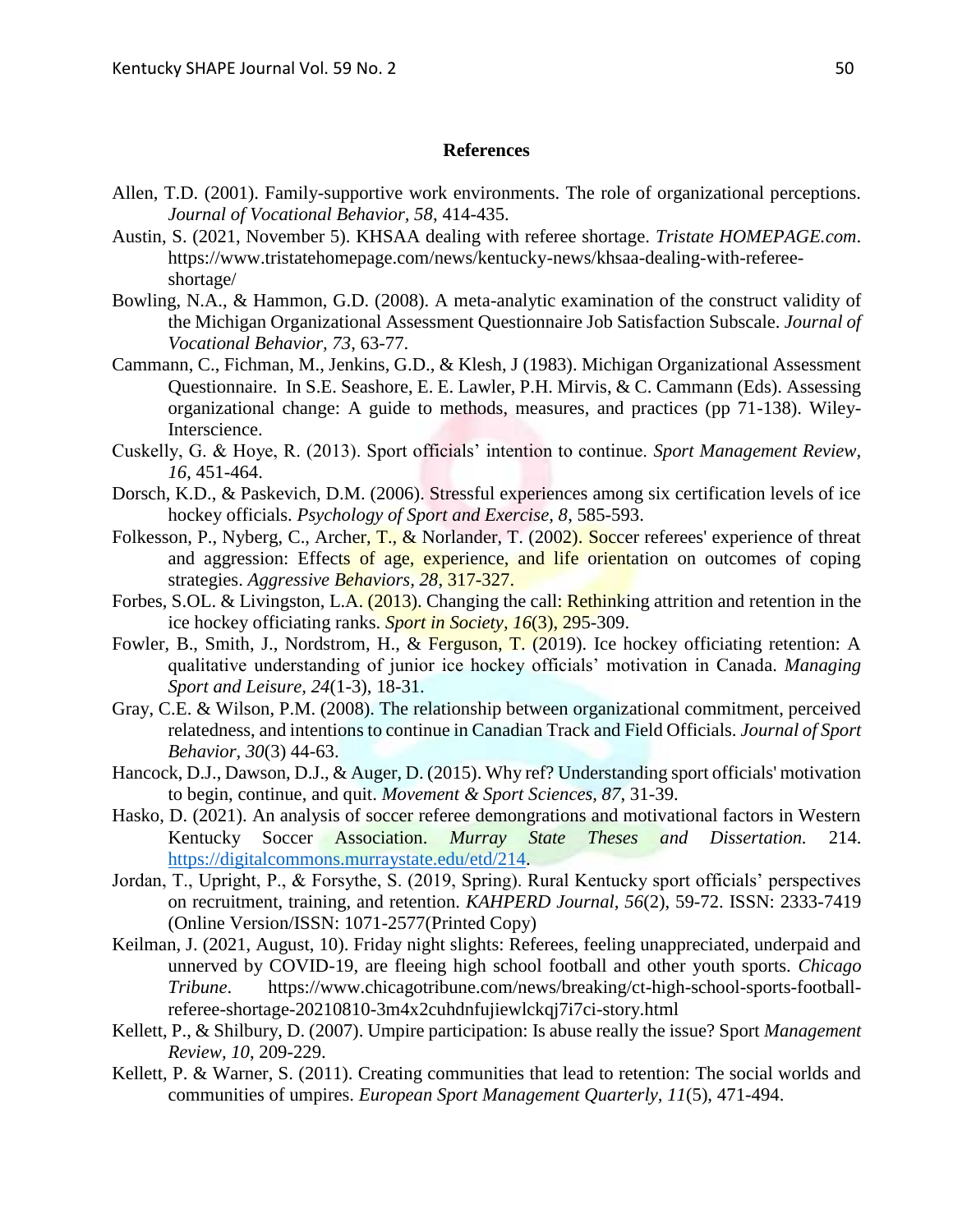**References**

Allen, T.D. (2001). Family-supportive work environments. The role of organizational perceptions. *Journal of Vocational Behavior, 58*, 414-435.

Austin, S. (2021, November 5). KHSAA dealing with referee shortage. *Tristate HOMEPAGE.com*. https://www.tristatehomepage.com/news/kentucky-news/khsaa-dealing-with-referee-shortage/

Bowling, N.A., & Hammon, G.D. (2008). A meta-analytic examination of the construct validity of the Michigan Organizational Assessment Questionnaire Job Satisfaction Subscale. *Journal of Vocational Behavior, 73*, 63-77.

Cammann, C., Fichman, M., Jenkins, G.D., & Klesh, J (1983). Michigan Organizational Assessment Questionnaire. In S.E. Seashore, E. E. Lawler, P.H. Mirvis, & C. Cammann (Eds). Assessing organizational change: A guide to methods, measures, and practices (pp 71-138). Wiley-Interscience.

Cuskelly, G. & Hoye, R. (2013). Sport officials' intention to continue. *Sport Management Review, 16*, 451-464.

Dorsch, K.D., & Paskevich, D.M. (2006). Stressful experiences among six certification levels of ice hockey officials. *Psychology of Sport and Exercise, 8*, 585-593.

Folkesson, P., Nyberg, C., Archer, T., & Norlander, T. (2002). Soccer referees' experience of threat and aggression: Effects of age, experience, and life orientation on outcomes of coping strategies. *Aggressive Behaviors, 28*, 317-327.

Forbes, S.OL. & Livingston, L.A. (2013). Changing the call: Rethinking attrition and retention in the ice hockey officiating ranks. *Sport in Society, 16*(3), 295-309.

Fowler, B., Smith, J., Nordstrom, H., & Ferguson, T. (2019). Ice hockey officiating retention: A qualitative understanding of junior ice hockey officials' motivation in Canada. *Managing Sport and Leisure, 24*(1-3), 18-31.

Gray, C.E. & Wilson, P.M. (2008). The relationship between organizational commitment, perceived relatedness, and intentions to continue in Canadian Track and Field Officials. *Journal of Sport Behavior, 30*(3) 44-63.

Hancock, D.J., Dawson, D.J., & Auger, D. (2015). Why ref? Understanding sport officials' motivation to begin, continue, and quit. *Movement & Sport Sciences, 87*, 31-39.

Hasko, D. (2021). An analysis of soccer referee demongrations and motivational factors in Western Kentucky Soccer Association. *Murray State Theses and Dissertation.* 214. https://digitalcommons.murraystate.edu/etd/214.

Jordan, T., Upright, P., & Forsythe, S. (2019, Spring). Rural Kentucky sport officials' perspectives on recruitment, training, and retention. *KAHPERD Journal, 56*(2), 59-72. ISSN: 2333-7419 (Online Version/ISSN: 1071-2577(Printed Copy)

Keilman, J. (2021, August, 10). Friday night slights: Referees, feeling unappreciated, underpaid and unnerved by COVID-19, are fleeing high school football and other youth sports. *Chicago Tribune*. https://www.chicagotribune.com/news/breaking/ct-high-school-sports-football-referee-shortage-20210810-3m4x2cuhdnfujiewlckqj7i7ci-story.html

Kellett, P., & Shilbury, D. (2007). Umpire participation: Is abuse really the issue? Sport *Management Review, 10*, 209-229.

Kellett, P. & Warner, S. (2011). Creating communities that lead to retention: The social worlds and communities of umpires. *European Sport Management Quarterly, 11*(5), 471-494.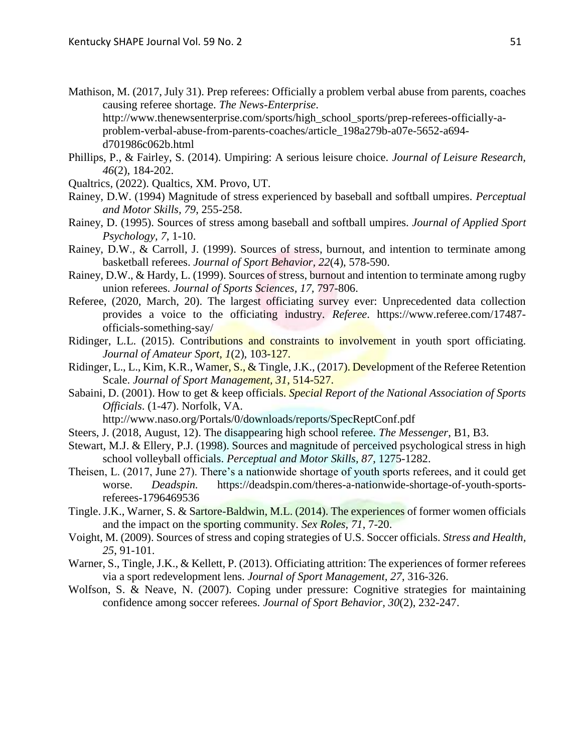Mathison, M. (2017, July 31). Prep referees: Officially a problem verbal abuse from parents, coaches causing referee shortage. *The News-Enterprise*. http://www.thenewsenterprise.com/sports/high_school_sports/prep-referees-officially-a-problem-verbal-abuse-from-parents-coaches/article_198a279b-a07e-5652-a694-d701986c062b.html

Phillips, P., & Fairley, S. (2014). Umpiring: A serious leisure choice. *Journal of Leisure Research, 46*(2), 184-202.

Qualtrics, (2022). Qualtics, XM. Provo, UT.

Rainey, D.W. (1994) Magnitude of stress experienced by baseball and softball umpires. *Perceptual and Motor Skills, 79*, 255-258.

Rainey, D. (1995). Sources of stress among baseball and softball umpires. *Journal of Applied Sport Psychology, 7,* 1-10.

Rainey, D.W., & Carroll, J. (1999). Sources of stress, burnout, and intention to terminate among basketball referees. *Journal of Sport Behavior, 22*(4), 578-590.

Rainey, D.W., & Hardy, L. (1999). Sources of stress, burnout and intention to terminate among rugby union referees. *Journal of Sports Sciences, 17,* 797-806.

Referee, (2020, March, 20). The largest officiating survey ever: Unprecedented data collection provides a voice to the officiating industry. *Referee.* https://www.referee.com/17487-officials-something-say/

Ridinger, L.L. (2015). Contributions and constraints to involvement in youth sport officiating. *Journal of Amateur Sport, 1*(2), 103-127.

Ridinger, L., L., Kim, K.R., Wamer, S., & Tingle, J.K., (2017). Development of the Referee Retention Scale. *Journal of Sport Management, 31*, 514-527.

Sabaini, D. (2001). How to get & keep officials. *Special Report of the National Association of Sports Officials*. (1-47). Norfolk, VA. http://www.naso.org/Portals/0/downloads/reports/SpecReptConf.pdf

Steers, J. (2018, August, 12). The disappearing high school referee. *The Messenger*, B1, B3.

Stewart, M.J. & Ellery, P.J. (1998). Sources and magnitude of perceived psychological stress in high school volleyball officials. *Perceptual and Motor Skills, 87*, 1275-1282.

Theisen, L. (2017, June 27). There's a nationwide shortage of youth sports referees, and it could get worse. *Deadspin.* https://deadspin.com/theres-a-nationwide-shortage-of-youth-sports-referees-1796469536

Tingle. J.K., Warner, S. & Sartore-Baldwin, M.L. (2014). The experiences of former women officials and the impact on the sporting community. *Sex Roles, 71*, 7-20.

Voight, M. (2009). Sources of stress and coping strategies of U.S. Soccer officials. *Stress and Health, 25*, 91-101.

Warner, S., Tingle, J.K., & Kellett, P. (2013). Officiating attrition: The experiences of former referees via a sport redevelopment lens. *Journal of Sport Management, 27*, 316-326.

Wolfson, S. & Neave, N. (2007). Coping under pressure: Cognitive strategies for maintaining confidence among soccer referees. *Journal of Sport Behavior, 30*(2), 232-247.